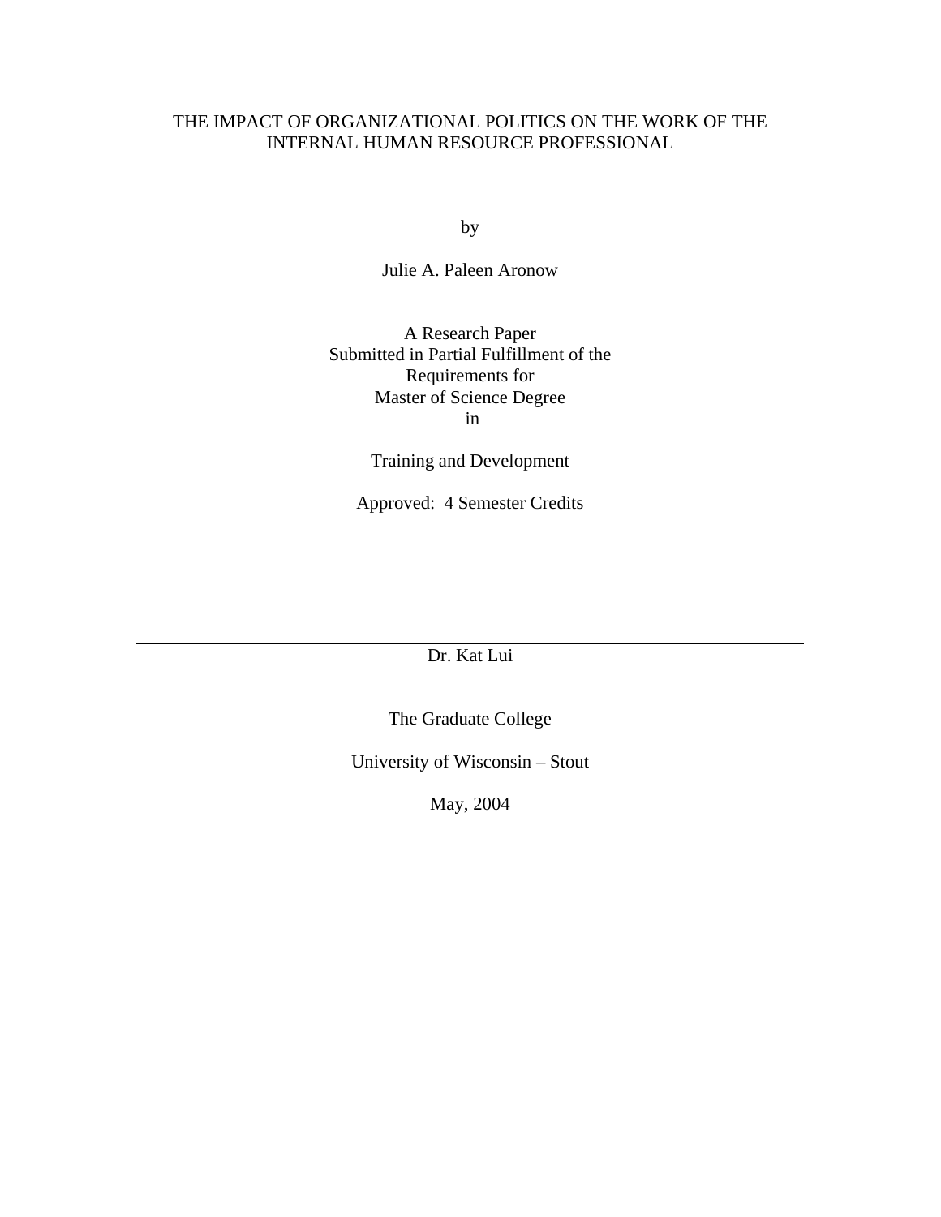# THE IMPACT OF ORGANIZATIONAL POLITICS ON THE WORK OF THE INTERNAL HUMAN RESOURCE PROFESSIONAL

by

Julie A. Paleen Aronow

A Research Paper
Submitted in Partial Fulfillment of the
Requirements for
Master of Science Degree
in

Training and Development

Approved: 4 Semester Credits

---

Dr. Kat Lui

The Graduate College

University of Wisconsin – Stout

May, 2004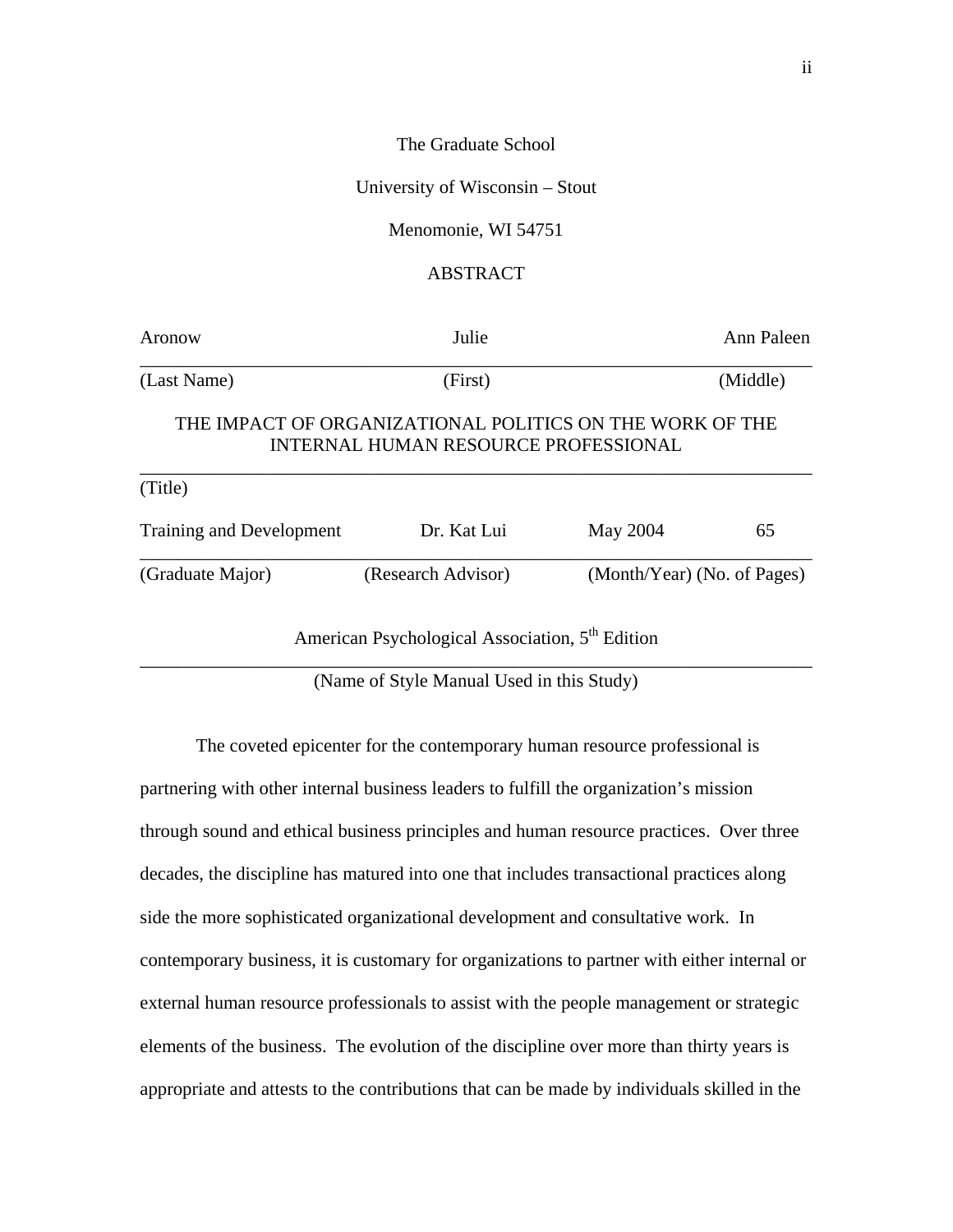The Graduate School

University of Wisconsin – Stout

Menomonie, WI 54751

ABSTRACT

| | | |
|---|---|---|
| Aronow | Julie | Ann Paleen |
| (Last Name) | (First) | (Middle) |

THE IMPACT OF ORGANIZATIONAL POLITICS ON THE WORK OF THE INTERNAL HUMAN RESOURCE PROFESSIONAL

(Title)

| | | | |
|---|---|---|---|
| Training and Development | Dr. Kat Lui | May 2004 | 65 |
| (Graduate Major) | (Research Advisor) | (Month/Year) | (No. of Pages) |

American Psychological Association, 5th Edition

(Name of Style Manual Used in this Study)

The coveted epicenter for the contemporary human resource professional is partnering with other internal business leaders to fulfill the organization's mission through sound and ethical business principles and human resource practices. Over three decades, the discipline has matured into one that includes transactional practices along side the more sophisticated organizational development and consultative work. In contemporary business, it is customary for organizations to partner with either internal or external human resource professionals to assist with the people management or strategic elements of the business. The evolution of the discipline over more than thirty years is appropriate and attests to the contributions that can be made by individuals skilled in the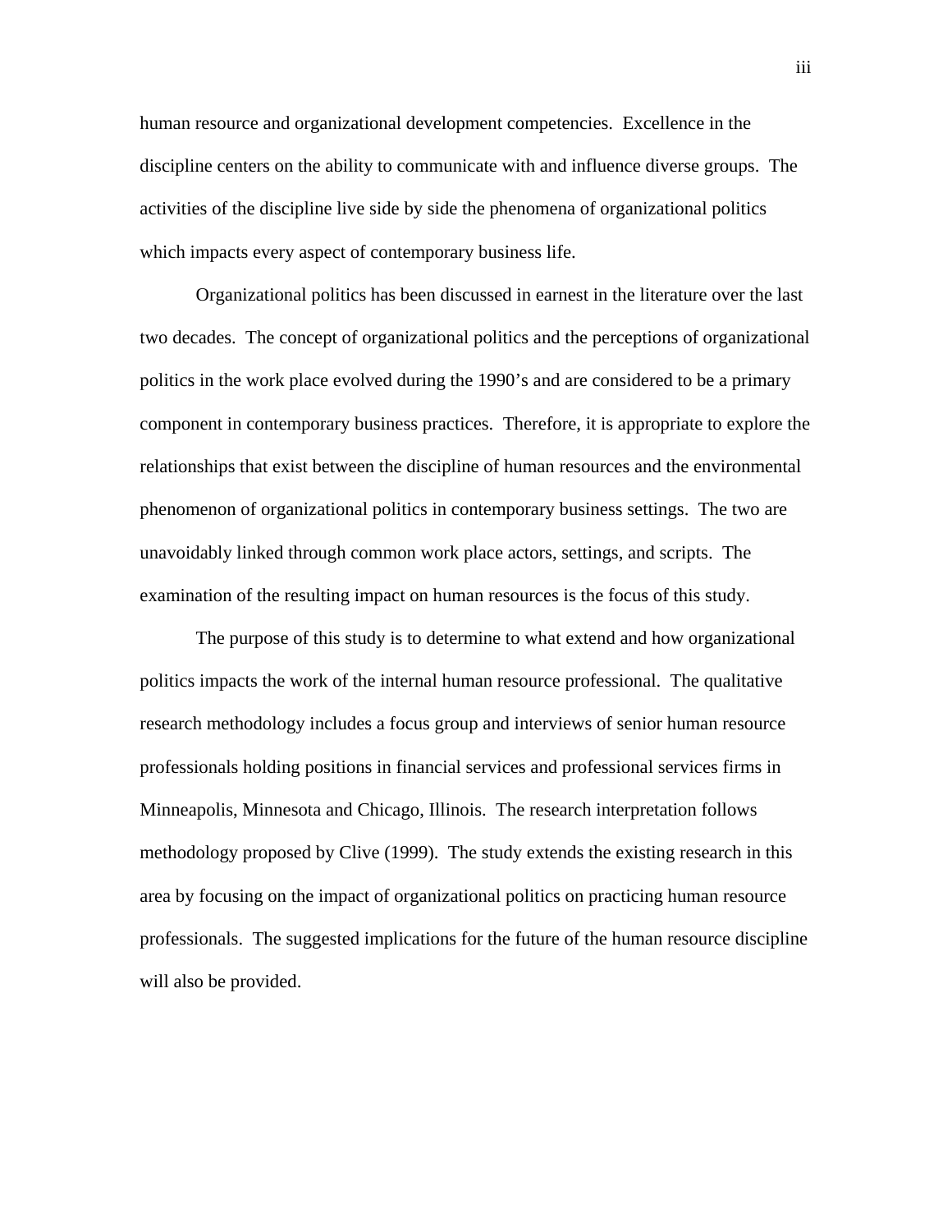human resource and organizational development competencies. Excellence in the discipline centers on the ability to communicate with and influence diverse groups. The activities of the discipline live side by side the phenomena of organizational politics which impacts every aspect of contemporary business life.

Organizational politics has been discussed in earnest in the literature over the last two decades. The concept of organizational politics and the perceptions of organizational politics in the work place evolved during the 1990's and are considered to be a primary component in contemporary business practices. Therefore, it is appropriate to explore the relationships that exist between the discipline of human resources and the environmental phenomenon of organizational politics in contemporary business settings. The two are unavoidably linked through common work place actors, settings, and scripts. The examination of the resulting impact on human resources is the focus of this study.

The purpose of this study is to determine to what extend and how organizational politics impacts the work of the internal human resource professional. The qualitative research methodology includes a focus group and interviews of senior human resource professionals holding positions in financial services and professional services firms in Minneapolis, Minnesota and Chicago, Illinois. The research interpretation follows methodology proposed by Clive (1999). The study extends the existing research in this area by focusing on the impact of organizational politics on practicing human resource professionals. The suggested implications for the future of the human resource discipline will also be provided.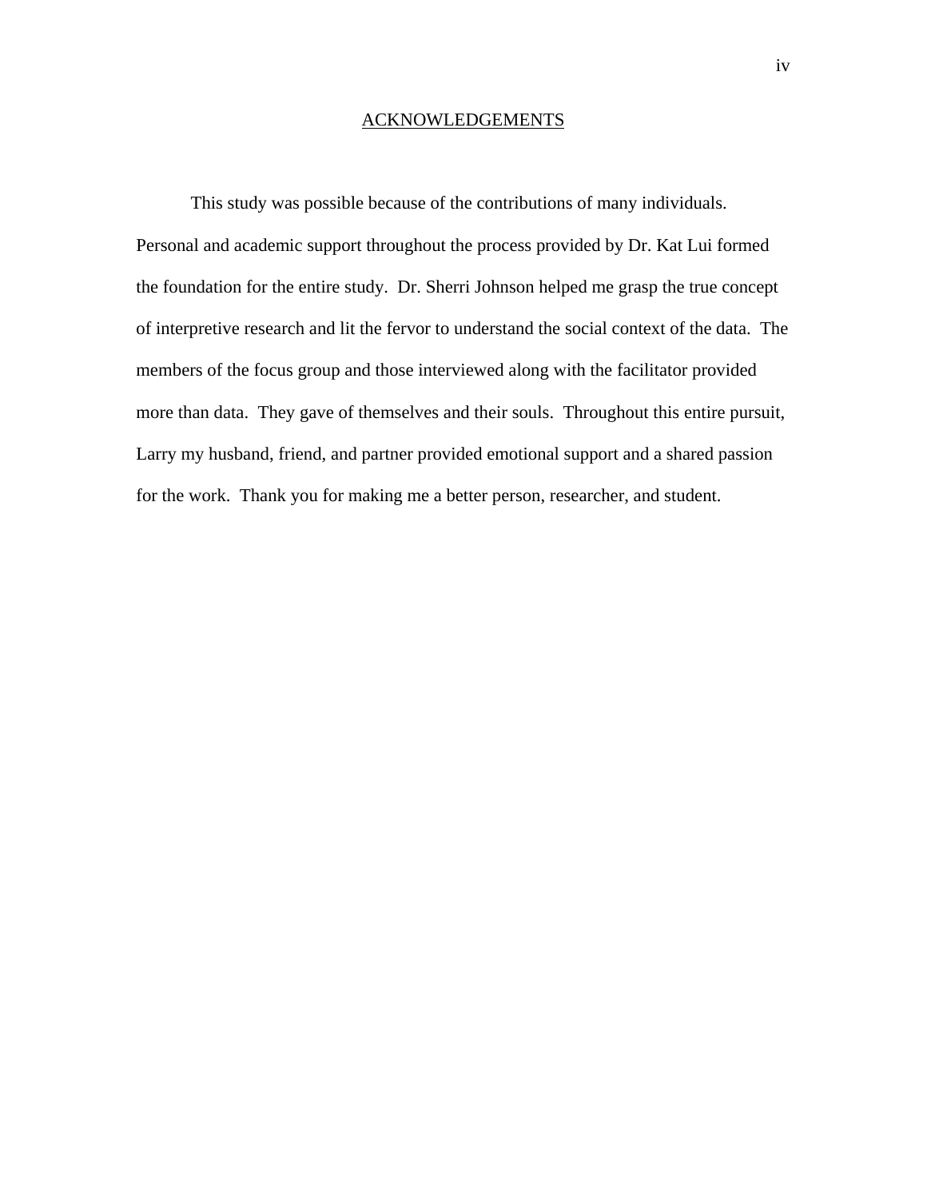## ACKNOWLEDGEMENTS

This study was possible because of the contributions of many individuals. Personal and academic support throughout the process provided by Dr. Kat Lui formed the foundation for the entire study. Dr. Sherri Johnson helped me grasp the true concept of interpretive research and lit the fervor to understand the social context of the data. The members of the focus group and those interviewed along with the facilitator provided more than data. They gave of themselves and their souls. Throughout this entire pursuit, Larry my husband, friend, and partner provided emotional support and a shared passion for the work. Thank you for making me a better person, researcher, and student.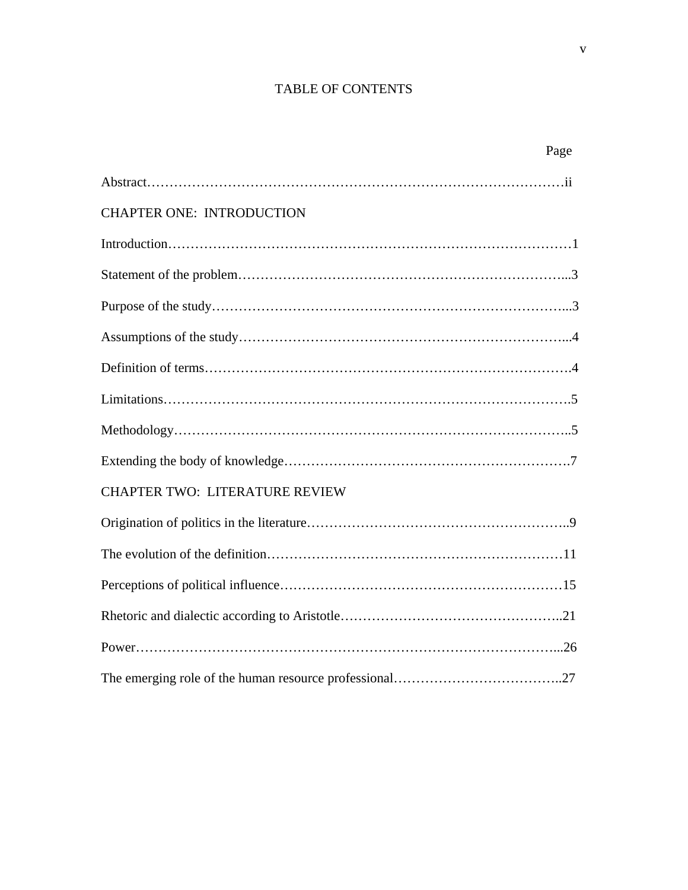# TABLE OF CONTENTS

Page

Abstract……………………………………………………………………………………ii

CHAPTER ONE: INTRODUCTION

Introduction…………………………………………………………………………………1

Statement of the problem…………………………………………………………………...3

Purpose of the study………………………………………………………………………...3

Assumptions of the study…………………………………………………………………...4

Definition of terms………………………………………………………………………….4

Limitations……………………………………………………………………………….5

Methodology………………………………………………………………………………..5

Extending the body of knowledge………………………………………………………….7

CHAPTER TWO: LITERATURE REVIEW

Origination of politics in the literature……………………………………………………..9

The evolution of the definition……………………………………………………………11

Perceptions of political influence…………………………………………………………15

Rhetoric and dialectic according to Aristotle……………………………………………..21

Power……………………………………………………………………………………...26

The emerging role of the human resource professional………………………………..27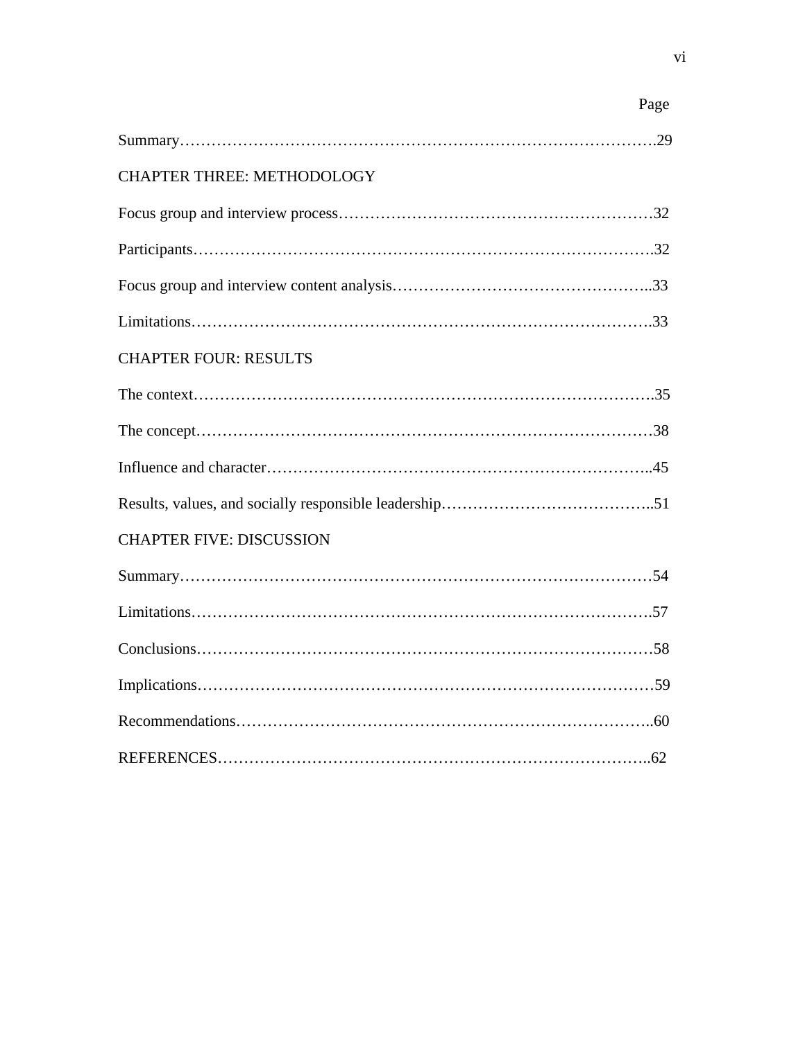Page

Summary……………………………………………………………………………….29

CHAPTER THREE: METHODOLOGY

Focus group and interview process…………………………………………………32

Participants…………………………………………………………………………….32

Focus group and interview content analysis………………………………………..33

Limitations…………………………………………………………………………….33

CHAPTER FOUR: RESULTS

The context…………………………………………………………………………….35

The concept……………………………………………………………………………38

Influence and character……………………………………………………………..45

Results, values, and socially responsible leadership…………………………………..51

CHAPTER FIVE: DISCUSSION

Summary………………………………………………………………………………54

Limitations…………………………………………………………………………….57

Conclusions……………………………………………………………………………58

Implications……………………………………………………………………………59

Recommendations…………………………………………………………………..60

REFERENCES………………………………………………………………………..62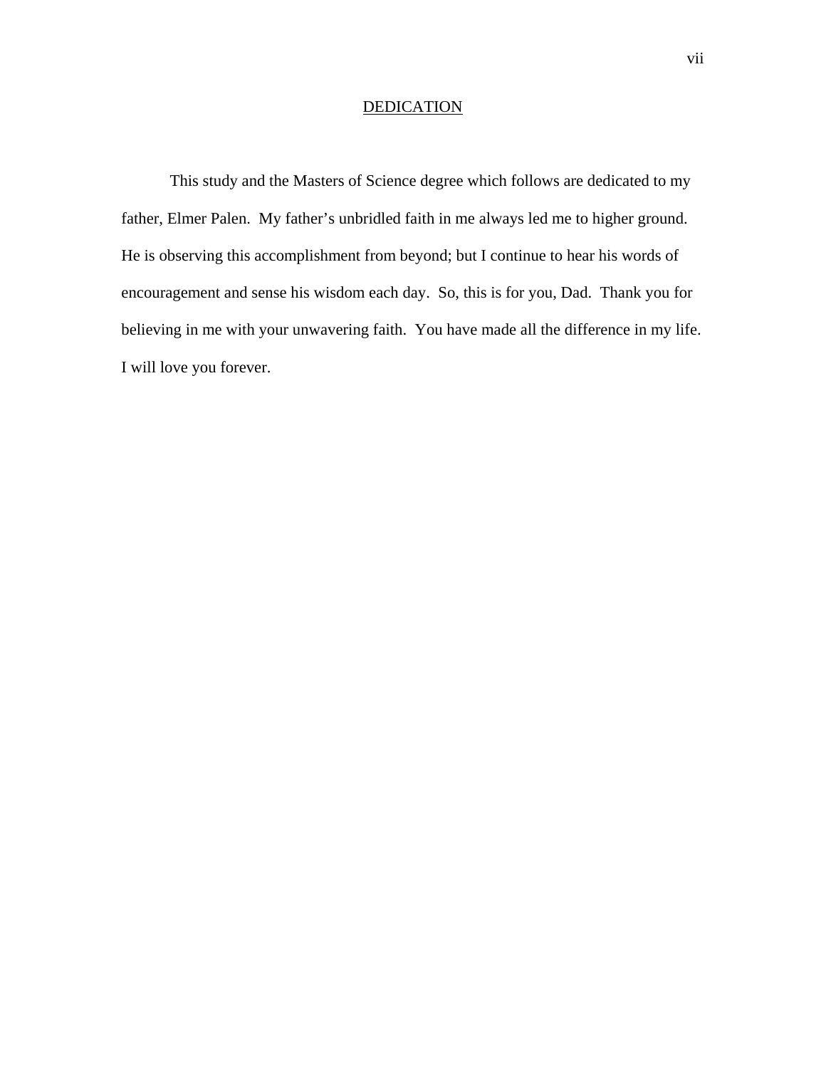# DEDICATION

This study and the Masters of Science degree which follows are dedicated to my father, Elmer Palen. My father's unbridled faith in me always led me to higher ground. He is observing this accomplishment from beyond; but I continue to hear his words of encouragement and sense his wisdom each day. So, this is for you, Dad. Thank you for believing in me with your unwavering faith. You have made all the difference in my life. I will love you forever.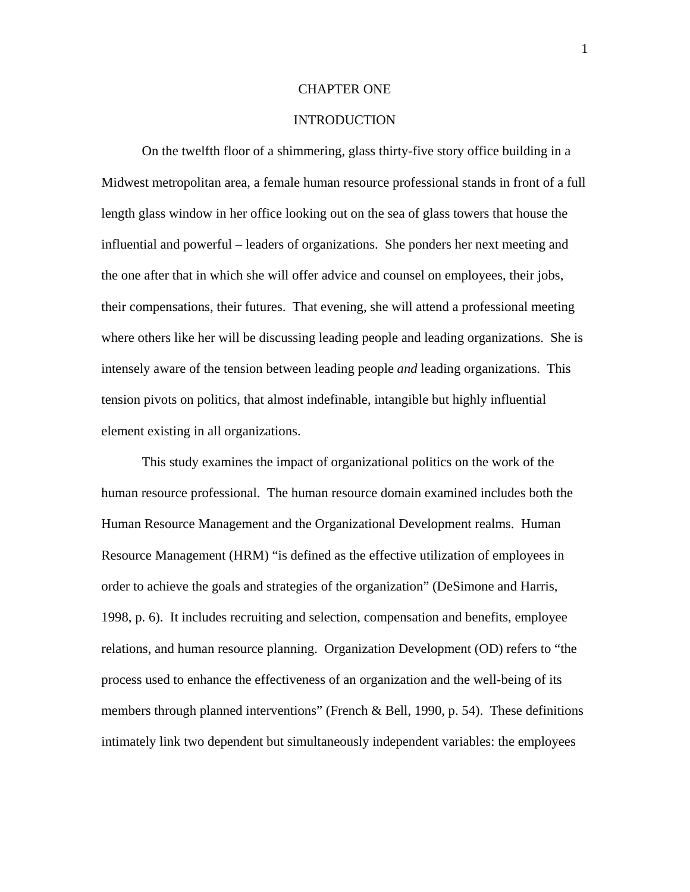# CHAPTER ONE

## INTRODUCTION

On the twelfth floor of a shimmering, glass thirty-five story office building in a Midwest metropolitan area, a female human resource professional stands in front of a full length glass window in her office looking out on the sea of glass towers that house the influential and powerful – leaders of organizations. She ponders her next meeting and the one after that in which she will offer advice and counsel on employees, their jobs, their compensations, their futures. That evening, she will attend a professional meeting where others like her will be discussing leading people and leading organizations. She is intensely aware of the tension between leading people *and* leading organizations. This tension pivots on politics, that almost indefinable, intangible but highly influential element existing in all organizations.

This study examines the impact of organizational politics on the work of the human resource professional. The human resource domain examined includes both the Human Resource Management and the Organizational Development realms. Human Resource Management (HRM) "is defined as the effective utilization of employees in order to achieve the goals and strategies of the organization" (DeSimone and Harris, 1998, p. 6). It includes recruiting and selection, compensation and benefits, employee relations, and human resource planning. Organization Development (OD) refers to "the process used to enhance the effectiveness of an organization and the well-being of its members through planned interventions" (French & Bell, 1990, p. 54). These definitions intimately link two dependent but simultaneously independent variables: the employees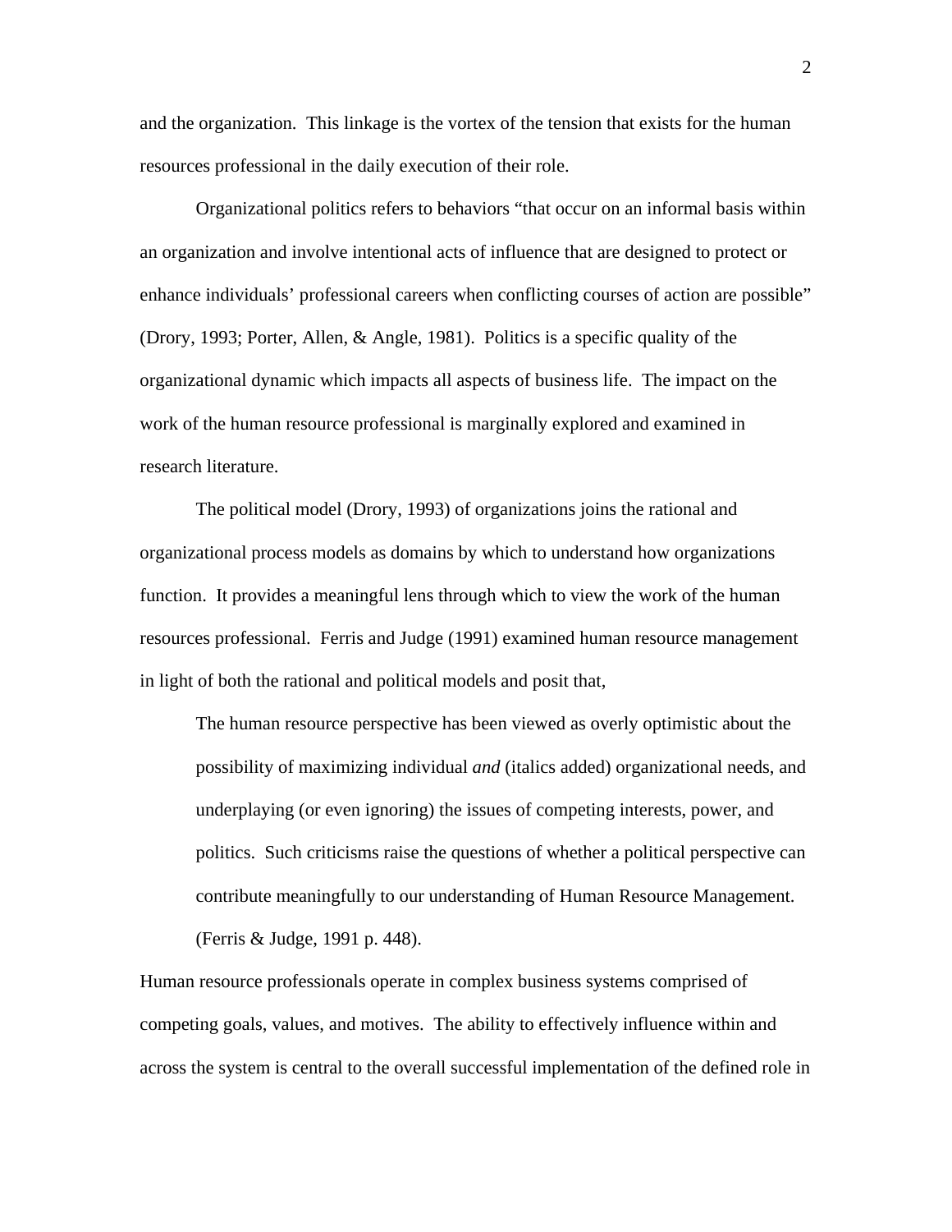and the organization. This linkage is the vortex of the tension that exists for the human resources professional in the daily execution of their role.

Organizational politics refers to behaviors "that occur on an informal basis within an organization and involve intentional acts of influence that are designed to protect or enhance individuals' professional careers when conflicting courses of action are possible" (Drory, 1993; Porter, Allen, & Angle, 1981). Politics is a specific quality of the organizational dynamic which impacts all aspects of business life. The impact on the work of the human resource professional is marginally explored and examined in research literature.

The political model (Drory, 1993) of organizations joins the rational and organizational process models as domains by which to understand how organizations function. It provides a meaningful lens through which to view the work of the human resources professional. Ferris and Judge (1991) examined human resource management in light of both the rational and political models and posit that,

> The human resource perspective has been viewed as overly optimistic about the possibility of maximizing individual *and* (italics added) organizational needs, and underplaying (or even ignoring) the issues of competing interests, power, and politics. Such criticisms raise the questions of whether a political perspective can contribute meaningfully to our understanding of Human Resource Management. (Ferris & Judge, 1991 p. 448).

Human resource professionals operate in complex business systems comprised of competing goals, values, and motives. The ability to effectively influence within and across the system is central to the overall successful implementation of the defined role in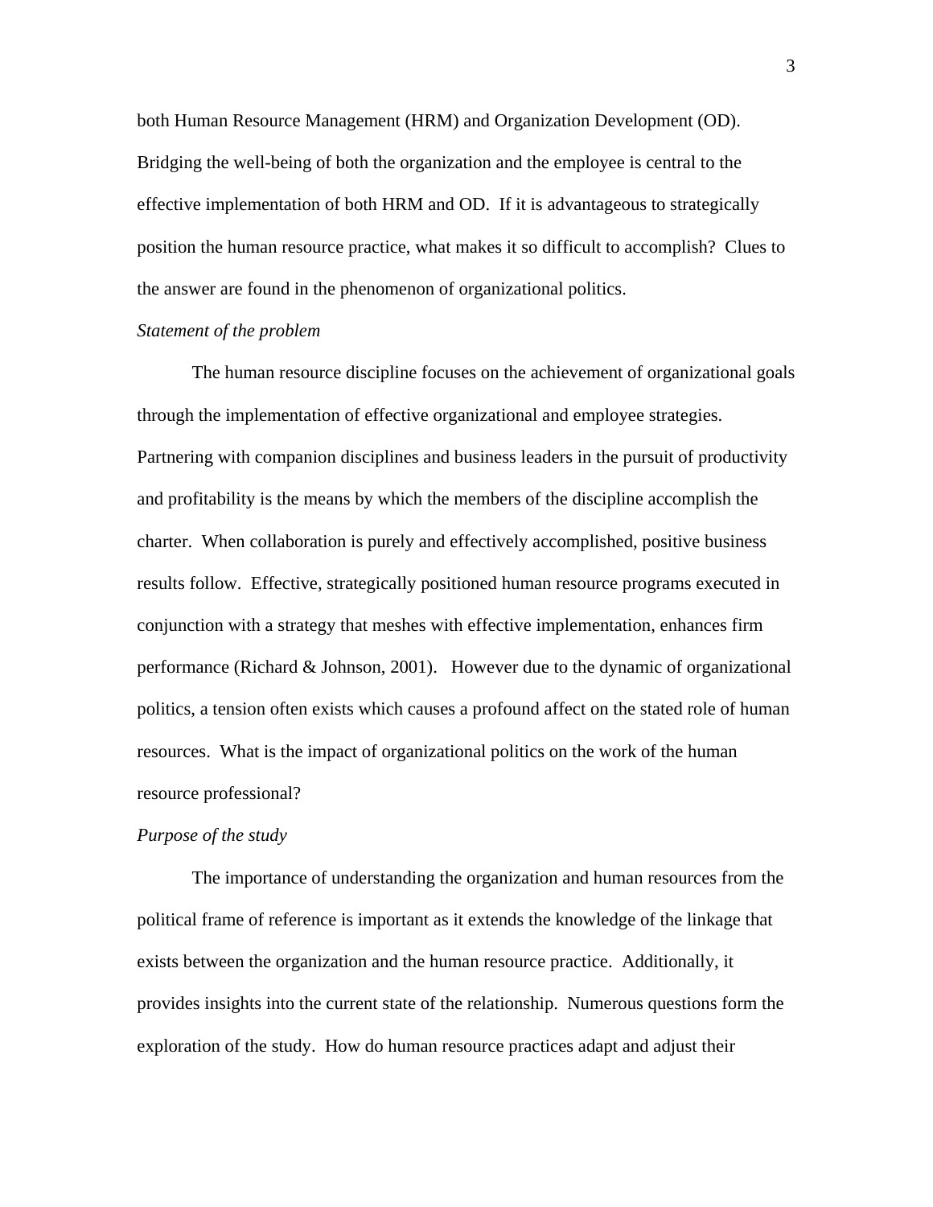both Human Resource Management (HRM) and Organization Development (OD). Bridging the well-being of both the organization and the employee is central to the effective implementation of both HRM and OD. If it is advantageous to strategically position the human resource practice, what makes it so difficult to accomplish? Clues to the answer are found in the phenomenon of organizational politics.

*Statement of the problem*

The human resource discipline focuses on the achievement of organizational goals through the implementation of effective organizational and employee strategies. Partnering with companion disciplines and business leaders in the pursuit of productivity and profitability is the means by which the members of the discipline accomplish the charter. When collaboration is purely and effectively accomplished, positive business results follow. Effective, strategically positioned human resource programs executed in conjunction with a strategy that meshes with effective implementation, enhances firm performance (Richard & Johnson, 2001). However due to the dynamic of organizational politics, a tension often exists which causes a profound affect on the stated role of human resources. What is the impact of organizational politics on the work of the human resource professional?

*Purpose of the study*

The importance of understanding the organization and human resources from the political frame of reference is important as it extends the knowledge of the linkage that exists between the organization and the human resource practice. Additionally, it provides insights into the current state of the relationship. Numerous questions form the exploration of the study. How do human resource practices adapt and adjust their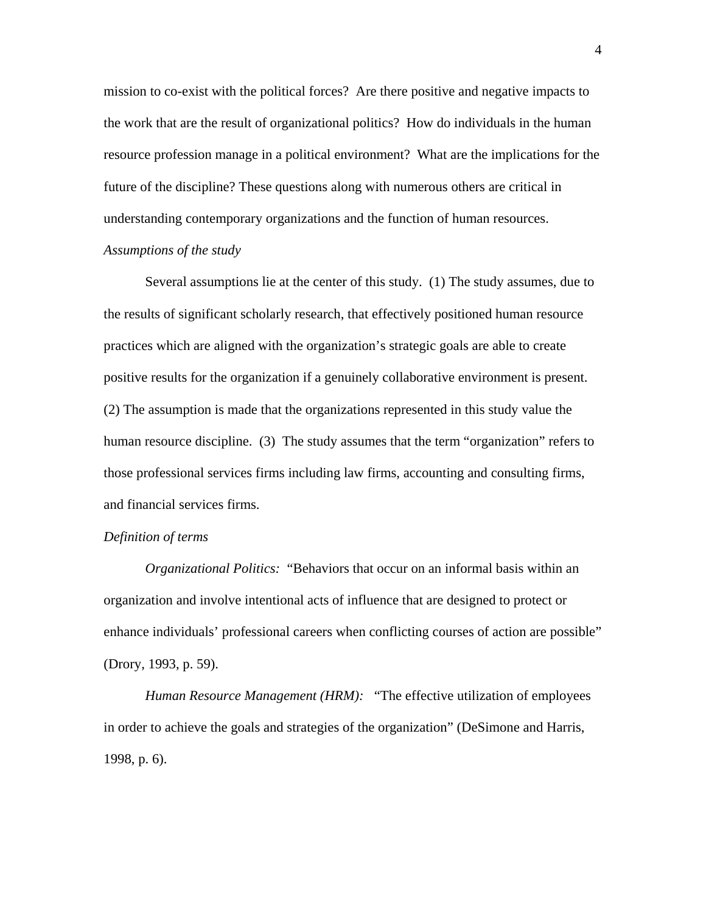mission to co-exist with the political forces? Are there positive and negative impacts to the work that are the result of organizational politics? How do individuals in the human resource profession manage in a political environment? What are the implications for the future of the discipline? These questions along with numerous others are critical in understanding contemporary organizations and the function of human resources.

*Assumptions of the study*

Several assumptions lie at the center of this study. (1) The study assumes, due to the results of significant scholarly research, that effectively positioned human resource practices which are aligned with the organization's strategic goals are able to create positive results for the organization if a genuinely collaborative environment is present. (2) The assumption is made that the organizations represented in this study value the human resource discipline. (3) The study assumes that the term "organization" refers to those professional services firms including law firms, accounting and consulting firms, and financial services firms.

*Definition of terms*

*Organizational Politics:* "Behaviors that occur on an informal basis within an organization and involve intentional acts of influence that are designed to protect or enhance individuals' professional careers when conflicting courses of action are possible" (Drory, 1993, p. 59).

*Human Resource Management (HRM):* "The effective utilization of employees in order to achieve the goals and strategies of the organization" (DeSimone and Harris, 1998, p. 6).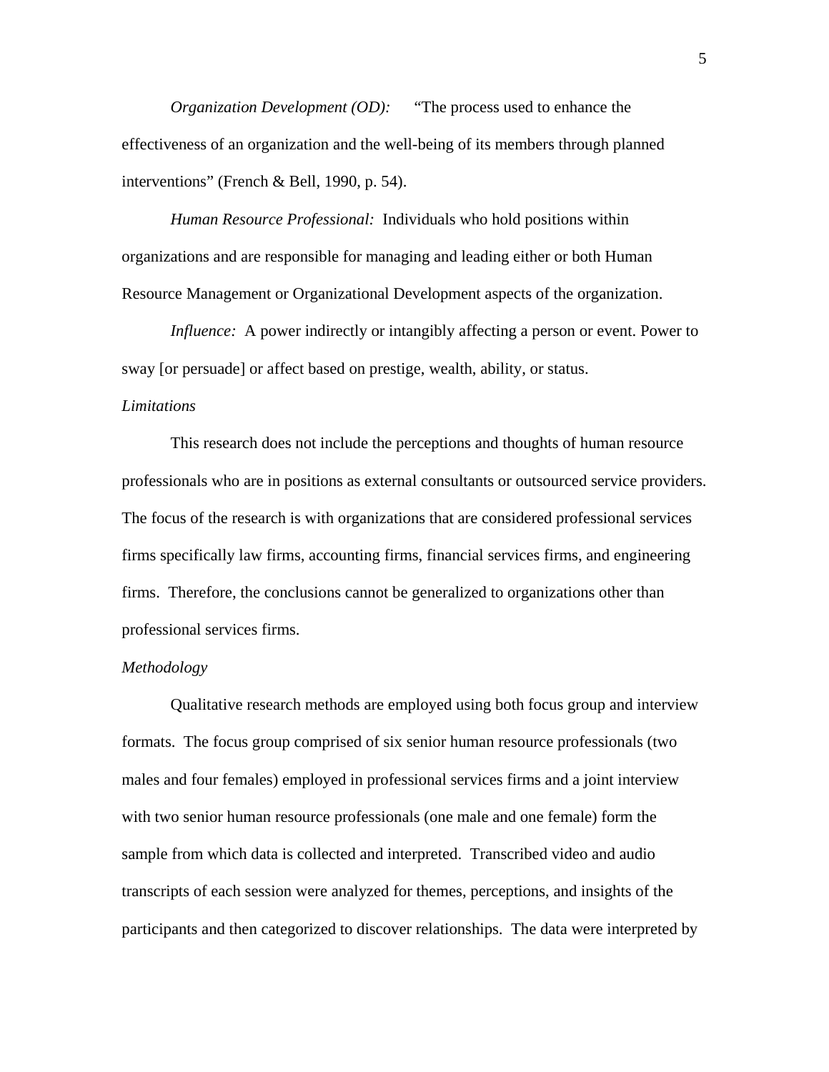*Organization Development (OD):* "The process used to enhance the effectiveness of an organization and the well-being of its members through planned interventions" (French & Bell, 1990, p. 54).

*Human Resource Professional:* Individuals who hold positions within organizations and are responsible for managing and leading either or both Human Resource Management or Organizational Development aspects of the organization.

*Influence:* A power indirectly or intangibly affecting a person or event. Power to sway [or persuade] or affect based on prestige, wealth, ability, or status.

*Limitations*

This research does not include the perceptions and thoughts of human resource professionals who are in positions as external consultants or outsourced service providers. The focus of the research is with organizations that are considered professional services firms specifically law firms, accounting firms, financial services firms, and engineering firms. Therefore, the conclusions cannot be generalized to organizations other than professional services firms.

*Methodology*

Qualitative research methods are employed using both focus group and interview formats. The focus group comprised of six senior human resource professionals (two males and four females) employed in professional services firms and a joint interview with two senior human resource professionals (one male and one female) form the sample from which data is collected and interpreted. Transcribed video and audio transcripts of each session were analyzed for themes, perceptions, and insights of the participants and then categorized to discover relationships. The data were interpreted by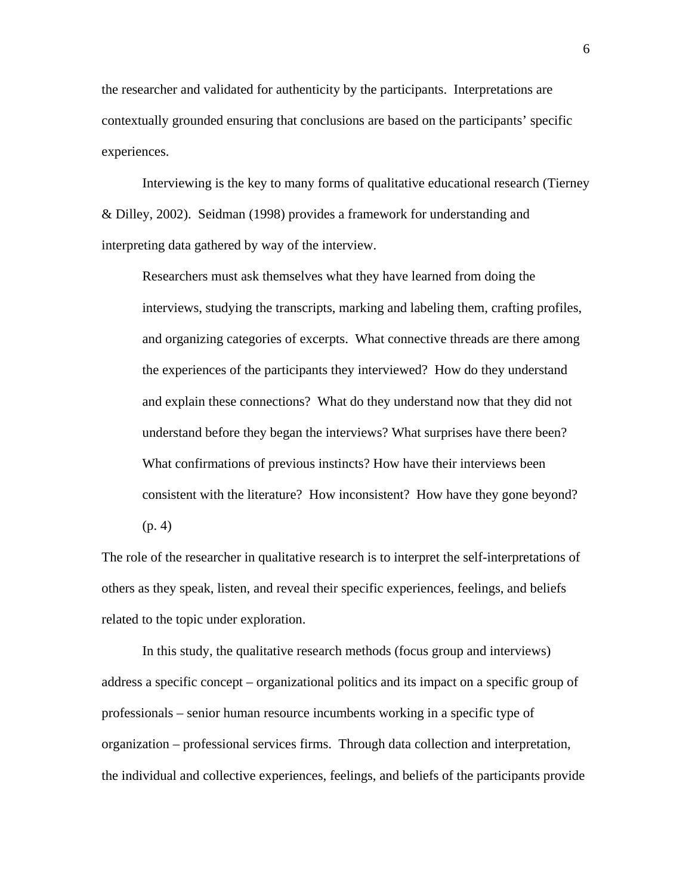the researcher and validated for authenticity by the participants. Interpretations are contextually grounded ensuring that conclusions are based on the participants' specific experiences.

Interviewing is the key to many forms of qualitative educational research (Tierney & Dilley, 2002). Seidman (1998) provides a framework for understanding and interpreting data gathered by way of the interview.

> Researchers must ask themselves what they have learned from doing the interviews, studying the transcripts, marking and labeling them, crafting profiles, and organizing categories of excerpts. What connective threads are there among the experiences of the participants they interviewed? How do they understand and explain these connections? What do they understand now that they did not understand before they began the interviews? What surprises have there been? What confirmations of previous instincts? How have their interviews been consistent with the literature? How inconsistent? How have they gone beyond? (p. 4)

The role of the researcher in qualitative research is to interpret the self-interpretations of others as they speak, listen, and reveal their specific experiences, feelings, and beliefs related to the topic under exploration.

In this study, the qualitative research methods (focus group and interviews) address a specific concept – organizational politics and its impact on a specific group of professionals – senior human resource incumbents working in a specific type of organization – professional services firms. Through data collection and interpretation, the individual and collective experiences, feelings, and beliefs of the participants provide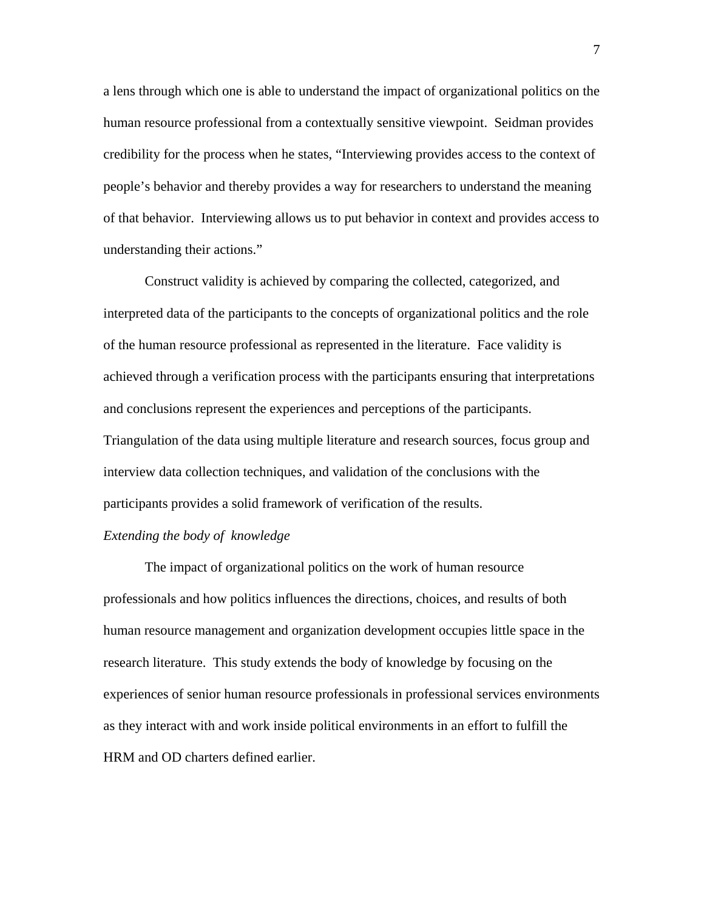a lens through which one is able to understand the impact of organizational politics on the human resource professional from a contextually sensitive viewpoint. Seidman provides credibility for the process when he states, “Interviewing provides access to the context of people’s behavior and thereby provides a way for researchers to understand the meaning of that behavior. Interviewing allows us to put behavior in context and provides access to understanding their actions.”

Construct validity is achieved by comparing the collected, categorized, and interpreted data of the participants to the concepts of organizational politics and the role of the human resource professional as represented in the literature. Face validity is achieved through a verification process with the participants ensuring that interpretations and conclusions represent the experiences and perceptions of the participants. Triangulation of the data using multiple literature and research sources, focus group and interview data collection techniques, and validation of the conclusions with the participants provides a solid framework of verification of the results.

*Extending the body of knowledge*

The impact of organizational politics on the work of human resource professionals and how politics influences the directions, choices, and results of both human resource management and organization development occupies little space in the research literature. This study extends the body of knowledge by focusing on the experiences of senior human resource professionals in professional services environments as they interact with and work inside political environments in an effort to fulfill the HRM and OD charters defined earlier.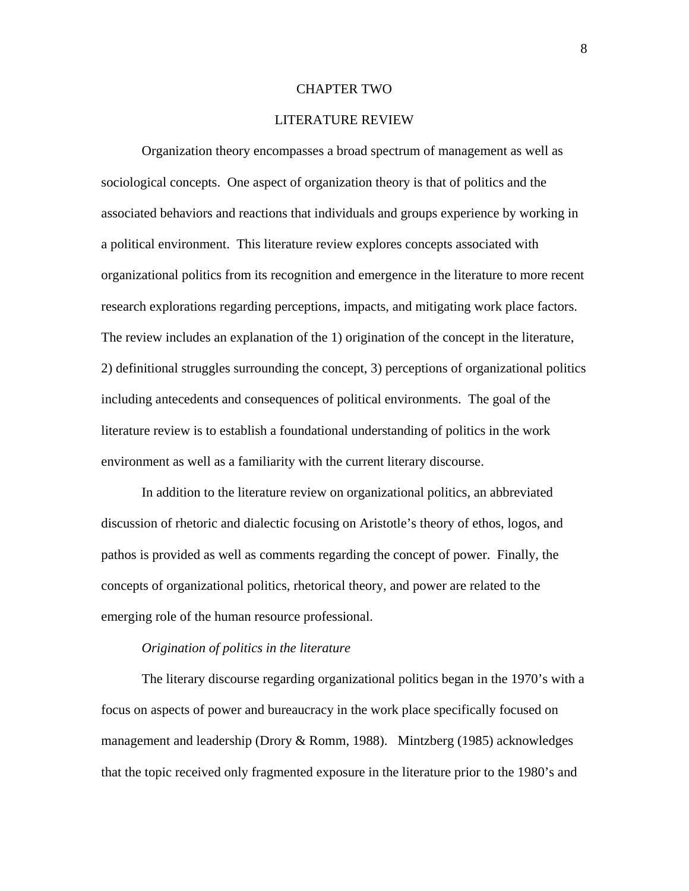# CHAPTER TWO

# LITERATURE REVIEW

Organization theory encompasses a broad spectrum of management as well as sociological concepts. One aspect of organization theory is that of politics and the associated behaviors and reactions that individuals and groups experience by working in a political environment. This literature review explores concepts associated with organizational politics from its recognition and emergence in the literature to more recent research explorations regarding perceptions, impacts, and mitigating work place factors. The review includes an explanation of the 1) origination of the concept in the literature, 2) definitional struggles surrounding the concept, 3) perceptions of organizational politics including antecedents and consequences of political environments. The goal of the literature review is to establish a foundational understanding of politics in the work environment as well as a familiarity with the current literary discourse.

In addition to the literature review on organizational politics, an abbreviated discussion of rhetoric and dialectic focusing on Aristotle's theory of ethos, logos, and pathos is provided as well as comments regarding the concept of power. Finally, the concepts of organizational politics, rhetorical theory, and power are related to the emerging role of the human resource professional.

### *Origination of politics in the literature*

The literary discourse regarding organizational politics began in the 1970's with a focus on aspects of power and bureaucracy in the work place specifically focused on management and leadership (Drory & Romm, 1988). Mintzberg (1985) acknowledges that the topic received only fragmented exposure in the literature prior to the 1980's and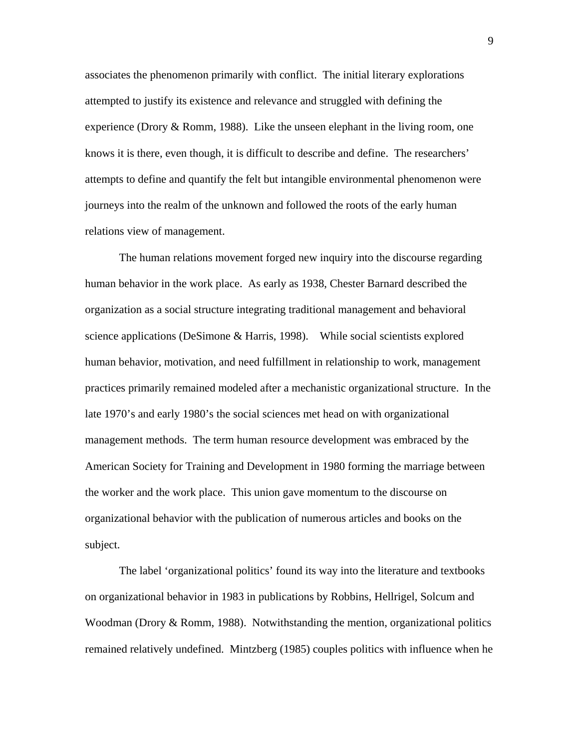associates the phenomenon primarily with conflict. The initial literary explorations attempted to justify its existence and relevance and struggled with defining the experience (Drory & Romm, 1988). Like the unseen elephant in the living room, one knows it is there, even though, it is difficult to describe and define. The researchers' attempts to define and quantify the felt but intangible environmental phenomenon were journeys into the realm of the unknown and followed the roots of the early human relations view of management.

The human relations movement forged new inquiry into the discourse regarding human behavior in the work place. As early as 1938, Chester Barnard described the organization as a social structure integrating traditional management and behavioral science applications (DeSimone & Harris, 1998). While social scientists explored human behavior, motivation, and need fulfillment in relationship to work, management practices primarily remained modeled after a mechanistic organizational structure. In the late 1970's and early 1980's the social sciences met head on with organizational management methods. The term human resource development was embraced by the American Society for Training and Development in 1980 forming the marriage between the worker and the work place. This union gave momentum to the discourse on organizational behavior with the publication of numerous articles and books on the subject.

The label 'organizational politics' found its way into the literature and textbooks on organizational behavior in 1983 in publications by Robbins, Hellrigel, Solcum and Woodman (Drory & Romm, 1988). Notwithstanding the mention, organizational politics remained relatively undefined. Mintzberg (1985) couples politics with influence when he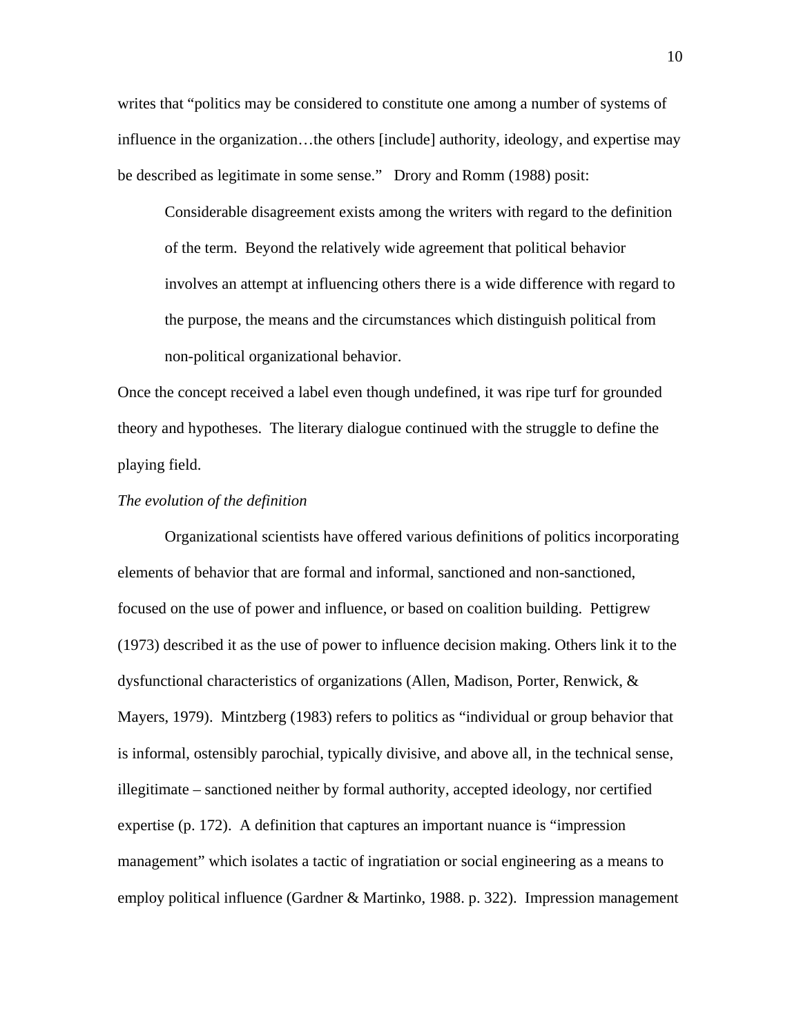writes that "politics may be considered to constitute one among a number of systems of influence in the organization…the others [include] authority, ideology, and expertise may be described as legitimate in some sense." Drory and Romm (1988) posit:

> Considerable disagreement exists among the writers with regard to the definition of the term. Beyond the relatively wide agreement that political behavior involves an attempt at influencing others there is a wide difference with regard to the purpose, the means and the circumstances which distinguish political from non-political organizational behavior.

Once the concept received a label even though undefined, it was ripe turf for grounded theory and hypotheses. The literary dialogue continued with the struggle to define the playing field.

*The evolution of the definition*

Organizational scientists have offered various definitions of politics incorporating elements of behavior that are formal and informal, sanctioned and non-sanctioned, focused on the use of power and influence, or based on coalition building. Pettigrew (1973) described it as the use of power to influence decision making. Others link it to the dysfunctional characteristics of organizations (Allen, Madison, Porter, Renwick, & Mayers, 1979). Mintzberg (1983) refers to politics as "individual or group behavior that is informal, ostensibly parochial, typically divisive, and above all, in the technical sense, illegitimate – sanctioned neither by formal authority, accepted ideology, nor certified expertise (p. 172). A definition that captures an important nuance is "impression management" which isolates a tactic of ingratiation or social engineering as a means to employ political influence (Gardner & Martinko, 1988. p. 322). Impression management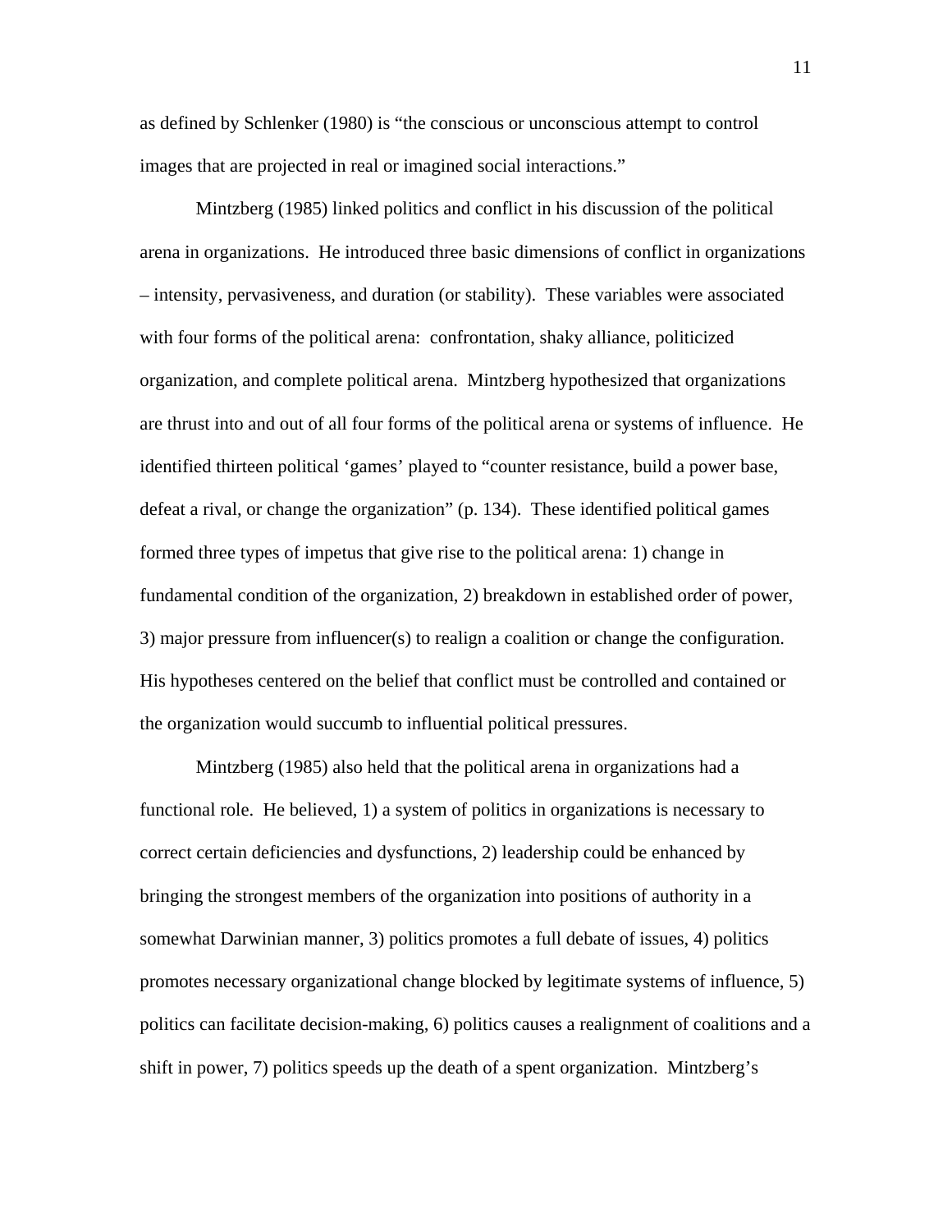as defined by Schlenker (1980) is "the conscious or unconscious attempt to control images that are projected in real or imagined social interactions."

Mintzberg (1985) linked politics and conflict in his discussion of the political arena in organizations. He introduced three basic dimensions of conflict in organizations – intensity, pervasiveness, and duration (or stability). These variables were associated with four forms of the political arena: confrontation, shaky alliance, politicized organization, and complete political arena. Mintzberg hypothesized that organizations are thrust into and out of all four forms of the political arena or systems of influence. He identified thirteen political 'games' played to "counter resistance, build a power base, defeat a rival, or change the organization" (p. 134). These identified political games formed three types of impetus that give rise to the political arena: 1) change in fundamental condition of the organization, 2) breakdown in established order of power, 3) major pressure from influencer(s) to realign a coalition or change the configuration. His hypotheses centered on the belief that conflict must be controlled and contained or the organization would succumb to influential political pressures.

Mintzberg (1985) also held that the political arena in organizations had a functional role. He believed, 1) a system of politics in organizations is necessary to correct certain deficiencies and dysfunctions, 2) leadership could be enhanced by bringing the strongest members of the organization into positions of authority in a somewhat Darwinian manner, 3) politics promotes a full debate of issues, 4) politics promotes necessary organizational change blocked by legitimate systems of influence, 5) politics can facilitate decision-making, 6) politics causes a realignment of coalitions and a shift in power, 7) politics speeds up the death of a spent organization. Mintzberg's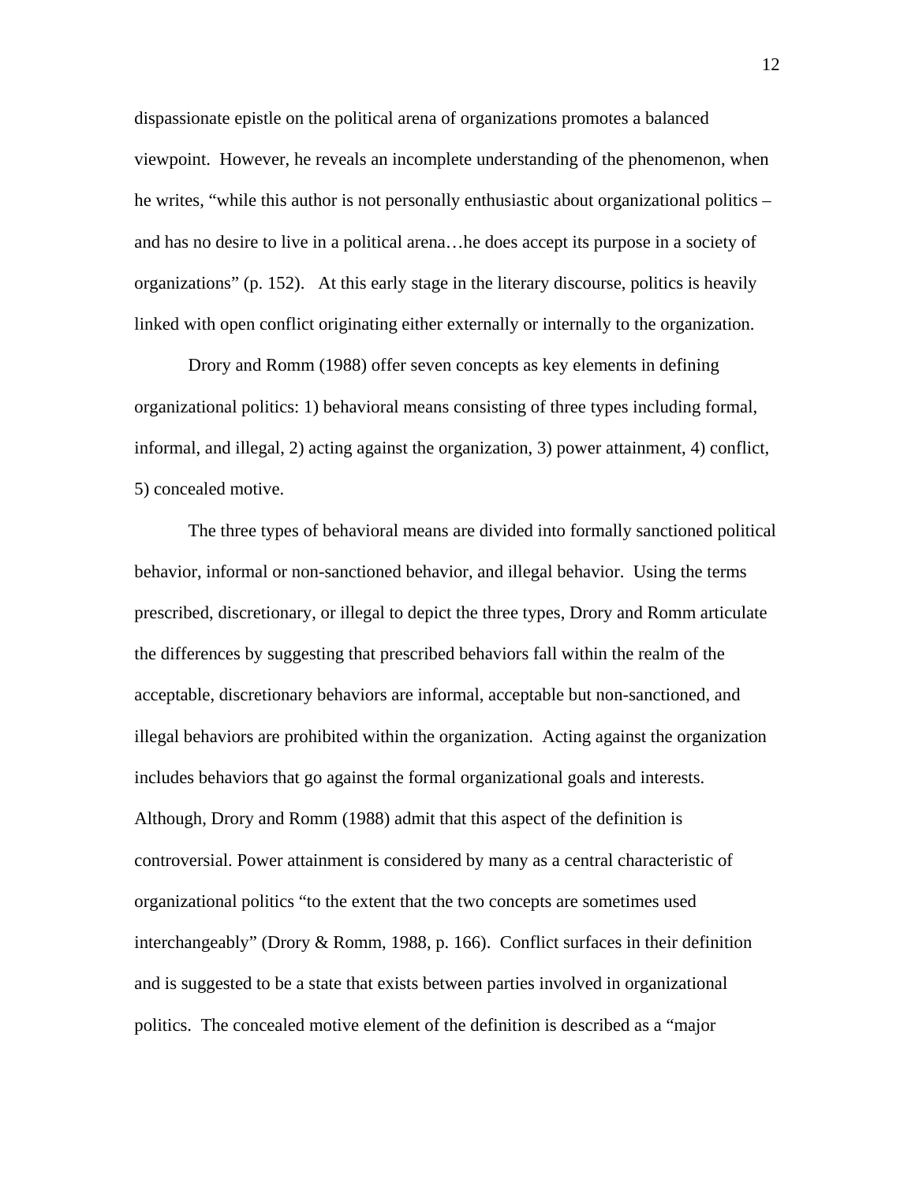dispassionate epistle on the political arena of organizations promotes a balanced viewpoint. However, he reveals an incomplete understanding of the phenomenon, when he writes, "while this author is not personally enthusiastic about organizational politics – and has no desire to live in a political arena…he does accept its purpose in a society of organizations" (p. 152). At this early stage in the literary discourse, politics is heavily linked with open conflict originating either externally or internally to the organization.

Drory and Romm (1988) offer seven concepts as key elements in defining organizational politics: 1) behavioral means consisting of three types including formal, informal, and illegal, 2) acting against the organization, 3) power attainment, 4) conflict, 5) concealed motive.

The three types of behavioral means are divided into formally sanctioned political behavior, informal or non-sanctioned behavior, and illegal behavior. Using the terms prescribed, discretionary, or illegal to depict the three types, Drory and Romm articulate the differences by suggesting that prescribed behaviors fall within the realm of the acceptable, discretionary behaviors are informal, acceptable but non-sanctioned, and illegal behaviors are prohibited within the organization. Acting against the organization includes behaviors that go against the formal organizational goals and interests. Although, Drory and Romm (1988) admit that this aspect of the definition is controversial. Power attainment is considered by many as a central characteristic of organizational politics "to the extent that the two concepts are sometimes used interchangeably" (Drory & Romm, 1988, p. 166). Conflict surfaces in their definition and is suggested to be a state that exists between parties involved in organizational politics. The concealed motive element of the definition is described as a "major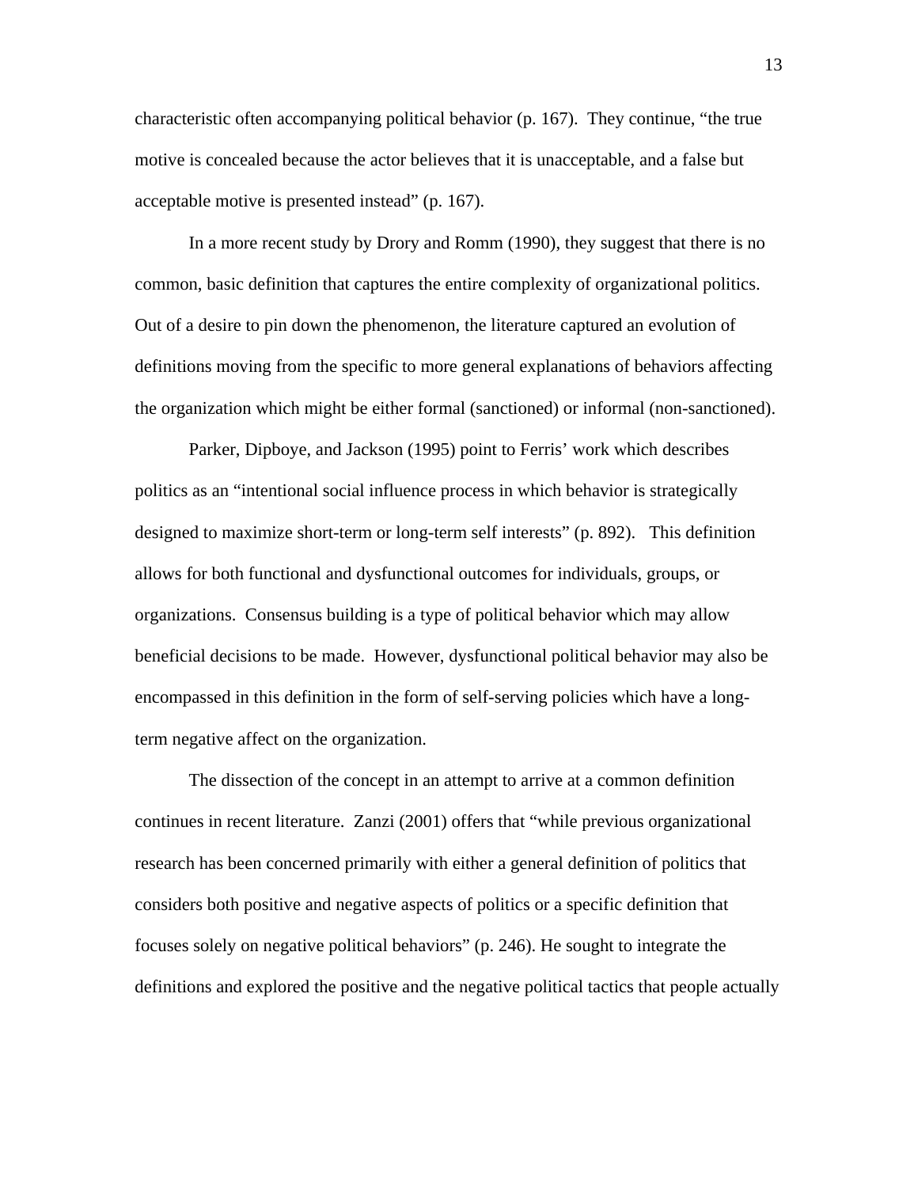characteristic often accompanying political behavior (p. 167). They continue, "the true motive is concealed because the actor believes that it is unacceptable, and a false but acceptable motive is presented instead" (p. 167).

In a more recent study by Drory and Romm (1990), they suggest that there is no common, basic definition that captures the entire complexity of organizational politics. Out of a desire to pin down the phenomenon, the literature captured an evolution of definitions moving from the specific to more general explanations of behaviors affecting the organization which might be either formal (sanctioned) or informal (non-sanctioned).

Parker, Dipboye, and Jackson (1995) point to Ferris' work which describes politics as an "intentional social influence process in which behavior is strategically designed to maximize short-term or long-term self interests" (p. 892). This definition allows for both functional and dysfunctional outcomes for individuals, groups, or organizations. Consensus building is a type of political behavior which may allow beneficial decisions to be made. However, dysfunctional political behavior may also be encompassed in this definition in the form of self-serving policies which have a long-term negative affect on the organization.

The dissection of the concept in an attempt to arrive at a common definition continues in recent literature. Zanzi (2001) offers that "while previous organizational research has been concerned primarily with either a general definition of politics that considers both positive and negative aspects of politics or a specific definition that focuses solely on negative political behaviors" (p. 246). He sought to integrate the definitions and explored the positive and the negative political tactics that people actually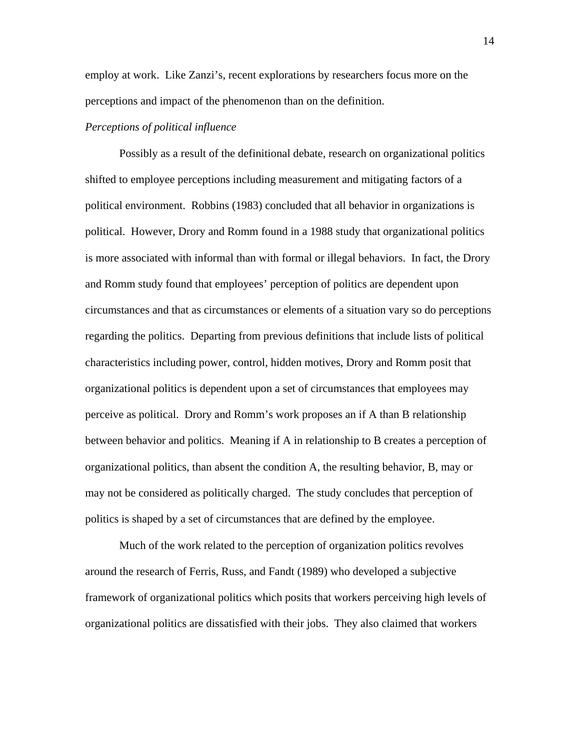employ at work. Like Zanzi's, recent explorations by researchers focus more on the perceptions and impact of the phenomenon than on the definition.

*Perceptions of political influence*

Possibly as a result of the definitional debate, research on organizational politics shifted to employee perceptions including measurement and mitigating factors of a political environment. Robbins (1983) concluded that all behavior in organizations is political. However, Drory and Romm found in a 1988 study that organizational politics is more associated with informal than with formal or illegal behaviors. In fact, the Drory and Romm study found that employees' perception of politics are dependent upon circumstances and that as circumstances or elements of a situation vary so do perceptions regarding the politics. Departing from previous definitions that include lists of political characteristics including power, control, hidden motives, Drory and Romm posit that organizational politics is dependent upon a set of circumstances that employees may perceive as political. Drory and Romm's work proposes an if A than B relationship between behavior and politics. Meaning if A in relationship to B creates a perception of organizational politics, than absent the condition A, the resulting behavior, B, may or may not be considered as politically charged. The study concludes that perception of politics is shaped by a set of circumstances that are defined by the employee.

Much of the work related to the perception of organization politics revolves around the research of Ferris, Russ, and Fandt (1989) who developed a subjective framework of organizational politics which posits that workers perceiving high levels of organizational politics are dissatisfied with their jobs. They also claimed that workers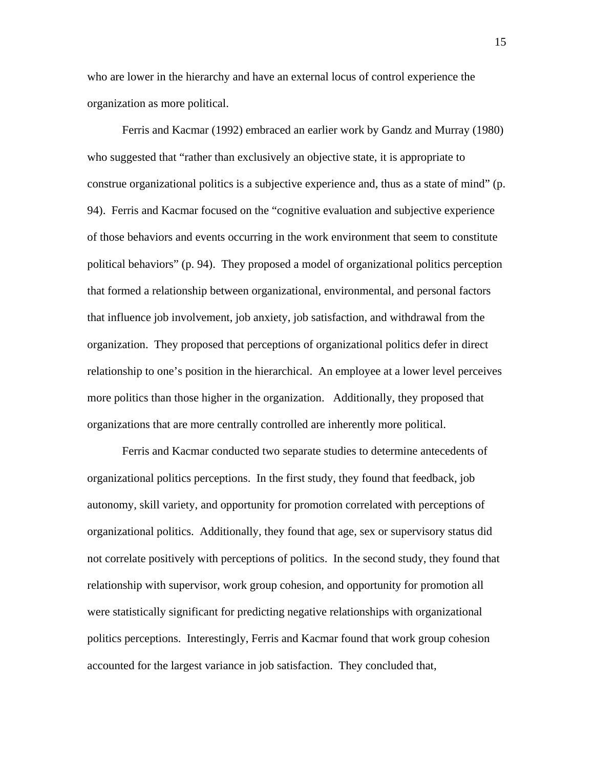who are lower in the hierarchy and have an external locus of control experience the organization as more political.

Ferris and Kacmar (1992) embraced an earlier work by Gandz and Murray (1980) who suggested that "rather than exclusively an objective state, it is appropriate to construe organizational politics is a subjective experience and, thus as a state of mind" (p. 94). Ferris and Kacmar focused on the "cognitive evaluation and subjective experience of those behaviors and events occurring in the work environment that seem to constitute political behaviors" (p. 94). They proposed a model of organizational politics perception that formed a relationship between organizational, environmental, and personal factors that influence job involvement, job anxiety, job satisfaction, and withdrawal from the organization. They proposed that perceptions of organizational politics defer in direct relationship to one's position in the hierarchical. An employee at a lower level perceives more politics than those higher in the organization. Additionally, they proposed that organizations that are more centrally controlled are inherently more political.

Ferris and Kacmar conducted two separate studies to determine antecedents of organizational politics perceptions. In the first study, they found that feedback, job autonomy, skill variety, and opportunity for promotion correlated with perceptions of organizational politics. Additionally, they found that age, sex or supervisory status did not correlate positively with perceptions of politics. In the second study, they found that relationship with supervisor, work group cohesion, and opportunity for promotion all were statistically significant for predicting negative relationships with organizational politics perceptions. Interestingly, Ferris and Kacmar found that work group cohesion accounted for the largest variance in job satisfaction. They concluded that,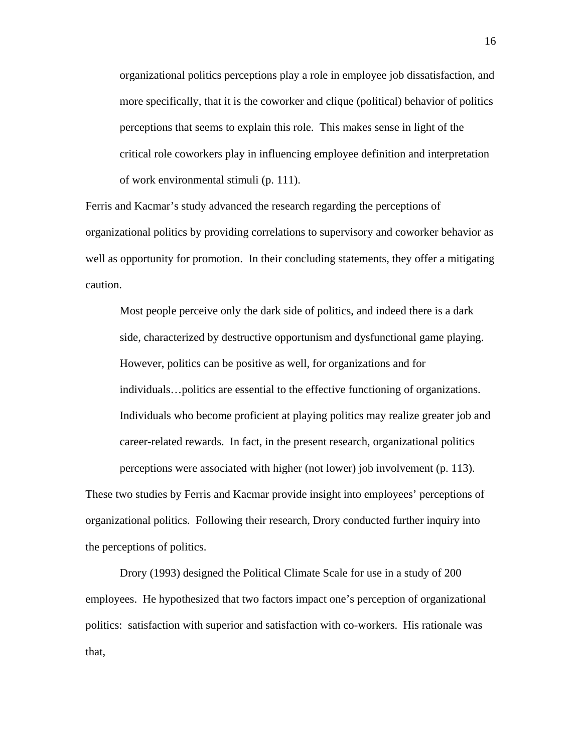> organizational politics perceptions play a role in employee job dissatisfaction, and more specifically, that it is the coworker and clique (political) behavior of politics perceptions that seems to explain this role. This makes sense in light of the critical role coworkers play in influencing employee definition and interpretation of work environmental stimuli (p. 111).

Ferris and Kacmar's study advanced the research regarding the perceptions of organizational politics by providing correlations to supervisory and coworker behavior as well as opportunity for promotion. In their concluding statements, they offer a mitigating caution.

> Most people perceive only the dark side of politics, and indeed there is a dark side, characterized by destructive opportunism and dysfunctional game playing. However, politics can be positive as well, for organizations and for individuals…politics are essential to the effective functioning of organizations. Individuals who become proficient at playing politics may realize greater job and career-related rewards. In fact, in the present research, organizational politics perceptions were associated with higher (not lower) job involvement (p. 113).

These two studies by Ferris and Kacmar provide insight into employees' perceptions of organizational politics. Following their research, Drory conducted further inquiry into the perceptions of politics.

Drory (1993) designed the Political Climate Scale for use in a study of 200 employees. He hypothesized that two factors impact one's perception of organizational politics: satisfaction with superior and satisfaction with co-workers. His rationale was that,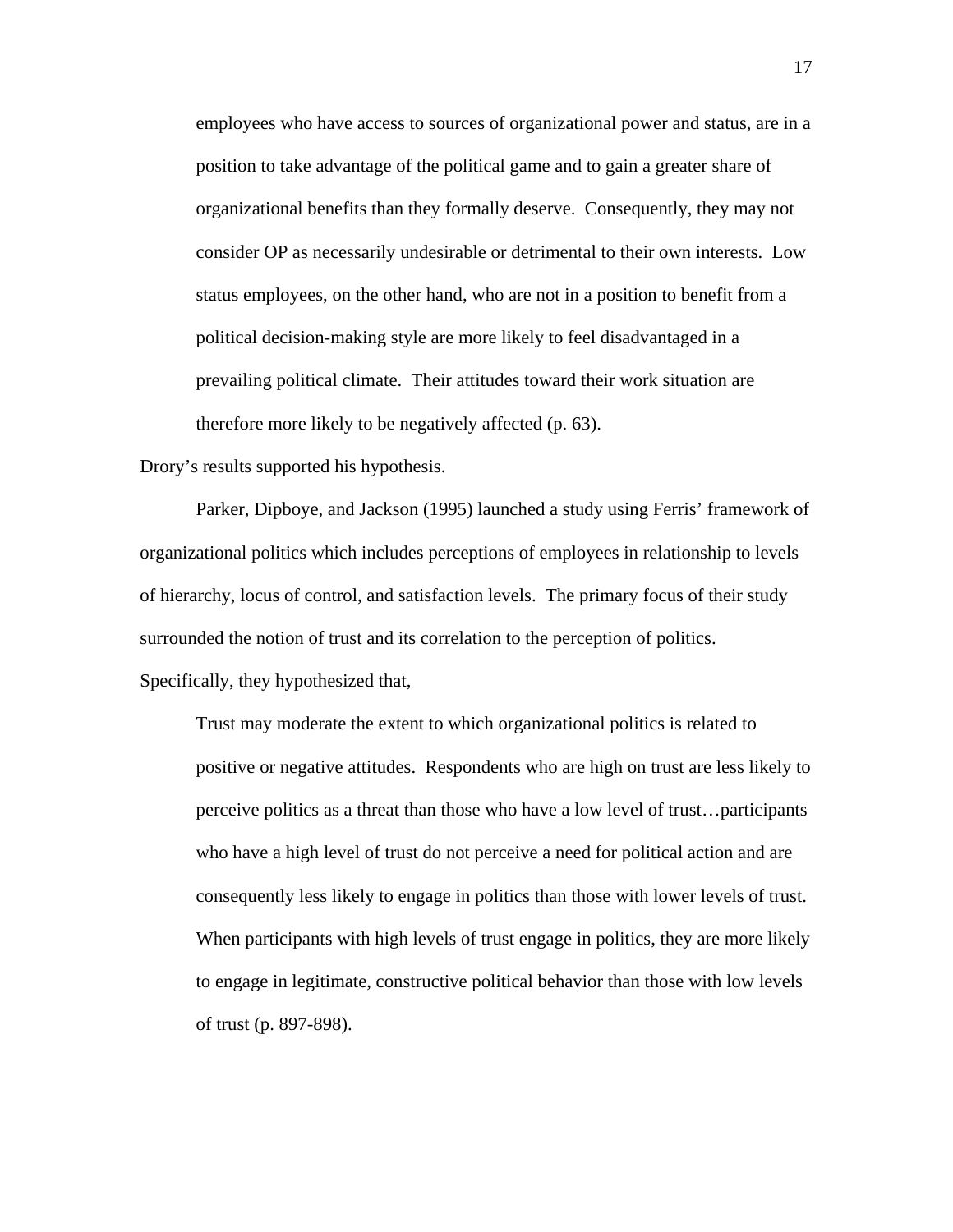> employees who have access to sources of organizational power and status, are in a position to take advantage of the political game and to gain a greater share of organizational benefits than they formally deserve. Consequently, they may not consider OP as necessarily undesirable or detrimental to their own interests. Low status employees, on the other hand, who are not in a position to benefit from a political decision-making style are more likely to feel disadvantaged in a prevailing political climate. Their attitudes toward their work situation are therefore more likely to be negatively affected (p. 63).

Drory's results supported his hypothesis.

Parker, Dipboye, and Jackson (1995) launched a study using Ferris' framework of organizational politics which includes perceptions of employees in relationship to levels of hierarchy, locus of control, and satisfaction levels. The primary focus of their study surrounded the notion of trust and its correlation to the perception of politics. Specifically, they hypothesized that,

> Trust may moderate the extent to which organizational politics is related to positive or negative attitudes. Respondents who are high on trust are less likely to perceive politics as a threat than those who have a low level of trust…participants who have a high level of trust do not perceive a need for political action and are consequently less likely to engage in politics than those with lower levels of trust. When participants with high levels of trust engage in politics, they are more likely to engage in legitimate, constructive political behavior than those with low levels of trust (p. 897-898).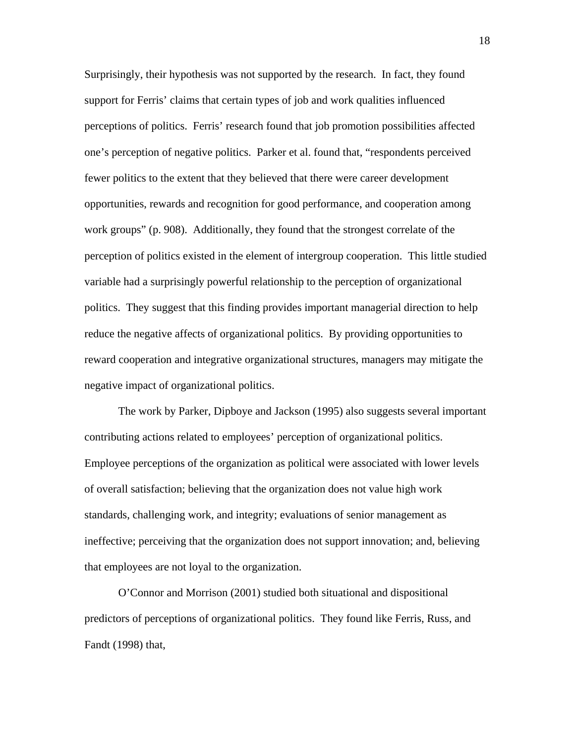Surprisingly, their hypothesis was not supported by the research. In fact, they found support for Ferris' claims that certain types of job and work qualities influenced perceptions of politics. Ferris' research found that job promotion possibilities affected one's perception of negative politics. Parker et al. found that, "respondents perceived fewer politics to the extent that they believed that there were career development opportunities, rewards and recognition for good performance, and cooperation among work groups" (p. 908). Additionally, they found that the strongest correlate of the perception of politics existed in the element of intergroup cooperation. This little studied variable had a surprisingly powerful relationship to the perception of organizational politics. They suggest that this finding provides important managerial direction to help reduce the negative affects of organizational politics. By providing opportunities to reward cooperation and integrative organizational structures, managers may mitigate the negative impact of organizational politics.

The work by Parker, Dipboye and Jackson (1995) also suggests several important contributing actions related to employees' perception of organizational politics. Employee perceptions of the organization as political were associated with lower levels of overall satisfaction; believing that the organization does not value high work standards, challenging work, and integrity; evaluations of senior management as ineffective; perceiving that the organization does not support innovation; and, believing that employees are not loyal to the organization.

O'Connor and Morrison (2001) studied both situational and dispositional predictors of perceptions of organizational politics. They found like Ferris, Russ, and Fandt (1998) that,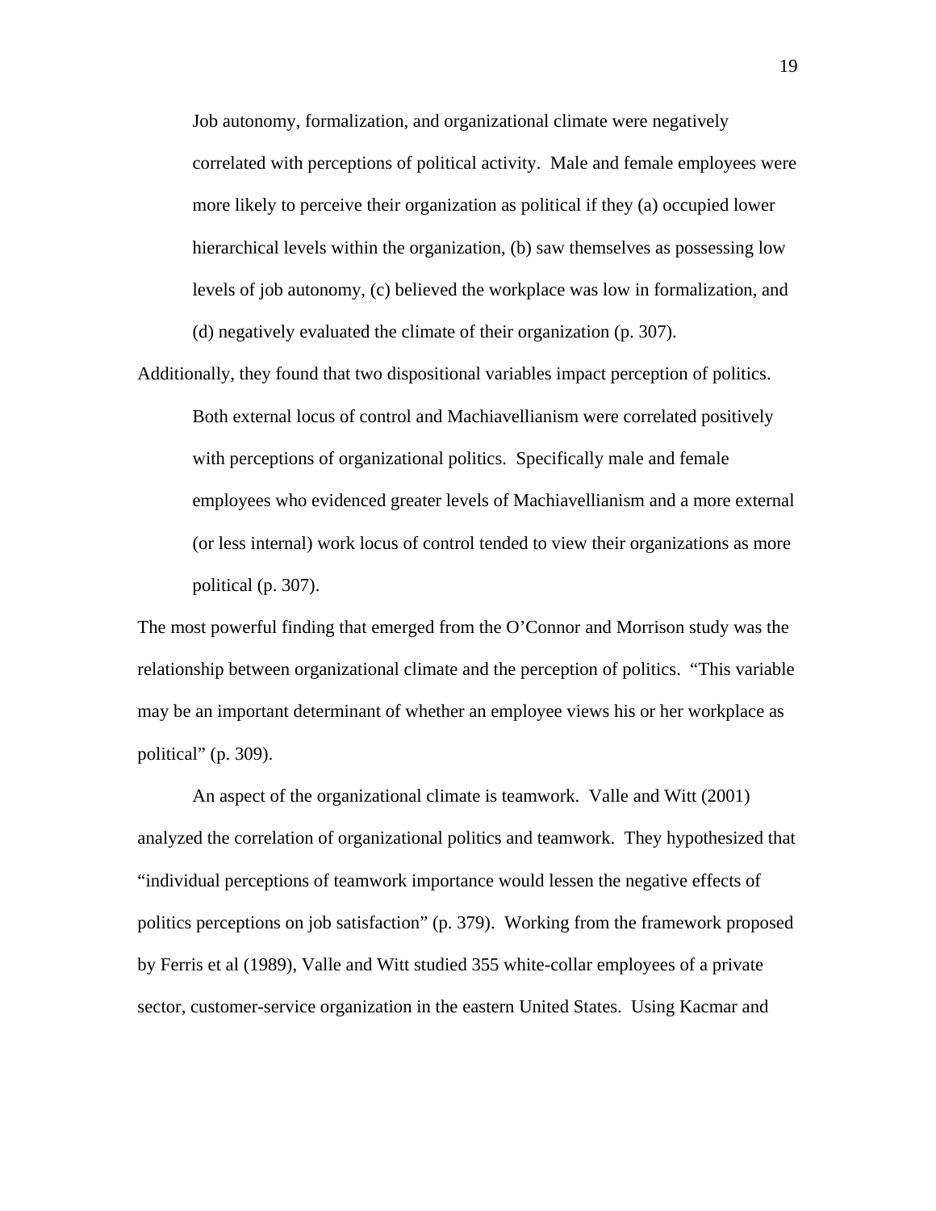> Job autonomy, formalization, and organizational climate were negatively correlated with perceptions of political activity. Male and female employees were more likely to perceive their organization as political if they (a) occupied lower hierarchical levels within the organization, (b) saw themselves as possessing low levels of job autonomy, (c) believed the workplace was low in formalization, and (d) negatively evaluated the climate of their organization (p. 307).

Additionally, they found that two dispositional variables impact perception of politics.

> Both external locus of control and Machiavellianism were correlated positively with perceptions of organizational politics. Specifically male and female employees who evidenced greater levels of Machiavellianism and a more external (or less internal) work locus of control tended to view their organizations as more political (p. 307).

The most powerful finding that emerged from the O'Connor and Morrison study was the relationship between organizational climate and the perception of politics. "This variable may be an important determinant of whether an employee views his or her workplace as political" (p. 309).

An aspect of the organizational climate is teamwork. Valle and Witt (2001) analyzed the correlation of organizational politics and teamwork. They hypothesized that "individual perceptions of teamwork importance would lessen the negative effects of politics perceptions on job satisfaction" (p. 379). Working from the framework proposed by Ferris et al (1989), Valle and Witt studied 355 white-collar employees of a private sector, customer-service organization in the eastern United States. Using Kacmar and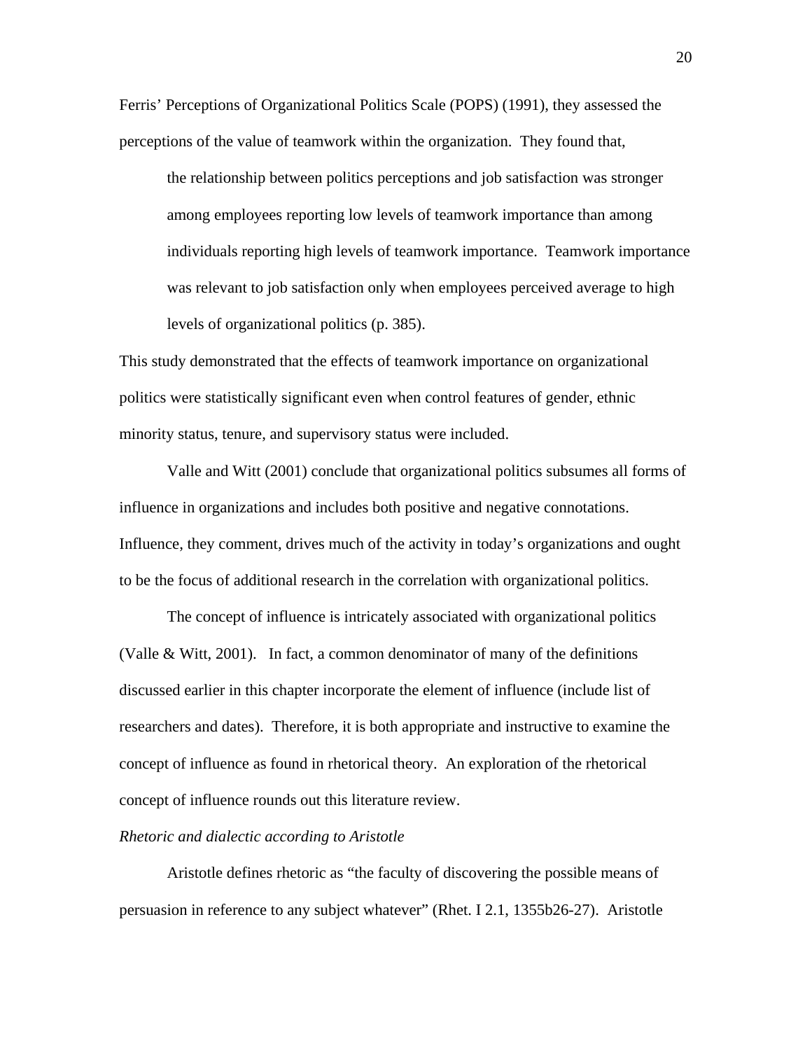Ferris' Perceptions of Organizational Politics Scale (POPS) (1991), they assessed the perceptions of the value of teamwork within the organization. They found that,

> the relationship between politics perceptions and job satisfaction was stronger among employees reporting low levels of teamwork importance than among individuals reporting high levels of teamwork importance. Teamwork importance was relevant to job satisfaction only when employees perceived average to high levels of organizational politics (p. 385).

This study demonstrated that the effects of teamwork importance on organizational politics were statistically significant even when control features of gender, ethnic minority status, tenure, and supervisory status were included.

Valle and Witt (2001) conclude that organizational politics subsumes all forms of influence in organizations and includes both positive and negative connotations. Influence, they comment, drives much of the activity in today's organizations and ought to be the focus of additional research in the correlation with organizational politics.

The concept of influence is intricately associated with organizational politics (Valle & Witt, 2001). In fact, a common denominator of many of the definitions discussed earlier in this chapter incorporate the element of influence (include list of researchers and dates). Therefore, it is both appropriate and instructive to examine the concept of influence as found in rhetorical theory. An exploration of the rhetorical concept of influence rounds out this literature review.

*Rhetoric and dialectic according to Aristotle*

Aristotle defines rhetoric as "the faculty of discovering the possible means of persuasion in reference to any subject whatever" (Rhet. I 2.1, 1355b26-27). Aristotle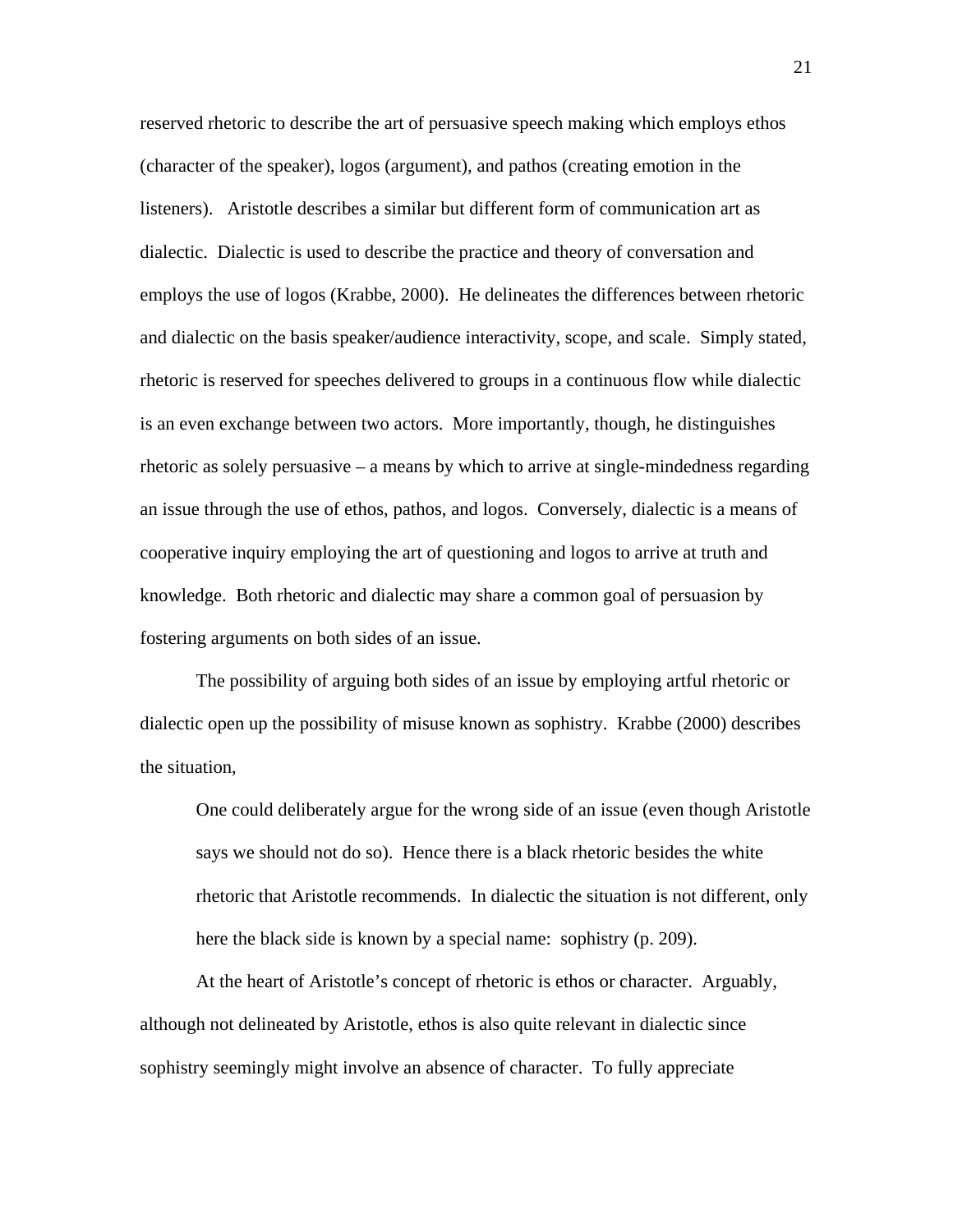reserved rhetoric to describe the art of persuasive speech making which employs ethos (character of the speaker), logos (argument), and pathos (creating emotion in the listeners). Aristotle describes a similar but different form of communication art as dialectic. Dialectic is used to describe the practice and theory of conversation and employs the use of logos (Krabbe, 2000). He delineates the differences between rhetoric and dialectic on the basis speaker/audience interactivity, scope, and scale. Simply stated, rhetoric is reserved for speeches delivered to groups in a continuous flow while dialectic is an even exchange between two actors. More importantly, though, he distinguishes rhetoric as solely persuasive – a means by which to arrive at single-mindedness regarding an issue through the use of ethos, pathos, and logos. Conversely, dialectic is a means of cooperative inquiry employing the art of questioning and logos to arrive at truth and knowledge. Both rhetoric and dialectic may share a common goal of persuasion by fostering arguments on both sides of an issue.

The possibility of arguing both sides of an issue by employing artful rhetoric or dialectic open up the possibility of misuse known as sophistry. Krabbe (2000) describes the situation,

> One could deliberately argue for the wrong side of an issue (even though Aristotle says we should not do so). Hence there is a black rhetoric besides the white rhetoric that Aristotle recommends. In dialectic the situation is not different, only here the black side is known by a special name: sophistry (p. 209).

At the heart of Aristotle's concept of rhetoric is ethos or character. Arguably, although not delineated by Aristotle, ethos is also quite relevant in dialectic since sophistry seemingly might involve an absence of character. To fully appreciate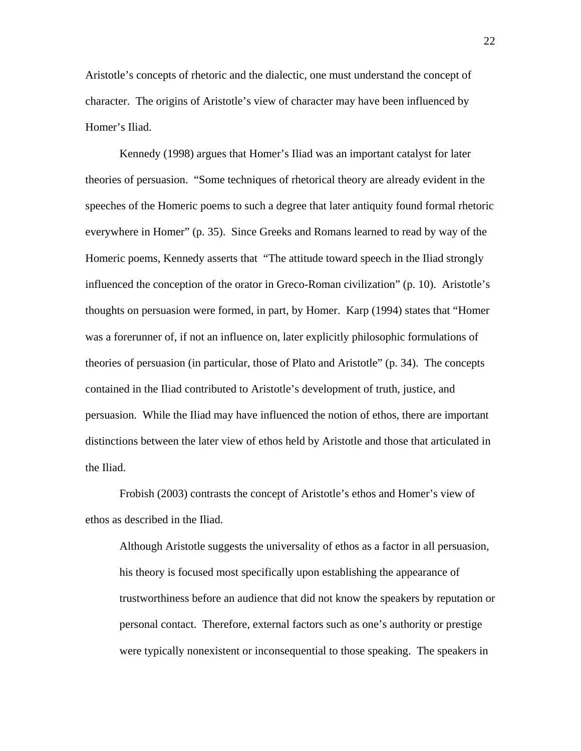Aristotle's concepts of rhetoric and the dialectic, one must understand the concept of character. The origins of Aristotle's view of character may have been influenced by Homer's Iliad.

Kennedy (1998) argues that Homer's Iliad was an important catalyst for later theories of persuasion. "Some techniques of rhetorical theory are already evident in the speeches of the Homeric poems to such a degree that later antiquity found formal rhetoric everywhere in Homer" (p. 35). Since Greeks and Romans learned to read by way of the Homeric poems, Kennedy asserts that "The attitude toward speech in the Iliad strongly influenced the conception of the orator in Greco-Roman civilization" (p. 10). Aristotle's thoughts on persuasion were formed, in part, by Homer. Karp (1994) states that "Homer was a forerunner of, if not an influence on, later explicitly philosophic formulations of theories of persuasion (in particular, those of Plato and Aristotle" (p. 34). The concepts contained in the Iliad contributed to Aristotle's development of truth, justice, and persuasion. While the Iliad may have influenced the notion of ethos, there are important distinctions between the later view of ethos held by Aristotle and those that articulated in the Iliad.

Frobish (2003) contrasts the concept of Aristotle's ethos and Homer's view of ethos as described in the Iliad.

> Although Aristotle suggests the universality of ethos as a factor in all persuasion, his theory is focused most specifically upon establishing the appearance of trustworthiness before an audience that did not know the speakers by reputation or personal contact. Therefore, external factors such as one's authority or prestige were typically nonexistent or inconsequential to those speaking. The speakers in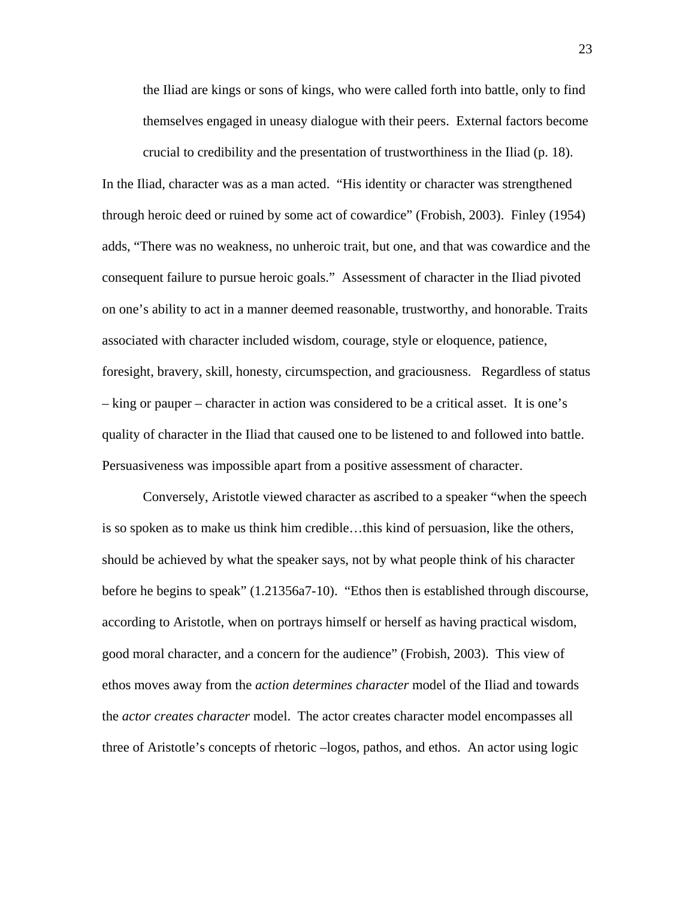> the Iliad are kings or sons of kings, who were called forth into battle, only to find themselves engaged in uneasy dialogue with their peers. External factors become crucial to credibility and the presentation of trustworthiness in the Iliad (p. 18).

In the Iliad, character was as a man acted. "His identity or character was strengthened through heroic deed or ruined by some act of cowardice" (Frobish, 2003). Finley (1954) adds, "There was no weakness, no unheroic trait, but one, and that was cowardice and the consequent failure to pursue heroic goals." Assessment of character in the Iliad pivoted on one's ability to act in a manner deemed reasonable, trustworthy, and honorable. Traits associated with character included wisdom, courage, style or eloquence, patience, foresight, bravery, skill, honesty, circumspection, and graciousness. Regardless of status – king or pauper – character in action was considered to be a critical asset. It is one's quality of character in the Iliad that caused one to be listened to and followed into battle. Persuasiveness was impossible apart from a positive assessment of character.

Conversely, Aristotle viewed character as ascribed to a speaker "when the speech is so spoken as to make us think him credible…this kind of persuasion, like the others, should be achieved by what the speaker says, not by what people think of his character before he begins to speak" (1.21356a7-10). "Ethos then is established through discourse, according to Aristotle, when on portrays himself or herself as having practical wisdom, good moral character, and a concern for the audience" (Frobish, 2003). This view of ethos moves away from the *action determines character* model of the Iliad and towards the *actor creates character* model. The actor creates character model encompasses all three of Aristotle's concepts of rhetoric –logos, pathos, and ethos. An actor using logic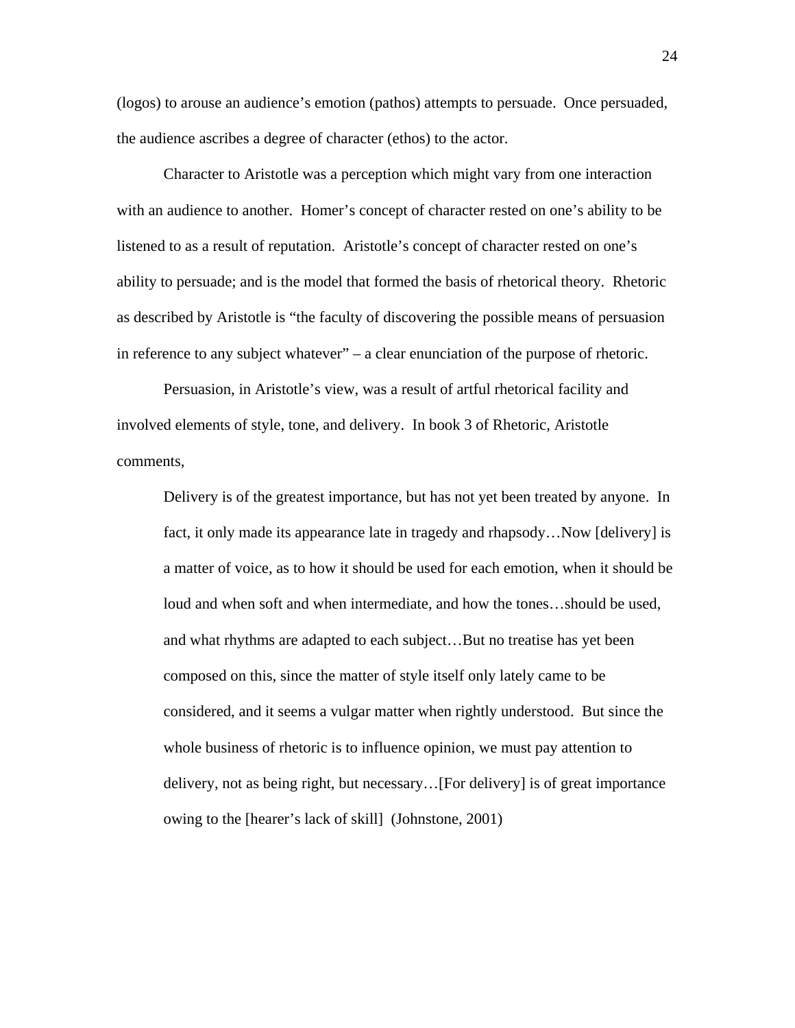(logos) to arouse an audience's emotion (pathos) attempts to persuade. Once persuaded, the audience ascribes a degree of character (ethos) to the actor.

Character to Aristotle was a perception which might vary from one interaction with an audience to another. Homer's concept of character rested on one's ability to be listened to as a result of reputation. Aristotle's concept of character rested on one's ability to persuade; and is the model that formed the basis of rhetorical theory. Rhetoric as described by Aristotle is "the faculty of discovering the possible means of persuasion in reference to any subject whatever" – a clear enunciation of the purpose of rhetoric.

Persuasion, in Aristotle's view, was a result of artful rhetorical facility and involved elements of style, tone, and delivery. In book 3 of Rhetoric, Aristotle comments,

> Delivery is of the greatest importance, but has not yet been treated by anyone. In fact, it only made its appearance late in tragedy and rhapsody…Now [delivery] is a matter of voice, as to how it should be used for each emotion, when it should be loud and when soft and when intermediate, and how the tones…should be used, and what rhythms are adapted to each subject…But no treatise has yet been composed on this, since the matter of style itself only lately came to be considered, and it seems a vulgar matter when rightly understood. But since the whole business of rhetoric is to influence opinion, we must pay attention to delivery, not as being right, but necessary…[For delivery] is of great importance owing to the [hearer's lack of skill] (Johnstone, 2001)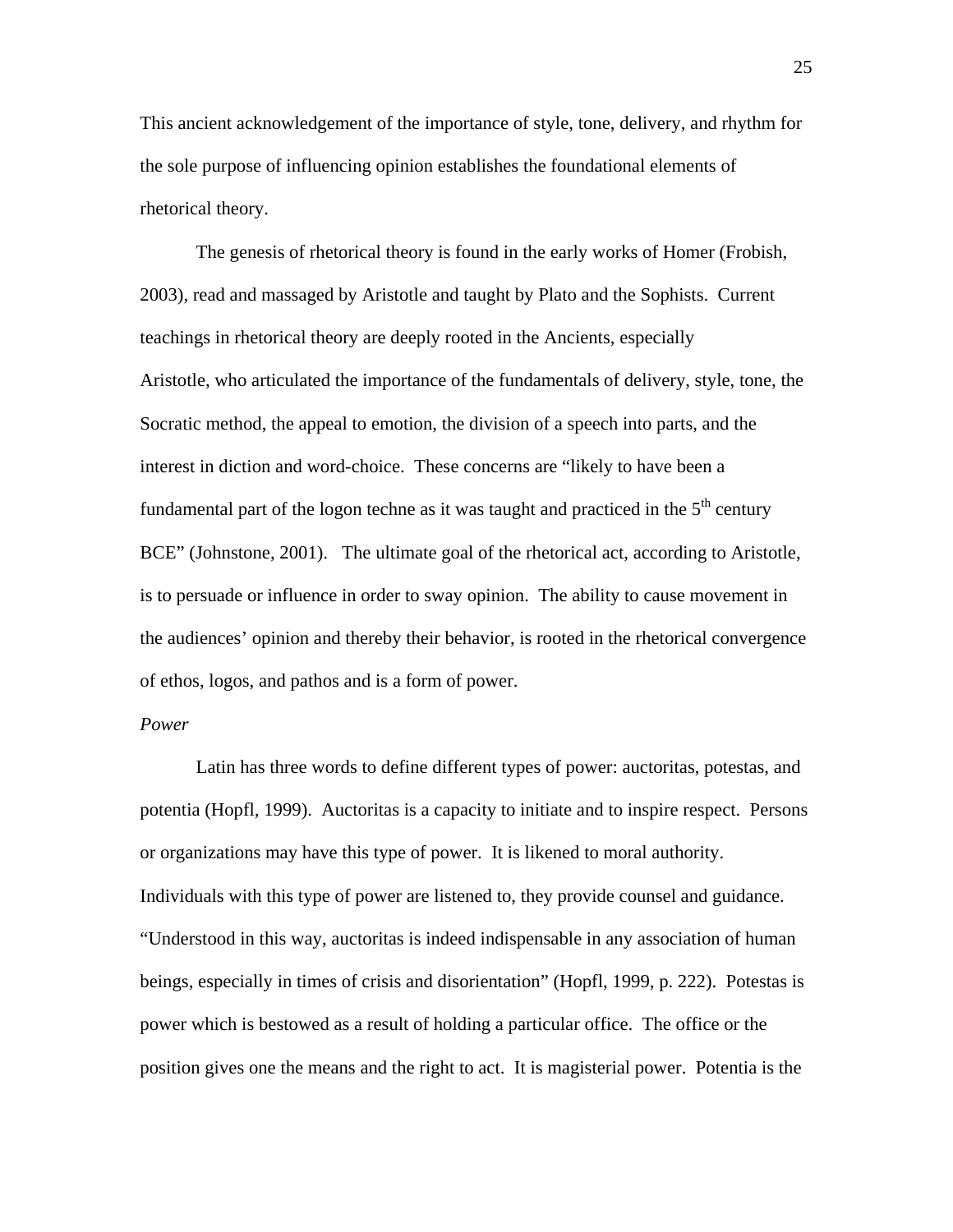This ancient acknowledgement of the importance of style, tone, delivery, and rhythm for the sole purpose of influencing opinion establishes the foundational elements of rhetorical theory.

The genesis of rhetorical theory is found in the early works of Homer (Frobish, 2003), read and massaged by Aristotle and taught by Plato and the Sophists. Current teachings in rhetorical theory are deeply rooted in the Ancients, especially Aristotle, who articulated the importance of the fundamentals of delivery, style, tone, the Socratic method, the appeal to emotion, the division of a speech into parts, and the interest in diction and word-choice. These concerns are "likely to have been a fundamental part of the logon techne as it was taught and practiced in the 5th century BCE" (Johnstone, 2001). The ultimate goal of the rhetorical act, according to Aristotle, is to persuade or influence in order to sway opinion. The ability to cause movement in the audiences' opinion and thereby their behavior, is rooted in the rhetorical convergence of ethos, logos, and pathos and is a form of power.

*Power*

Latin has three words to define different types of power: auctoritas, potestas, and potentia (Hopfl, 1999). Auctoritas is a capacity to initiate and to inspire respect. Persons or organizations may have this type of power. It is likened to moral authority. Individuals with this type of power are listened to, they provide counsel and guidance. "Understood in this way, auctoritas is indeed indispensable in any association of human beings, especially in times of crisis and disorientation" (Hopfl, 1999, p. 222). Potestas is power which is bestowed as a result of holding a particular office. The office or the position gives one the means and the right to act. It is magisterial power. Potentia is the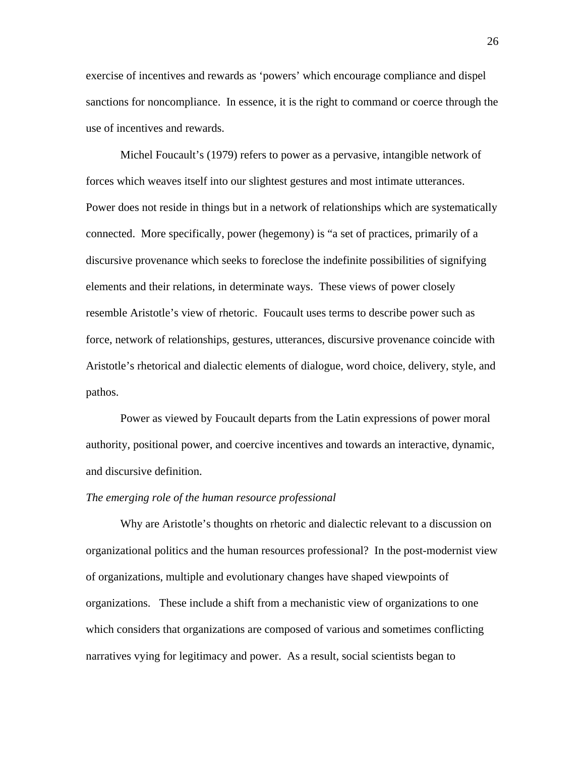exercise of incentives and rewards as 'powers' which encourage compliance and dispel sanctions for noncompliance. In essence, it is the right to command or coerce through the use of incentives and rewards.

Michel Foucault's (1979) refers to power as a pervasive, intangible network of forces which weaves itself into our slightest gestures and most intimate utterances. Power does not reside in things but in a network of relationships which are systematically connected. More specifically, power (hegemony) is "a set of practices, primarily of a discursive provenance which seeks to foreclose the indefinite possibilities of signifying elements and their relations, in determinate ways. These views of power closely resemble Aristotle's view of rhetoric. Foucault uses terms to describe power such as force, network of relationships, gestures, utterances, discursive provenance coincide with Aristotle's rhetorical and dialectic elements of dialogue, word choice, delivery, style, and pathos.

Power as viewed by Foucault departs from the Latin expressions of power moral authority, positional power, and coercive incentives and towards an interactive, dynamic, and discursive definition.

*The emerging role of the human resource professional*

Why are Aristotle's thoughts on rhetoric and dialectic relevant to a discussion on organizational politics and the human resources professional? In the post-modernist view of organizations, multiple and evolutionary changes have shaped viewpoints of organizations. These include a shift from a mechanistic view of organizations to one which considers that organizations are composed of various and sometimes conflicting narratives vying for legitimacy and power. As a result, social scientists began to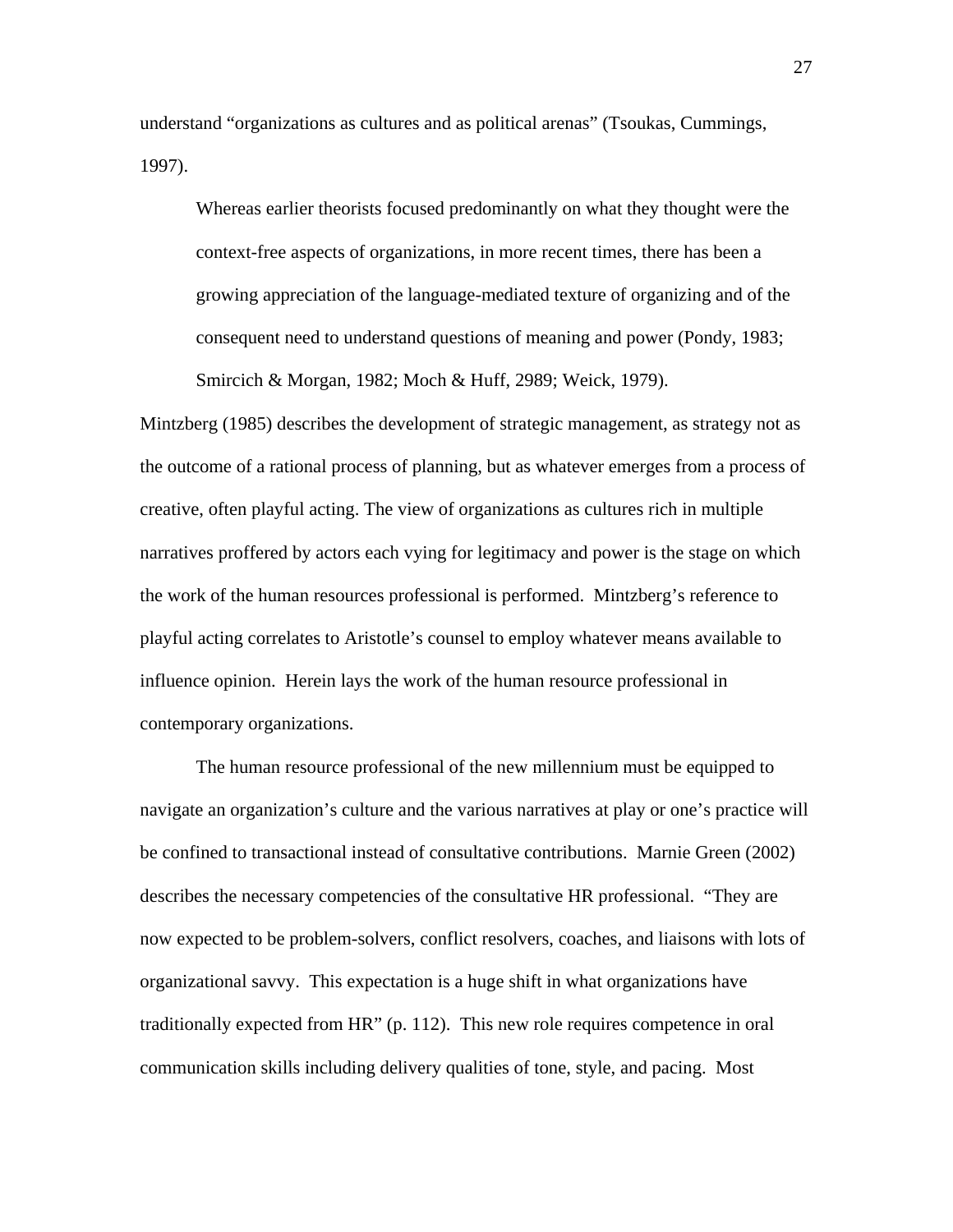understand "organizations as cultures and as political arenas" (Tsoukas, Cummings, 1997).

> Whereas earlier theorists focused predominantly on what they thought were the context-free aspects of organizations, in more recent times, there has been a growing appreciation of the language-mediated texture of organizing and of the consequent need to understand questions of meaning and power (Pondy, 1983; Smircich & Morgan, 1982; Moch & Huff, 2989; Weick, 1979).

Mintzberg (1985) describes the development of strategic management, as strategy not as the outcome of a rational process of planning, but as whatever emerges from a process of creative, often playful acting. The view of organizations as cultures rich in multiple narratives proffered by actors each vying for legitimacy and power is the stage on which the work of the human resources professional is performed. Mintzberg's reference to playful acting correlates to Aristotle's counsel to employ whatever means available to influence opinion. Herein lays the work of the human resource professional in contemporary organizations.

The human resource professional of the new millennium must be equipped to navigate an organization's culture and the various narratives at play or one's practice will be confined to transactional instead of consultative contributions. Marnie Green (2002) describes the necessary competencies of the consultative HR professional. "They are now expected to be problem-solvers, conflict resolvers, coaches, and liaisons with lots of organizational savvy. This expectation is a huge shift in what organizations have traditionally expected from HR" (p. 112). This new role requires competence in oral communication skills including delivery qualities of tone, style, and pacing. Most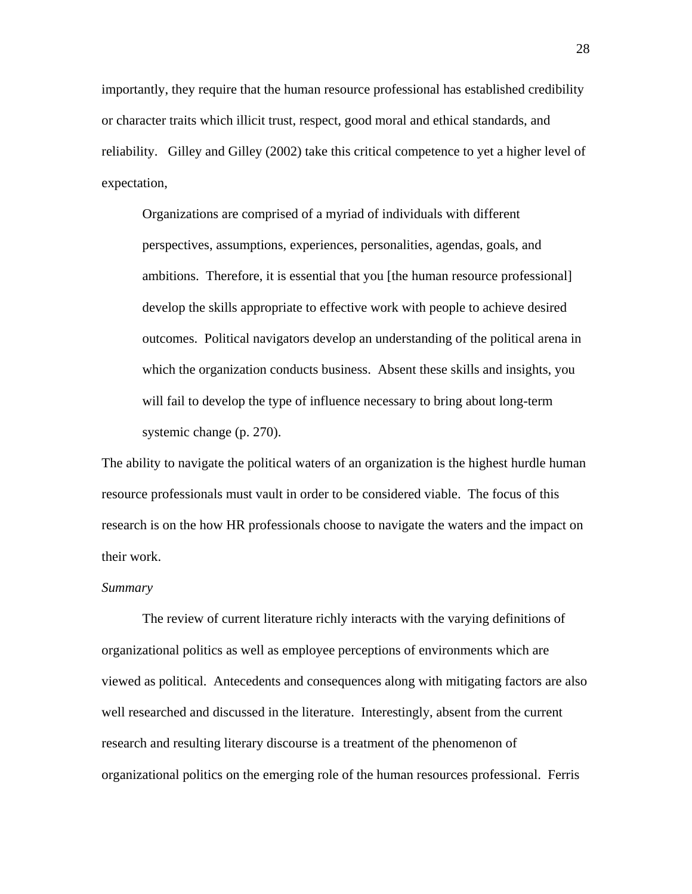importantly, they require that the human resource professional has established credibility or character traits which illicit trust, respect, good moral and ethical standards, and reliability. Gilley and Gilley (2002) take this critical competence to yet a higher level of expectation,

> Organizations are comprised of a myriad of individuals with different perspectives, assumptions, experiences, personalities, agendas, goals, and ambitions. Therefore, it is essential that you [the human resource professional] develop the skills appropriate to effective work with people to achieve desired outcomes. Political navigators develop an understanding of the political arena in which the organization conducts business. Absent these skills and insights, you will fail to develop the type of influence necessary to bring about long-term systemic change (p. 270).

The ability to navigate the political waters of an organization is the highest hurdle human resource professionals must vault in order to be considered viable. The focus of this research is on the how HR professionals choose to navigate the waters and the impact on their work.

*Summary*

The review of current literature richly interacts with the varying definitions of organizational politics as well as employee perceptions of environments which are viewed as political. Antecedents and consequences along with mitigating factors are also well researched and discussed in the literature. Interestingly, absent from the current research and resulting literary discourse is a treatment of the phenomenon of organizational politics on the emerging role of the human resources professional. Ferris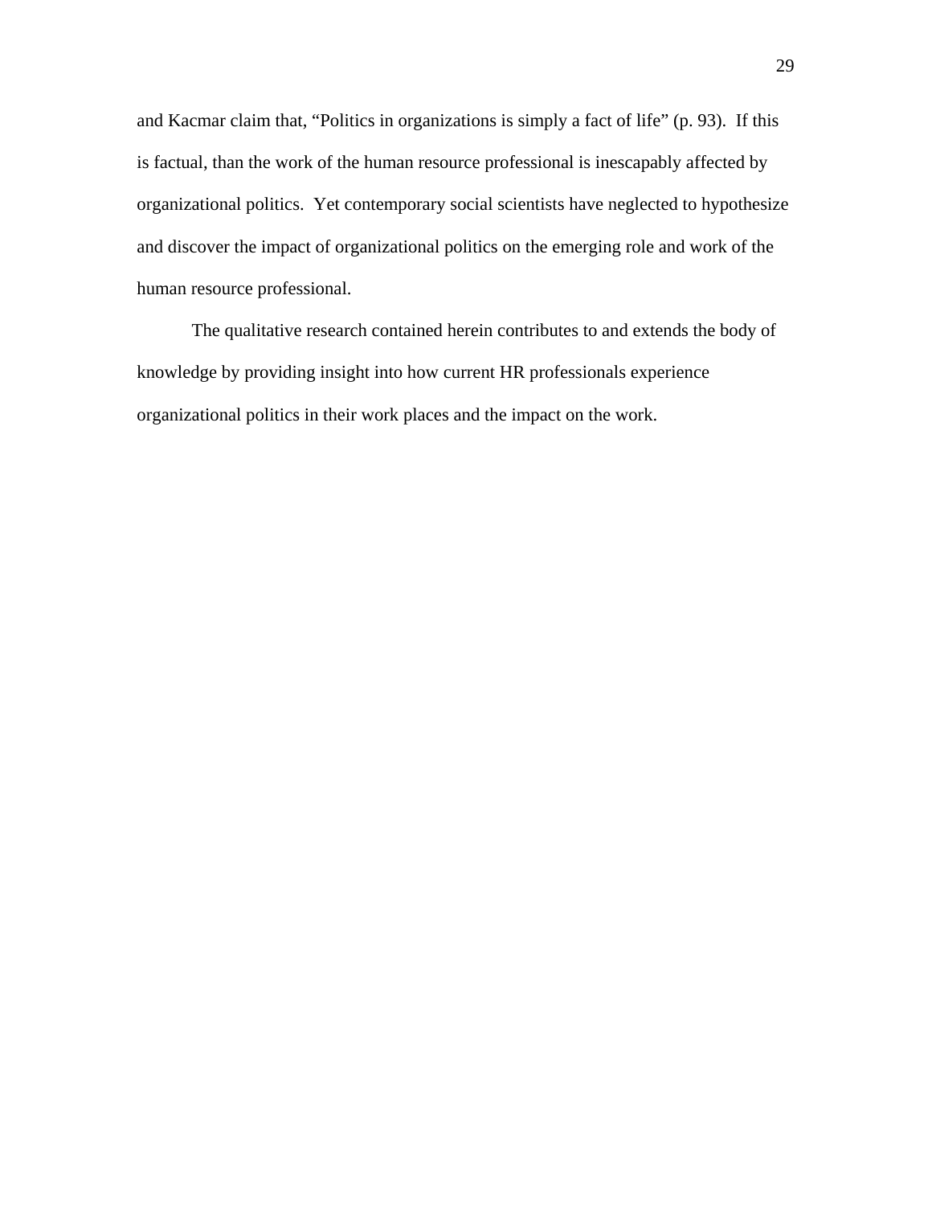and Kacmar claim that, “Politics in organizations is simply a fact of life” (p. 93). If this is factual, than the work of the human resource professional is inescapably affected by organizational politics. Yet contemporary social scientists have neglected to hypothesize and discover the impact of organizational politics on the emerging role and work of the human resource professional.

The qualitative research contained herein contributes to and extends the body of knowledge by providing insight into how current HR professionals experience organizational politics in their work places and the impact on the work.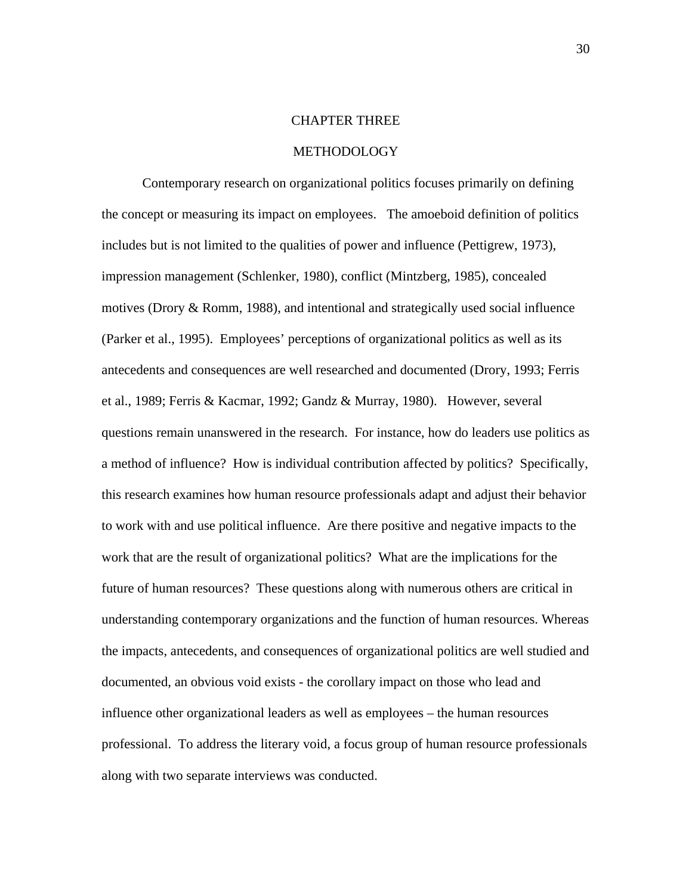# CHAPTER THREE

# METHODOLOGY

Contemporary research on organizational politics focuses primarily on defining the concept or measuring its impact on employees. The amoeboid definition of politics includes but is not limited to the qualities of power and influence (Pettigrew, 1973), impression management (Schlenker, 1980), conflict (Mintzberg, 1985), concealed motives (Drory & Romm, 1988), and intentional and strategically used social influence (Parker et al., 1995). Employees' perceptions of organizational politics as well as its antecedents and consequences are well researched and documented (Drory, 1993; Ferris et al., 1989; Ferris & Kacmar, 1992; Gandz & Murray, 1980). However, several questions remain unanswered in the research. For instance, how do leaders use politics as a method of influence? How is individual contribution affected by politics? Specifically, this research examines how human resource professionals adapt and adjust their behavior to work with and use political influence. Are there positive and negative impacts to the work that are the result of organizational politics? What are the implications for the future of human resources? These questions along with numerous others are critical in understanding contemporary organizations and the function of human resources. Whereas the impacts, antecedents, and consequences of organizational politics are well studied and documented, an obvious void exists - the corollary impact on those who lead and influence other organizational leaders as well as employees – the human resources professional. To address the literary void, a focus group of human resource professionals along with two separate interviews was conducted.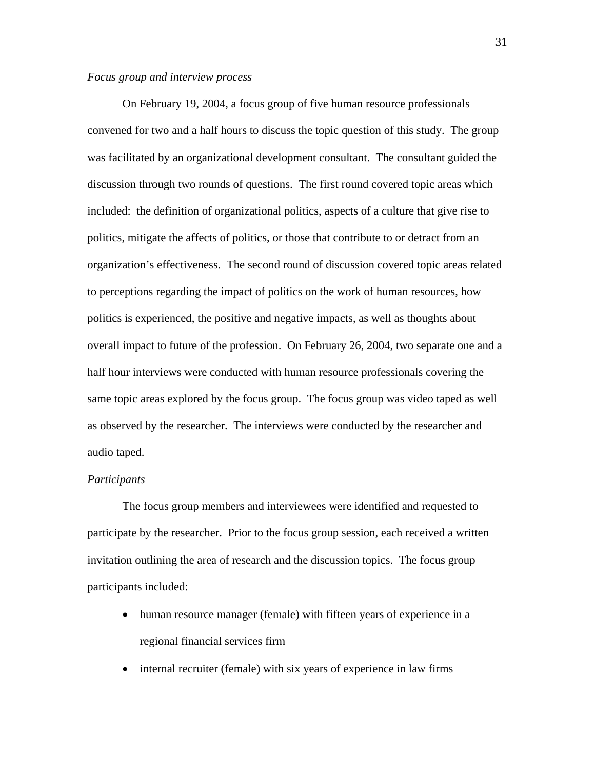*Focus group and interview process*

On February 19, 2004, a focus group of five human resource professionals convened for two and a half hours to discuss the topic question of this study. The group was facilitated by an organizational development consultant. The consultant guided the discussion through two rounds of questions. The first round covered topic areas which included: the definition of organizational politics, aspects of a culture that give rise to politics, mitigate the affects of politics, or those that contribute to or detract from an organization's effectiveness. The second round of discussion covered topic areas related to perceptions regarding the impact of politics on the work of human resources, how politics is experienced, the positive and negative impacts, as well as thoughts about overall impact to future of the profession. On February 26, 2004, two separate one and a half hour interviews were conducted with human resource professionals covering the same topic areas explored by the focus group. The focus group was video taped as well as observed by the researcher. The interviews were conducted by the researcher and audio taped.

*Participants*

The focus group members and interviewees were identified and requested to participate by the researcher. Prior to the focus group session, each received a written invitation outlining the area of research and the discussion topics. The focus group participants included:

- human resource manager (female) with fifteen years of experience in a regional financial services firm
- internal recruiter (female) with six years of experience in law firms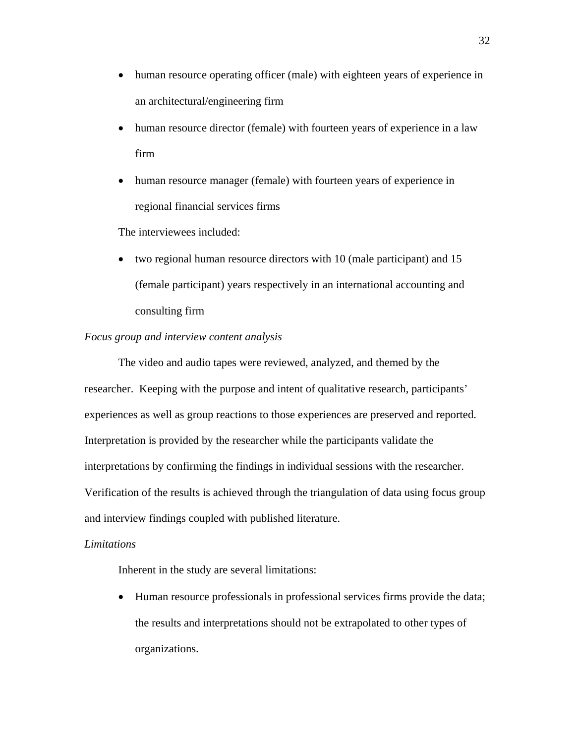- human resource operating officer (male) with eighteen years of experience in an architectural/engineering firm
- human resource director (female) with fourteen years of experience in a law firm
- human resource manager (female) with fourteen years of experience in regional financial services firms

The interviewees included:

- two regional human resource directors with 10 (male participant) and 15 (female participant) years respectively in an international accounting and consulting firm

*Focus group and interview content analysis*

The video and audio tapes were reviewed, analyzed, and themed by the researcher. Keeping with the purpose and intent of qualitative research, participants' experiences as well as group reactions to those experiences are preserved and reported. Interpretation is provided by the researcher while the participants validate the interpretations by confirming the findings in individual sessions with the researcher. Verification of the results is achieved through the triangulation of data using focus group and interview findings coupled with published literature.

*Limitations*

Inherent in the study are several limitations:

- Human resource professionals in professional services firms provide the data; the results and interpretations should not be extrapolated to other types of organizations.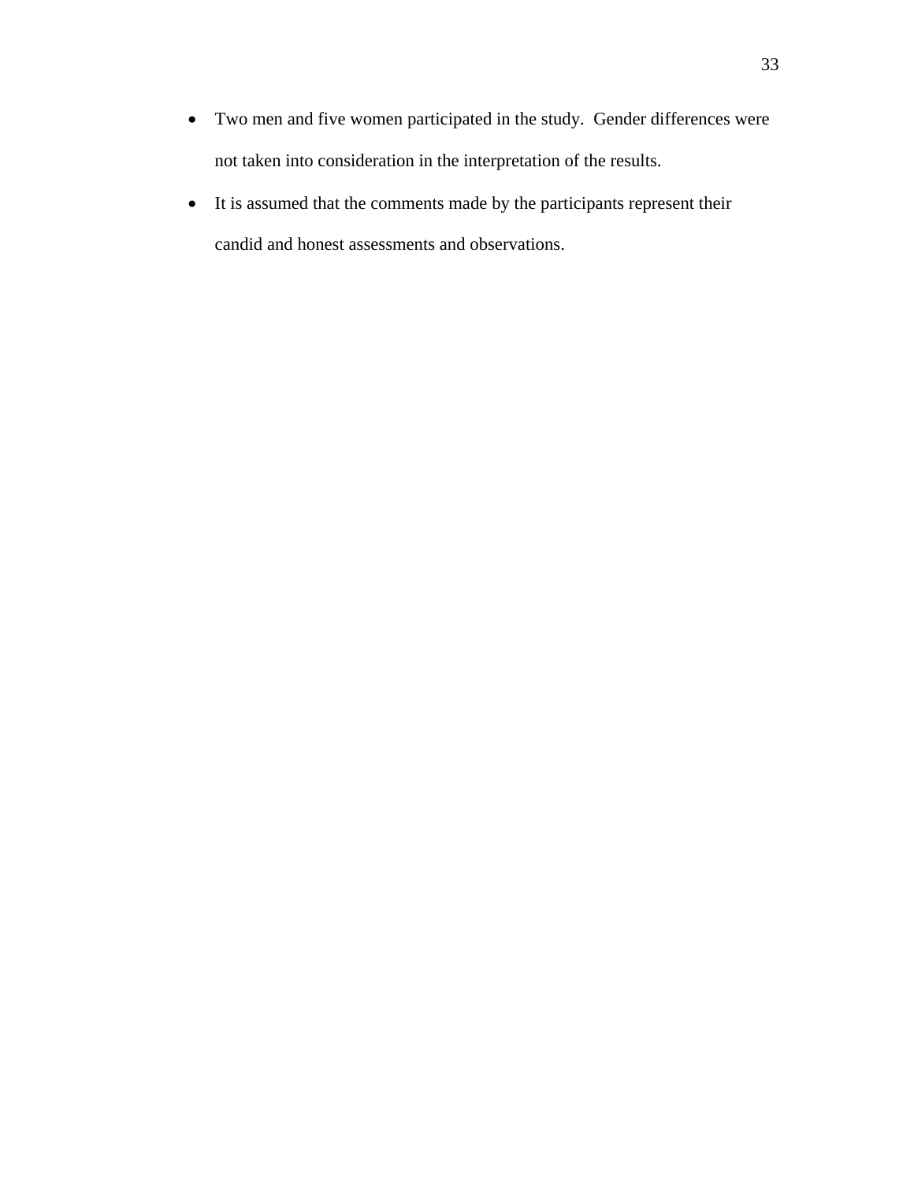- Two men and five women participated in the study. Gender differences were not taken into consideration in the interpretation of the results.
- It is assumed that the comments made by the participants represent their candid and honest assessments and observations.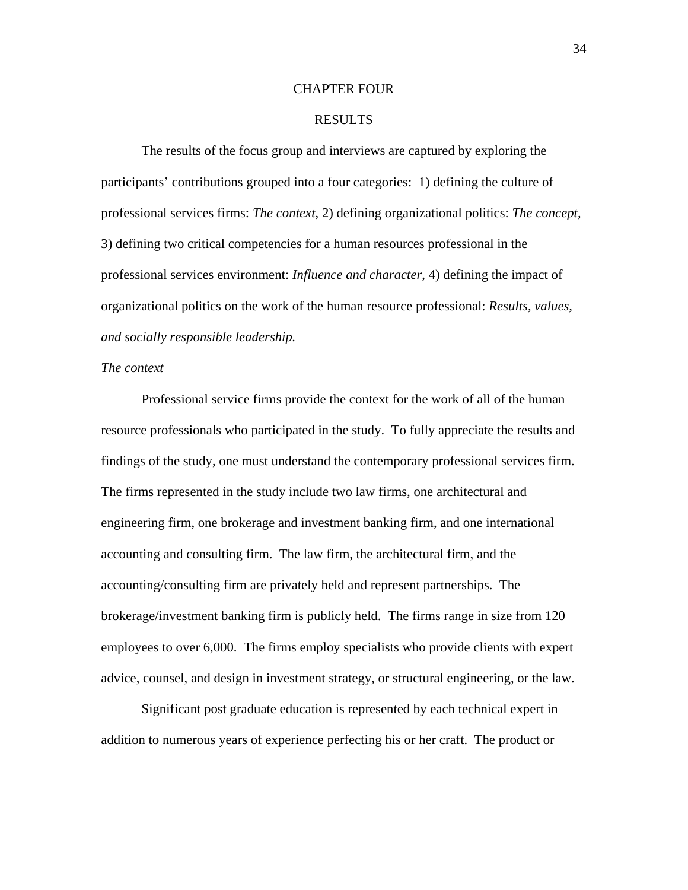# CHAPTER FOUR

## RESULTS

The results of the focus group and interviews are captured by exploring the participants' contributions grouped into a four categories: 1) defining the culture of professional services firms: *The context*, 2) defining organizational politics: *The concept*, 3) defining two critical competencies for a human resources professional in the professional services environment: *Influence and character*, 4) defining the impact of organizational politics on the work of the human resource professional: *Results, values, and socially responsible leadership.*

### *The context*

Professional service firms provide the context for the work of all of the human resource professionals who participated in the study. To fully appreciate the results and findings of the study, one must understand the contemporary professional services firm. The firms represented in the study include two law firms, one architectural and engineering firm, one brokerage and investment banking firm, and one international accounting and consulting firm. The law firm, the architectural firm, and the accounting/consulting firm are privately held and represent partnerships. The brokerage/investment banking firm is publicly held. The firms range in size from 120 employees to over 6,000. The firms employ specialists who provide clients with expert advice, counsel, and design in investment strategy, or structural engineering, or the law.

Significant post graduate education is represented by each technical expert in addition to numerous years of experience perfecting his or her craft. The product or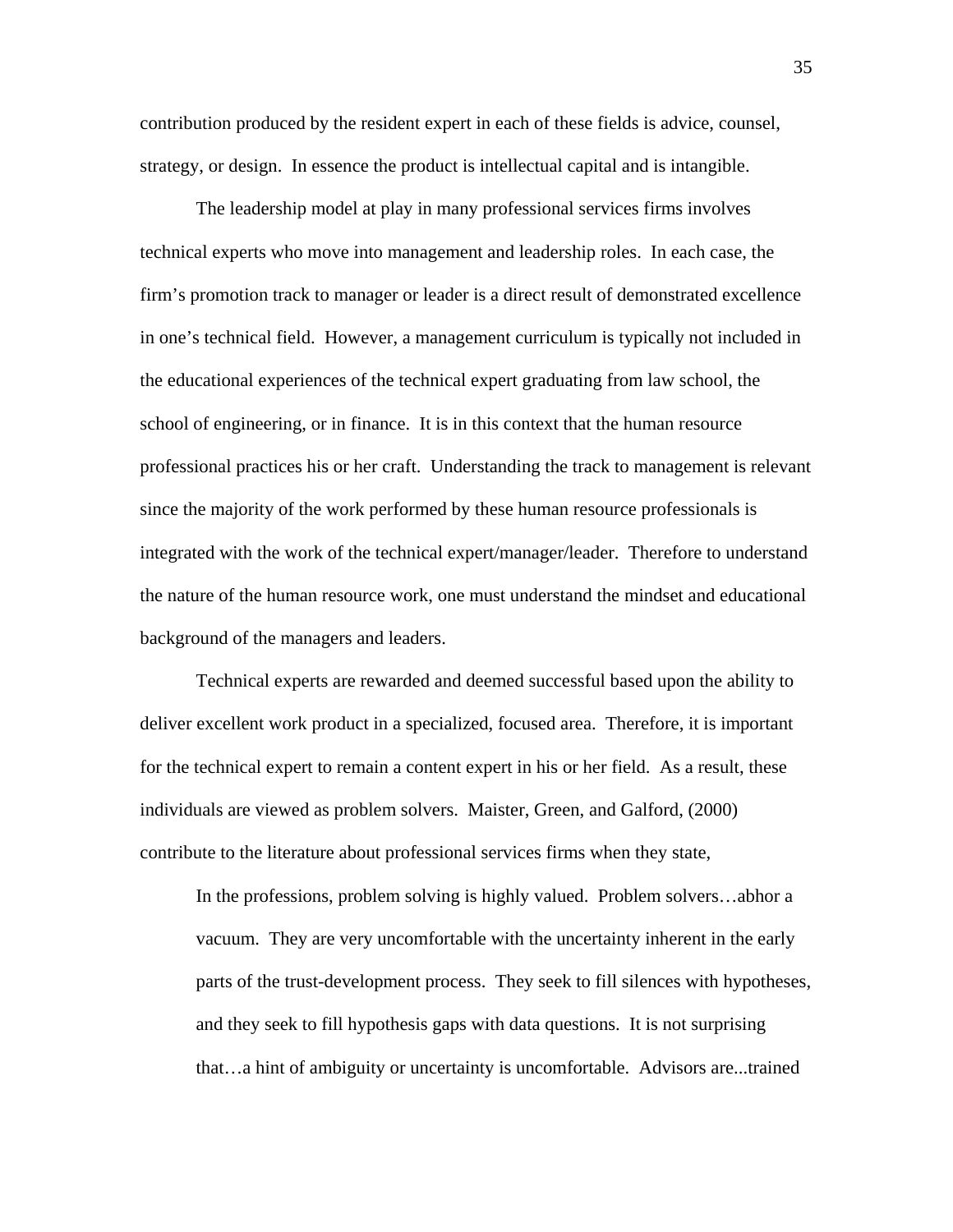contribution produced by the resident expert in each of these fields is advice, counsel, strategy, or design. In essence the product is intellectual capital and is intangible.

The leadership model at play in many professional services firms involves technical experts who move into management and leadership roles. In each case, the firm's promotion track to manager or leader is a direct result of demonstrated excellence in one's technical field. However, a management curriculum is typically not included in the educational experiences of the technical expert graduating from law school, the school of engineering, or in finance. It is in this context that the human resource professional practices his or her craft. Understanding the track to management is relevant since the majority of the work performed by these human resource professionals is integrated with the work of the technical expert/manager/leader. Therefore to understand the nature of the human resource work, one must understand the mindset and educational background of the managers and leaders.

Technical experts are rewarded and deemed successful based upon the ability to deliver excellent work product in a specialized, focused area. Therefore, it is important for the technical expert to remain a content expert in his or her field. As a result, these individuals are viewed as problem solvers. Maister, Green, and Galford, (2000) contribute to the literature about professional services firms when they state,

> In the professions, problem solving is highly valued. Problem solvers…abhor a vacuum. They are very uncomfortable with the uncertainty inherent in the early parts of the trust-development process. They seek to fill silences with hypotheses, and they seek to fill hypothesis gaps with data questions. It is not surprising that…a hint of ambiguity or uncertainty is uncomfortable. Advisors are...trained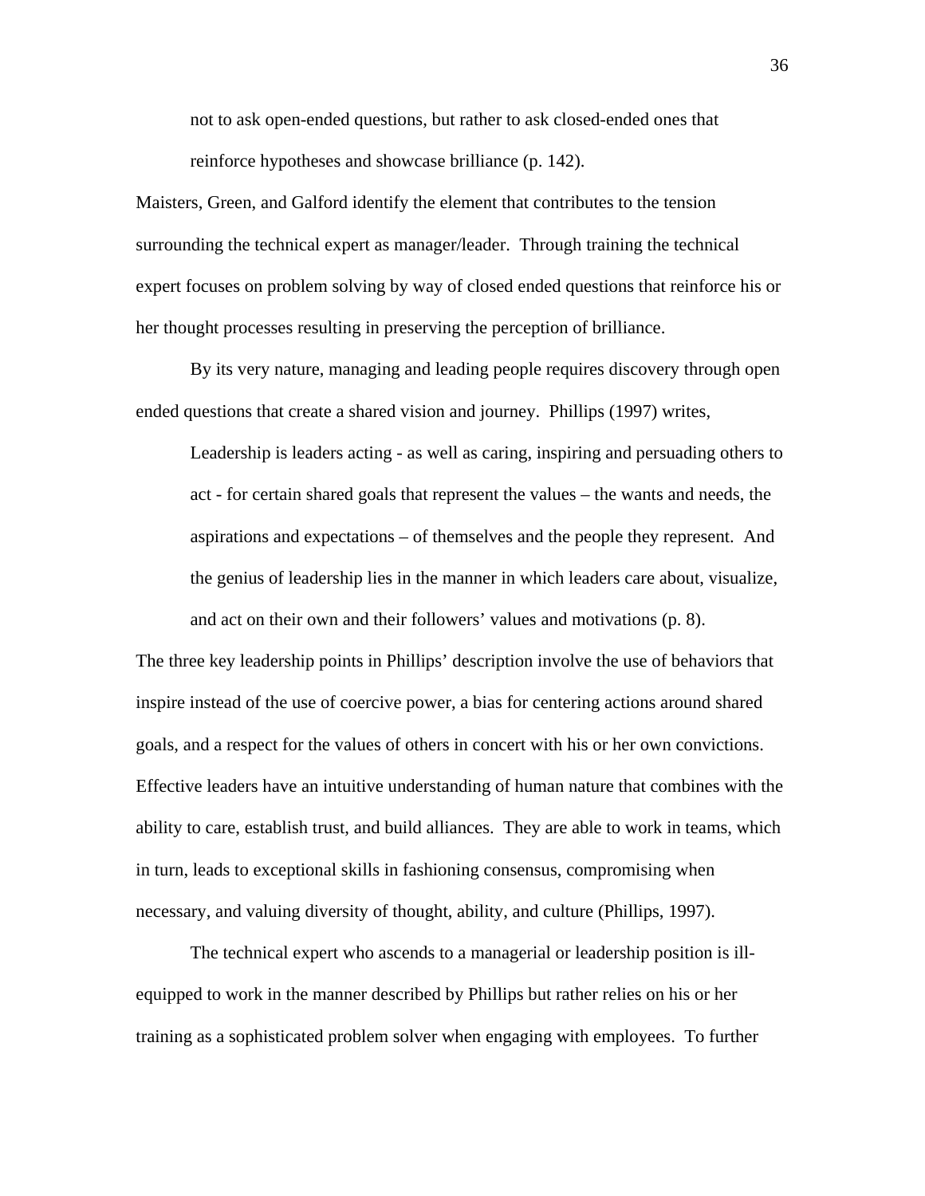> not to ask open-ended questions, but rather to ask closed-ended ones that reinforce hypotheses and showcase brilliance (p. 142).

Maisters, Green, and Galford identify the element that contributes to the tension surrounding the technical expert as manager/leader. Through training the technical expert focuses on problem solving by way of closed ended questions that reinforce his or her thought processes resulting in preserving the perception of brilliance.

By its very nature, managing and leading people requires discovery through open ended questions that create a shared vision and journey. Phillips (1997) writes,

> Leadership is leaders acting - as well as caring, inspiring and persuading others to act - for certain shared goals that represent the values – the wants and needs, the aspirations and expectations – of themselves and the people they represent. And the genius of leadership lies in the manner in which leaders care about, visualize, and act on their own and their followers' values and motivations (p. 8).

The three key leadership points in Phillips' description involve the use of behaviors that inspire instead of the use of coercive power, a bias for centering actions around shared goals, and a respect for the values of others in concert with his or her own convictions. Effective leaders have an intuitive understanding of human nature that combines with the ability to care, establish trust, and build alliances. They are able to work in teams, which in turn, leads to exceptional skills in fashioning consensus, compromising when necessary, and valuing diversity of thought, ability, and culture (Phillips, 1997).

The technical expert who ascends to a managerial or leadership position is ill-equipped to work in the manner described by Phillips but rather relies on his or her training as a sophisticated problem solver when engaging with employees. To further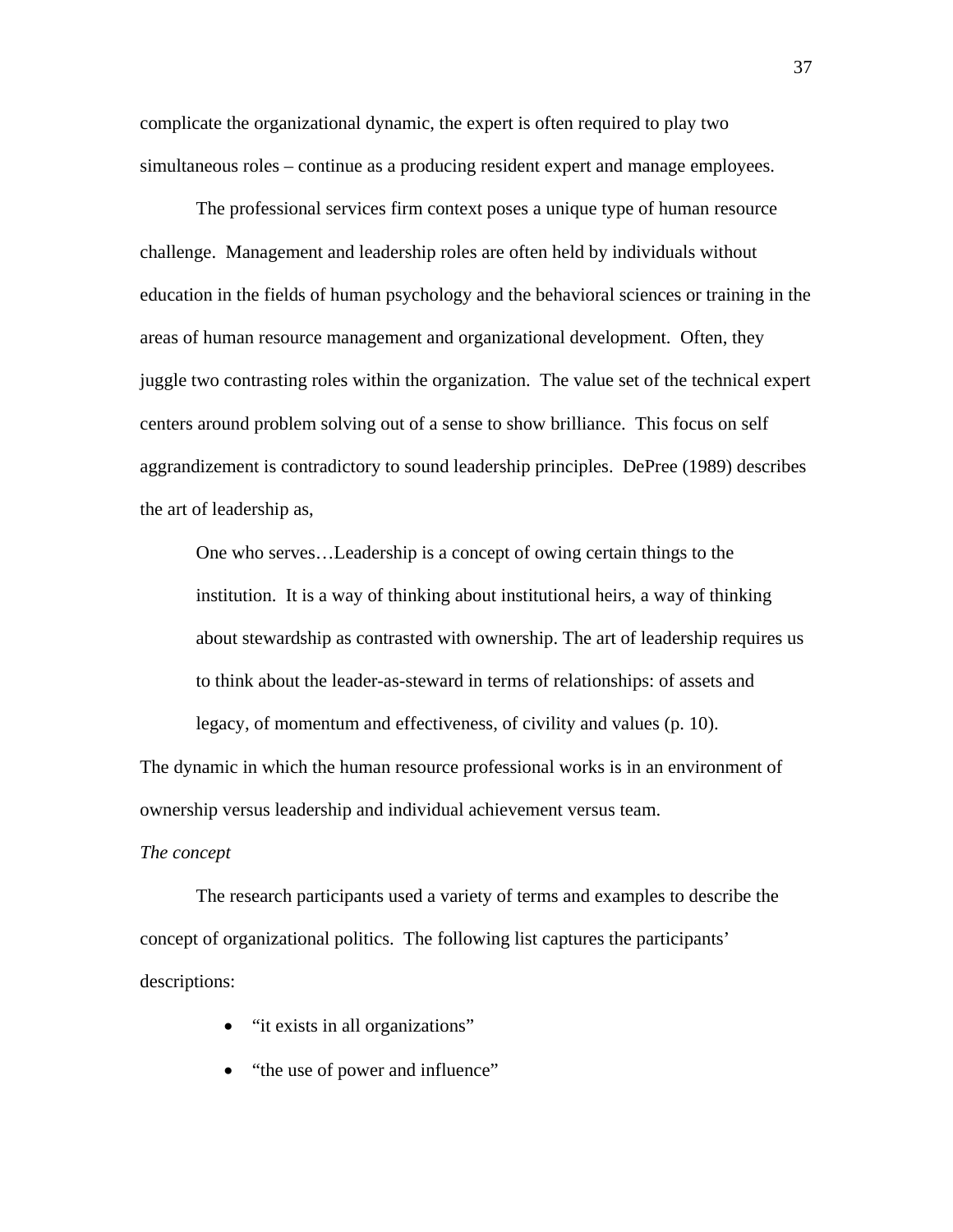complicate the organizational dynamic, the expert is often required to play two simultaneous roles – continue as a producing resident expert and manage employees.

The professional services firm context poses a unique type of human resource challenge. Management and leadership roles are often held by individuals without education in the fields of human psychology and the behavioral sciences or training in the areas of human resource management and organizational development. Often, they juggle two contrasting roles within the organization. The value set of the technical expert centers around problem solving out of a sense to show brilliance. This focus on self aggrandizement is contradictory to sound leadership principles. DePree (1989) describes the art of leadership as,

> One who serves…Leadership is a concept of owing certain things to the institution. It is a way of thinking about institutional heirs, a way of thinking about stewardship as contrasted with ownership. The art of leadership requires us to think about the leader-as-steward in terms of relationships: of assets and legacy, of momentum and effectiveness, of civility and values (p. 10).

The dynamic in which the human resource professional works is in an environment of ownership versus leadership and individual achievement versus team.

*The concept*

The research participants used a variety of terms and examples to describe the concept of organizational politics. The following list captures the participants' descriptions:

- "it exists in all organizations"
- "the use of power and influence"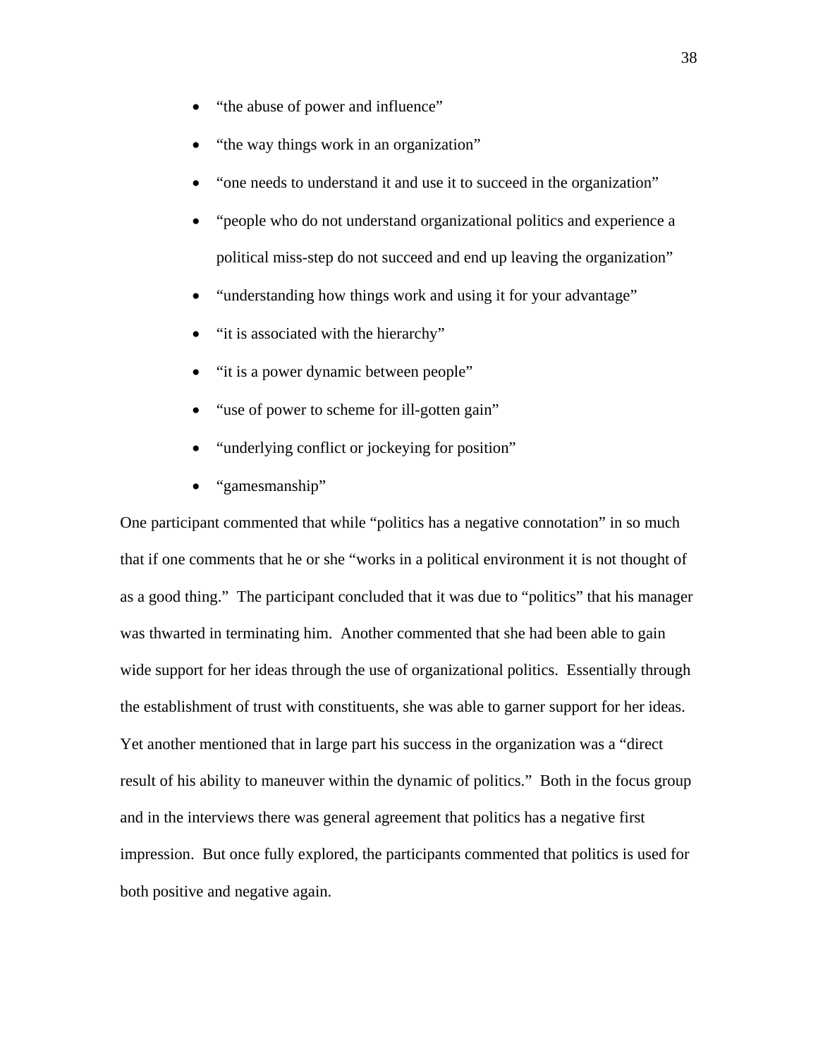- “the abuse of power and influence”
- “the way things work in an organization”
- “one needs to understand it and use it to succeed in the organization”
- “people who do not understand organizational politics and experience a political miss-step do not succeed and end up leaving the organization”
- “understanding how things work and using it for your advantage”
- “it is associated with the hierarchy”
- “it is a power dynamic between people”
- “use of power to scheme for ill-gotten gain”
- “underlying conflict or jockeying for position”
- “gamesmanship”

One participant commented that while “politics has a negative connotation” in so much that if one comments that he or she “works in a political environment it is not thought of as a good thing.” The participant concluded that it was due to “politics” that his manager was thwarted in terminating him. Another commented that she had been able to gain wide support for her ideas through the use of organizational politics. Essentially through the establishment of trust with constituents, she was able to garner support for her ideas. Yet another mentioned that in large part his success in the organization was a “direct result of his ability to maneuver within the dynamic of politics.” Both in the focus group and in the interviews there was general agreement that politics has a negative first impression. But once fully explored, the participants commented that politics is used for both positive and negative again.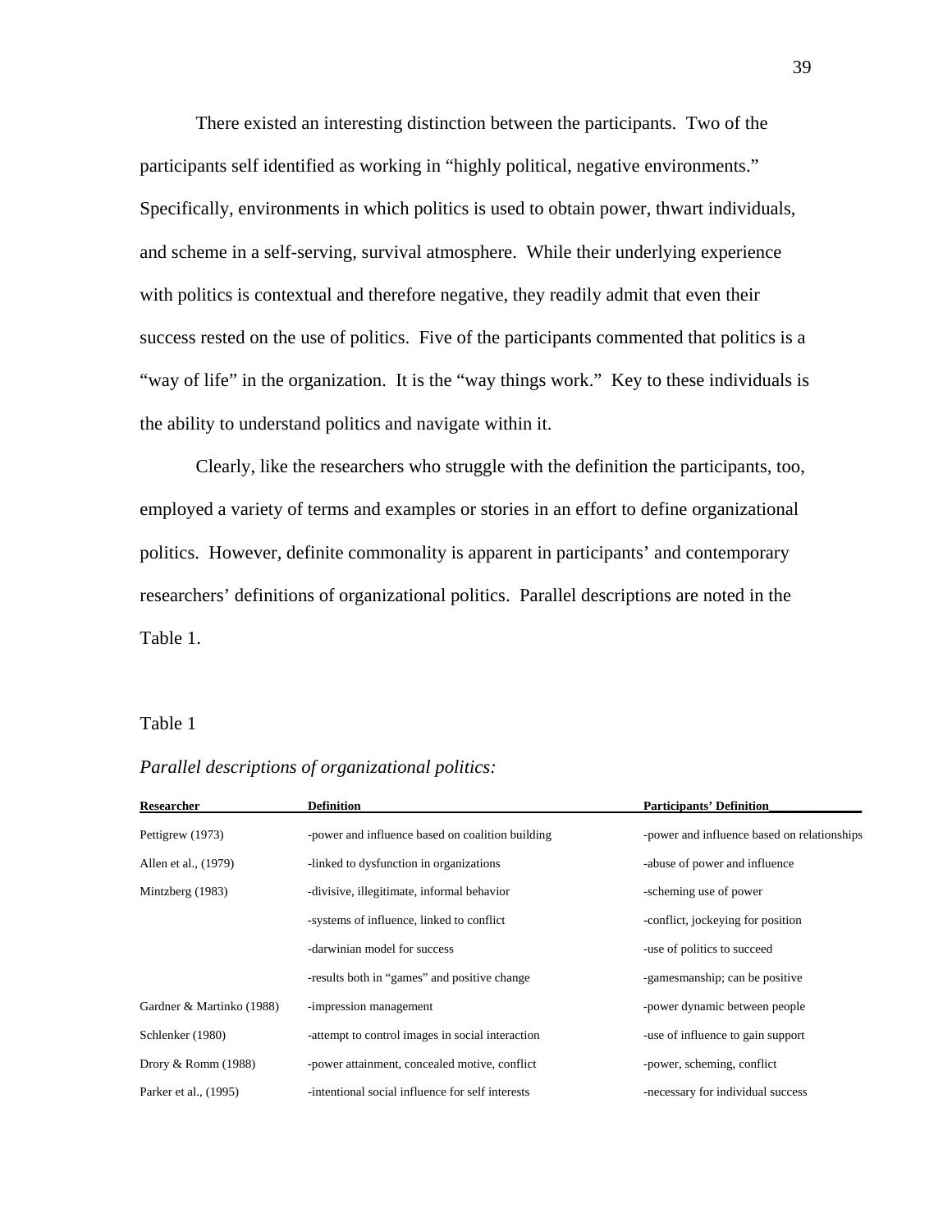There existed an interesting distinction between the participants. Two of the participants self identified as working in "highly political, negative environments." Specifically, environments in which politics is used to obtain power, thwart individuals, and scheme in a self-serving, survival atmosphere. While their underlying experience with politics is contextual and therefore negative, they readily admit that even their success rested on the use of politics. Five of the participants commented that politics is a "way of life" in the organization. It is the "way things work." Key to these individuals is the ability to understand politics and navigate within it.

Clearly, like the researchers who struggle with the definition the participants, too, employed a variety of terms and examples or stories in an effort to define organizational politics. However, definite commonality is apparent in participants' and contemporary researchers' definitions of organizational politics. Parallel descriptions are noted in the Table 1.

Table 1

*Parallel descriptions of organizational politics:*

| Researcher | Definition | Participants' Definition |
|---|---|---|
| Pettigrew (1973) | -power and influence based on coalition building | -power and influence based on relationships |
| Allen et al., (1979) | -linked to dysfunction in organizations | -abuse of power and influence |
| Mintzberg (1983) | -divisive, illegitimate, informal behavior | -scheming use of power |
| | -systems of influence, linked to conflict | -conflict, jockeying for position |
| | -darwinian model for success | -use of politics to succeed |
| | -results both in "games" and positive change | -gamesmanship; can be positive |
| Gardner & Martinko (1988) | -impression management | -power dynamic between people |
| Schlenker (1980) | -attempt to control images in social interaction | -use of influence to gain support |
| Drory & Romm (1988) | -power attainment, concealed motive, conflict | -power, scheming, conflict |
| Parker et al., (1995) | -intentional social influence for self interests | -necessary for individual success |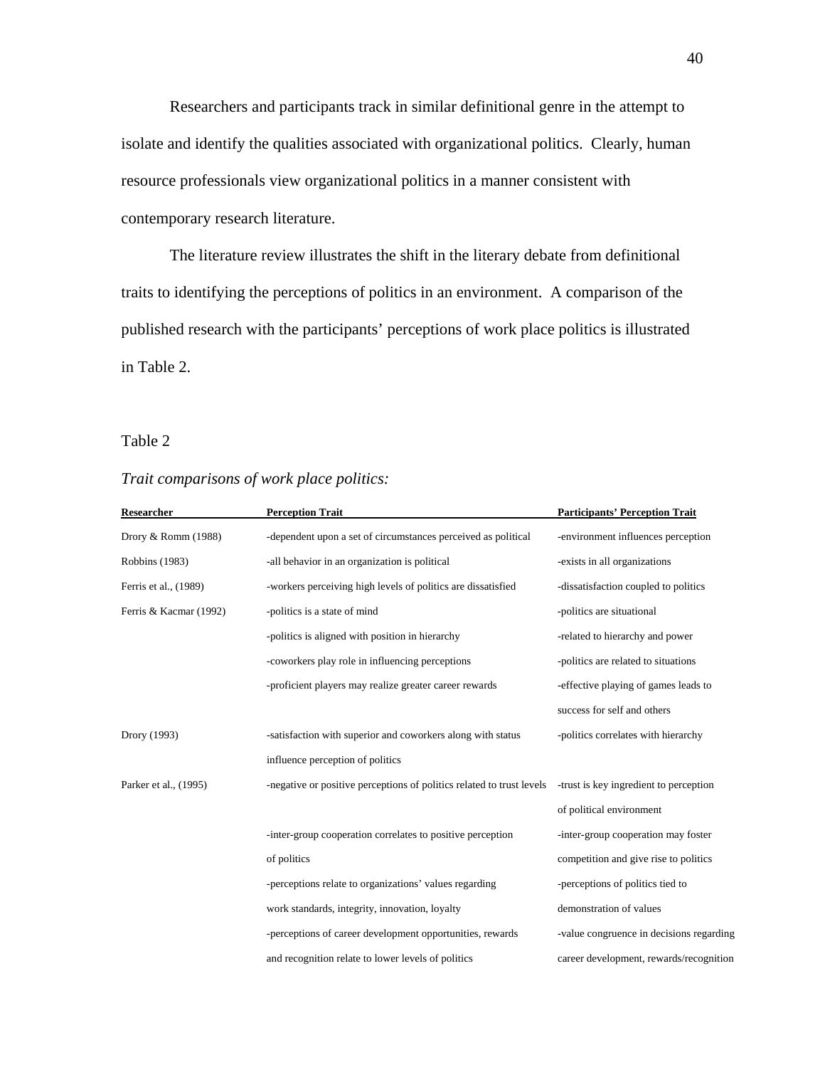Researchers and participants track in similar definitional genre in the attempt to isolate and identify the qualities associated with organizational politics. Clearly, human resource professionals view organizational politics in a manner consistent with contemporary research literature.

The literature review illustrates the shift in the literary debate from definitional traits to identifying the perceptions of politics in an environment. A comparison of the published research with the participants' perceptions of work place politics is illustrated in Table 2.

Table 2

*Trait comparisons of work place politics:*

| **Researcher** | **Perception Trait** | **Participants' Perception Trait** |
|---|---|---|
| Drory & Romm (1988) | -dependent upon a set of circumstances perceived as political | -environment influences perception |
| Robbins (1983) | -all behavior in an organization is political | -exists in all organizations |
| Ferris et al., (1989) | -workers perceiving high levels of politics are dissatisfied | -dissatisfaction coupled to politics |
| Ferris & Kacmar (1992) | -politics is a state of mind | -politics are situational |
| | -politics is aligned with position in hierarchy | -related to hierarchy and power |
| | -coworkers play role in influencing perceptions | -politics are related to situations |
| | -proficient players may realize greater career rewards | -effective playing of games leads to success for self and others |
| Drory (1993) | -satisfaction with superior and coworkers along with status influence perception of politics | -politics correlates with hierarchy |
| Parker et al., (1995) | -negative or positive perceptions of politics related to trust levels | -trust is key ingredient to perception of political environment |
| | -inter-group cooperation correlates to positive perception of politics | -inter-group cooperation may foster competition and give rise to politics |
| | -perceptions relate to organizations' values regarding work standards, integrity, innovation, loyalty | -perceptions of politics tied to demonstration of values |
| | -perceptions of career development opportunities, rewards and recognition relate to lower levels of politics | -value congruence in decisions regarding career development, rewards/recognition |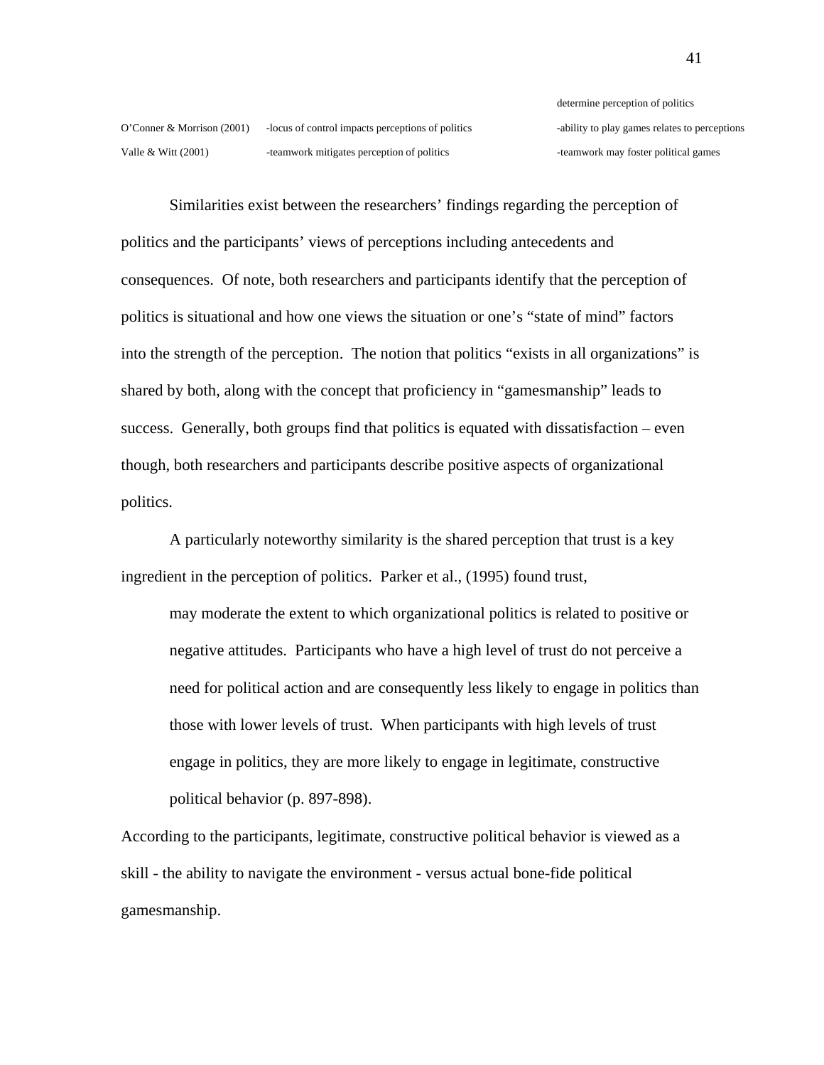| | | |
|---|---|---|
| | | determine perception of politics |
| O'Conner & Morrison (2001) | -locus of control impacts perceptions of politics | -ability to play games relates to perceptions |
| Valle & Witt (2001) | -teamwork mitigates perception of politics | -teamwork may foster political games |

Similarities exist between the researchers' findings regarding the perception of politics and the participants' views of perceptions including antecedents and consequences. Of note, both researchers and participants identify that the perception of politics is situational and how one views the situation or one's "state of mind" factors into the strength of the perception. The notion that politics "exists in all organizations" is shared by both, along with the concept that proficiency in "gamesmanship" leads to success. Generally, both groups find that politics is equated with dissatisfaction – even though, both researchers and participants describe positive aspects of organizational politics.

A particularly noteworthy similarity is the shared perception that trust is a key ingredient in the perception of politics. Parker et al., (1995) found trust,

> may moderate the extent to which organizational politics is related to positive or negative attitudes. Participants who have a high level of trust do not perceive a need for political action and are consequently less likely to engage in politics than those with lower levels of trust. When participants with high levels of trust engage in politics, they are more likely to engage in legitimate, constructive political behavior (p. 897-898).

According to the participants, legitimate, constructive political behavior is viewed as a skill - the ability to navigate the environment - versus actual bone-fide political gamesmanship.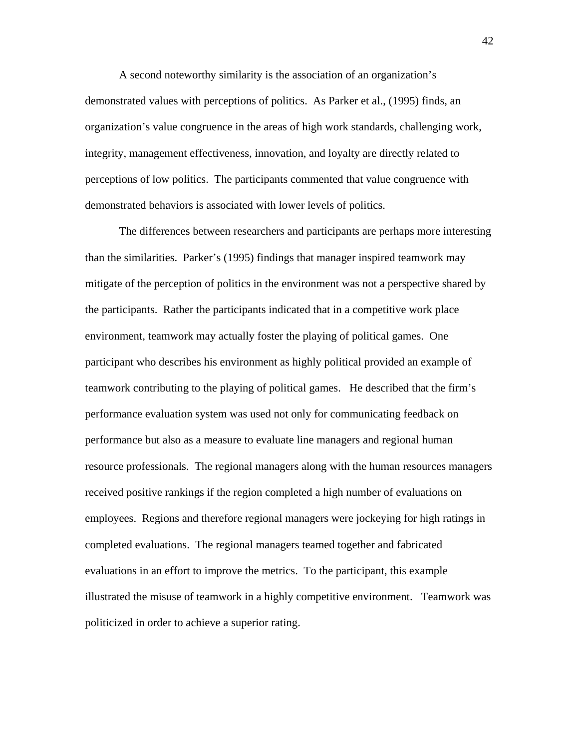A second noteworthy similarity is the association of an organization's demonstrated values with perceptions of politics. As Parker et al., (1995) finds, an organization's value congruence in the areas of high work standards, challenging work, integrity, management effectiveness, innovation, and loyalty are directly related to perceptions of low politics. The participants commented that value congruence with demonstrated behaviors is associated with lower levels of politics.

The differences between researchers and participants are perhaps more interesting than the similarities. Parker's (1995) findings that manager inspired teamwork may mitigate of the perception of politics in the environment was not a perspective shared by the participants. Rather the participants indicated that in a competitive work place environment, teamwork may actually foster the playing of political games. One participant who describes his environment as highly political provided an example of teamwork contributing to the playing of political games. He described that the firm's performance evaluation system was used not only for communicating feedback on performance but also as a measure to evaluate line managers and regional human resource professionals. The regional managers along with the human resources managers received positive rankings if the region completed a high number of evaluations on employees. Regions and therefore regional managers were jockeying for high ratings in completed evaluations. The regional managers teamed together and fabricated evaluations in an effort to improve the metrics. To the participant, this example illustrated the misuse of teamwork in a highly competitive environment. Teamwork was politicized in order to achieve a superior rating.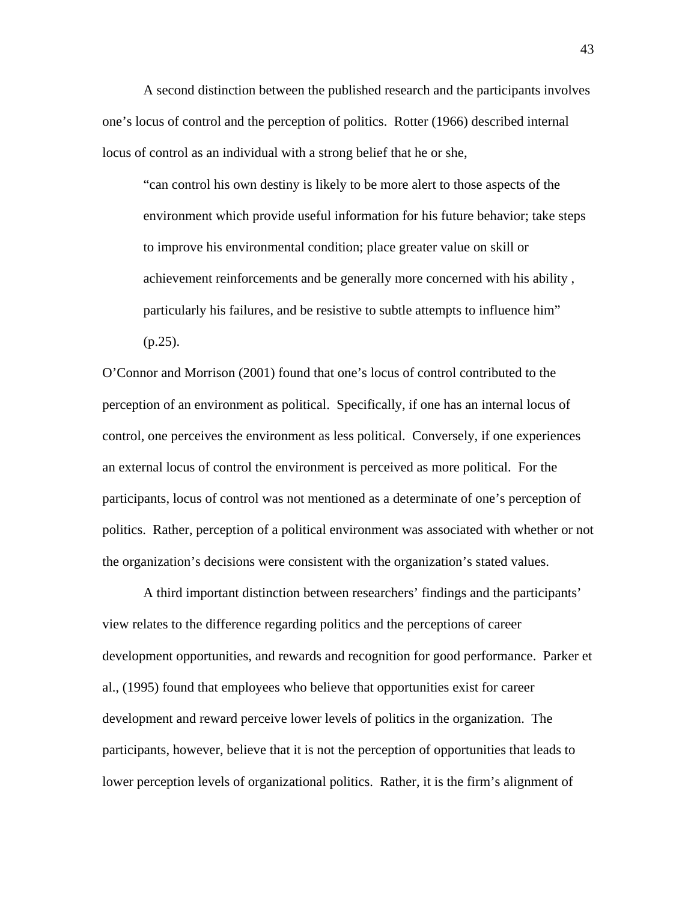A second distinction between the published research and the participants involves one's locus of control and the perception of politics. Rotter (1966) described internal locus of control as an individual with a strong belief that he or she,

> "can control his own destiny is likely to be more alert to those aspects of the environment which provide useful information for his future behavior; take steps to improve his environmental condition; place greater value on skill or achievement reinforcements and be generally more concerned with his ability , particularly his failures, and be resistive to subtle attempts to influence him" (p.25).

O'Connor and Morrison (2001) found that one's locus of control contributed to the perception of an environment as political. Specifically, if one has an internal locus of control, one perceives the environment as less political. Conversely, if one experiences an external locus of control the environment is perceived as more political. For the participants, locus of control was not mentioned as a determinate of one's perception of politics. Rather, perception of a political environment was associated with whether or not the organization's decisions were consistent with the organization's stated values.

A third important distinction between researchers' findings and the participants' view relates to the difference regarding politics and the perceptions of career development opportunities, and rewards and recognition for good performance. Parker et al., (1995) found that employees who believe that opportunities exist for career development and reward perceive lower levels of politics in the organization. The participants, however, believe that it is not the perception of opportunities that leads to lower perception levels of organizational politics. Rather, it is the firm's alignment of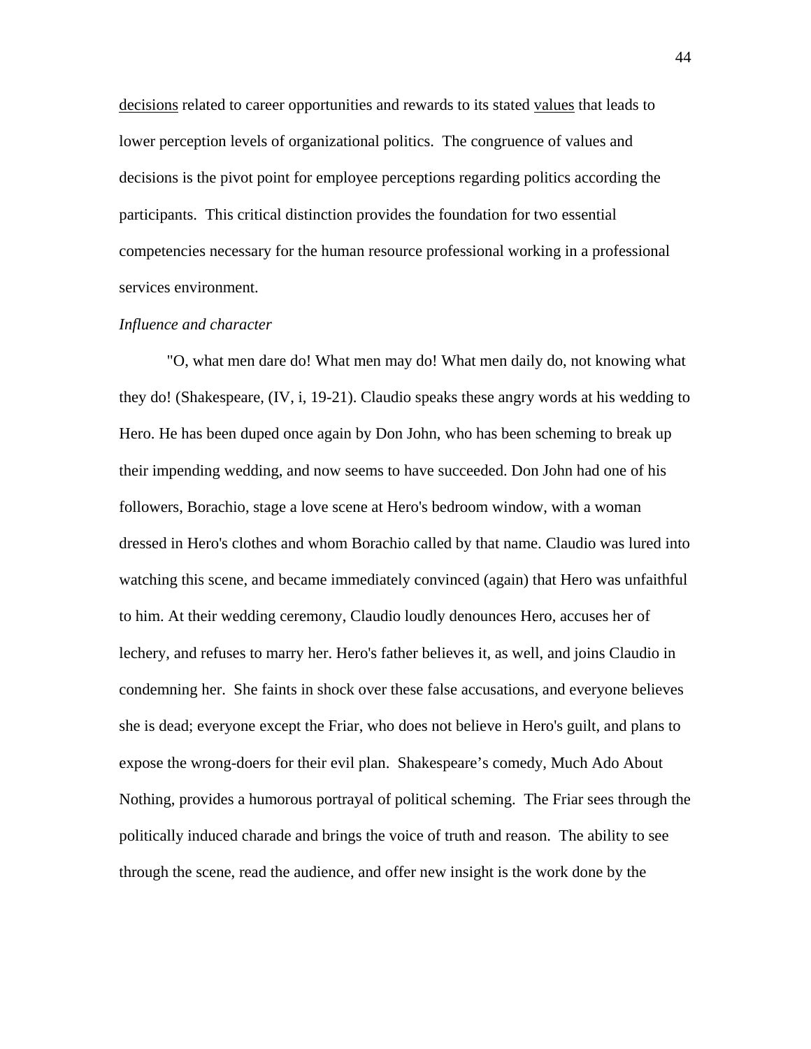decisions related to career opportunities and rewards to its stated values that leads to lower perception levels of organizational politics. The congruence of values and decisions is the pivot point for employee perceptions regarding politics according the participants. This critical distinction provides the foundation for two essential competencies necessary for the human resource professional working in a professional services environment.

*Influence and character*

"O, what men dare do! What men may do! What men daily do, not knowing what they do! (Shakespeare, (IV, i, 19-21). Claudio speaks these angry words at his wedding to Hero. He has been duped once again by Don John, who has been scheming to break up their impending wedding, and now seems to have succeeded. Don John had one of his followers, Borachio, stage a love scene at Hero's bedroom window, with a woman dressed in Hero's clothes and whom Borachio called by that name. Claudio was lured into watching this scene, and became immediately convinced (again) that Hero was unfaithful to him. At their wedding ceremony, Claudio loudly denounces Hero, accuses her of lechery, and refuses to marry her. Hero's father believes it, as well, and joins Claudio in condemning her. She faints in shock over these false accusations, and everyone believes she is dead; everyone except the Friar, who does not believe in Hero's guilt, and plans to expose the wrong-doers for their evil plan. Shakespeare's comedy, Much Ado About Nothing, provides a humorous portrayal of political scheming. The Friar sees through the politically induced charade and brings the voice of truth and reason. The ability to see through the scene, read the audience, and offer new insight is the work done by the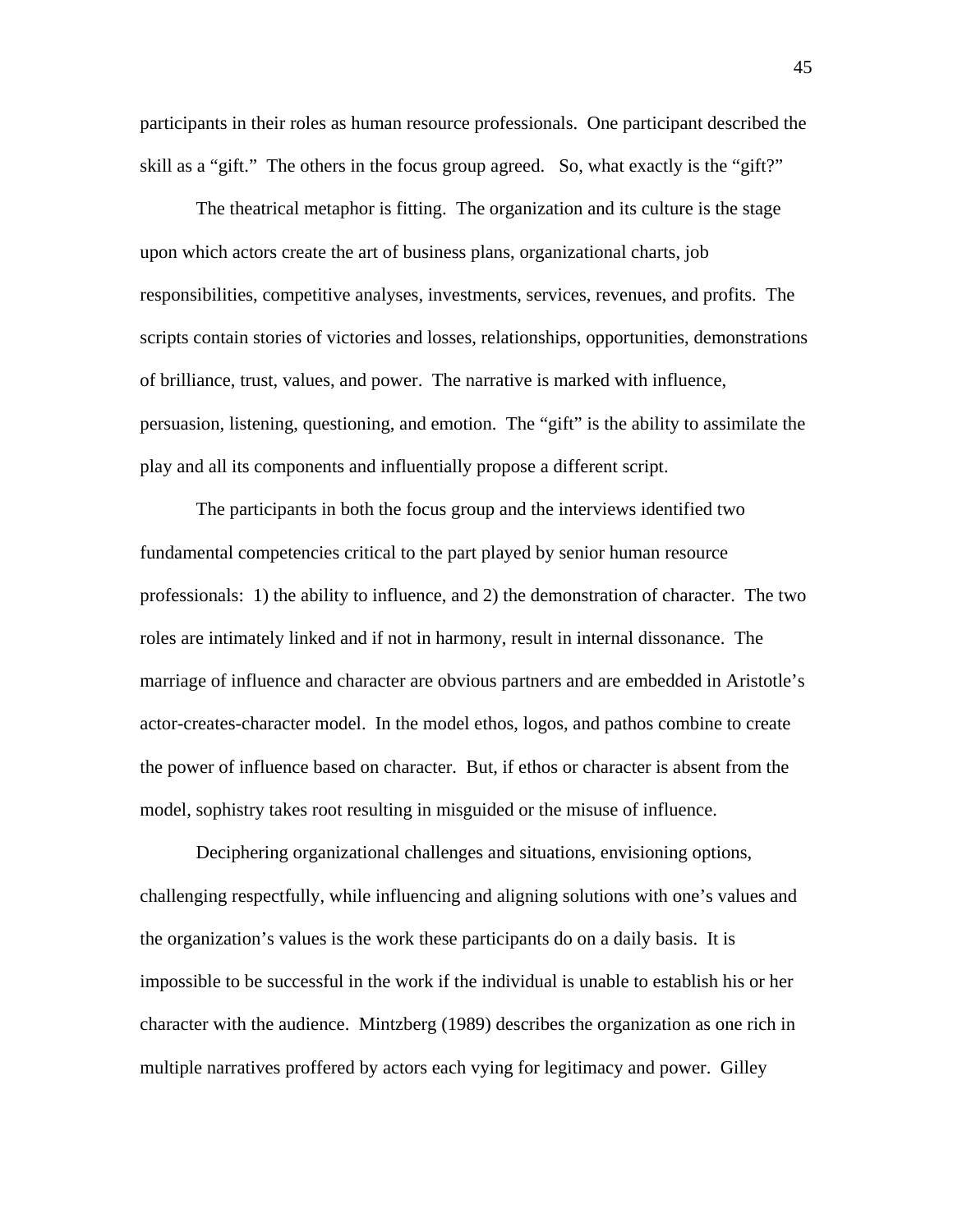participants in their roles as human resource professionals. One participant described the skill as a "gift." The others in the focus group agreed. So, what exactly is the "gift?"

The theatrical metaphor is fitting. The organization and its culture is the stage upon which actors create the art of business plans, organizational charts, job responsibilities, competitive analyses, investments, services, revenues, and profits. The scripts contain stories of victories and losses, relationships, opportunities, demonstrations of brilliance, trust, values, and power. The narrative is marked with influence, persuasion, listening, questioning, and emotion. The "gift" is the ability to assimilate the play and all its components and influentially propose a different script.

The participants in both the focus group and the interviews identified two fundamental competencies critical to the part played by senior human resource professionals: 1) the ability to influence, and 2) the demonstration of character. The two roles are intimately linked and if not in harmony, result in internal dissonance. The marriage of influence and character are obvious partners and are embedded in Aristotle's actor-creates-character model. In the model ethos, logos, and pathos combine to create the power of influence based on character. But, if ethos or character is absent from the model, sophistry takes root resulting in misguided or the misuse of influence.

Deciphering organizational challenges and situations, envisioning options, challenging respectfully, while influencing and aligning solutions with one's values and the organization's values is the work these participants do on a daily basis. It is impossible to be successful in the work if the individual is unable to establish his or her character with the audience. Mintzberg (1989) describes the organization as one rich in multiple narratives proffered by actors each vying for legitimacy and power. Gilley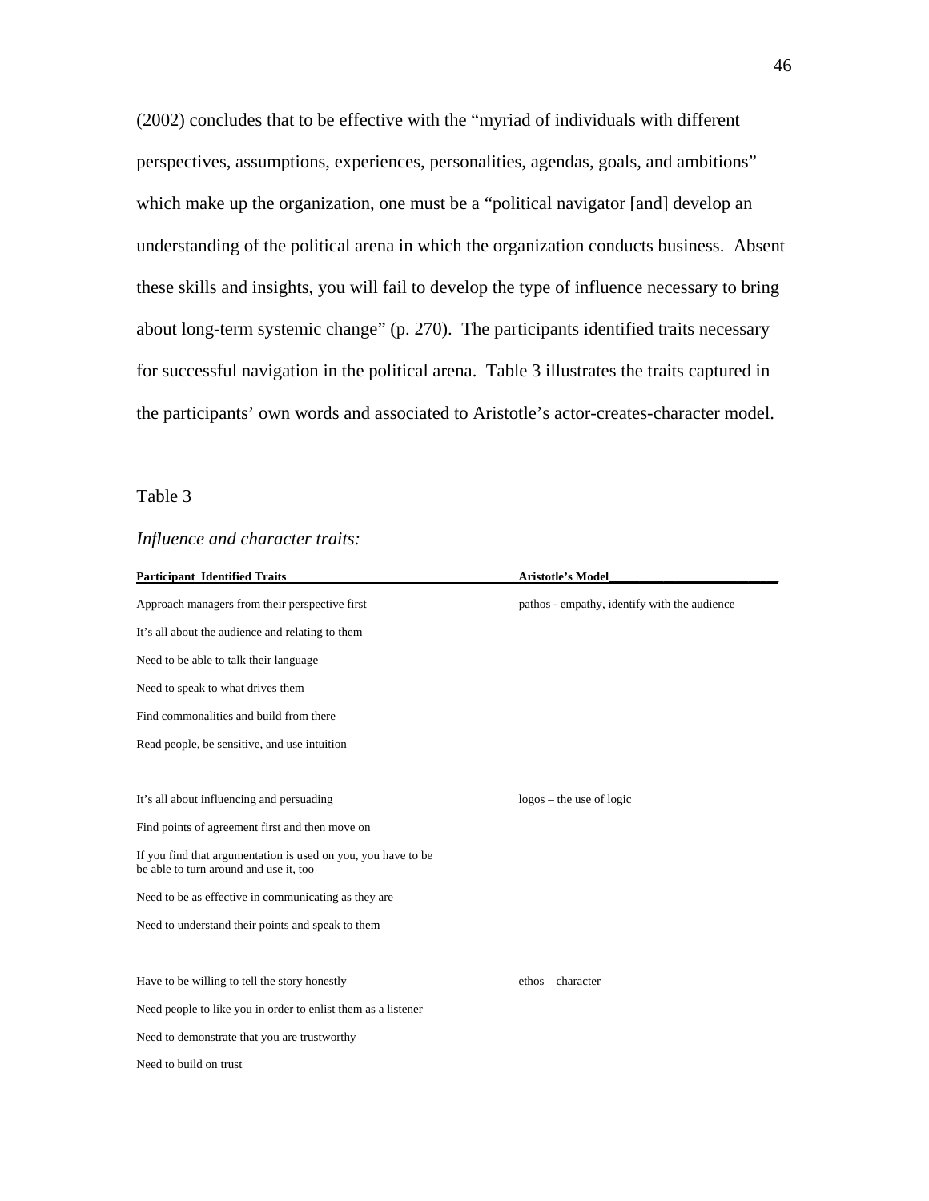(2002) concludes that to be effective with the “myriad of individuals with different perspectives, assumptions, experiences, personalities, agendas, goals, and ambitions” which make up the organization, one must be a “political navigator [and] develop an understanding of the political arena in which the organization conducts business. Absent these skills and insights, you will fail to develop the type of influence necessary to bring about long-term systemic change” (p. 270). The participants identified traits necessary for successful navigation in the political arena. Table 3 illustrates the traits captured in the participants’ own words and associated to Aristotle’s actor-creates-character model.

Table 3

*Influence and character traits:*

| Participant Identified Traits | Aristotle’s Model |
|---|---|
| Approach managers from their perspective first | pathos - empathy, identify with the audience |
| It’s all about the audience and relating to them | |
| Need to be able to talk their language | |
| Need to speak to what drives them | |
| Find commonalities and build from there | |
| Read people, be sensitive, and use intuition | |
| It’s all about influencing and persuading | logos – the use of logic |
| Find points of agreement first and then move on | |
| If you find that argumentation is used on you, you have to be be able to turn around and use it, too | |
| Need to be as effective in communicating as they are | |
| Need to understand their points and speak to them | |
| Have to be willing to tell the story honestly | ethos – character |
| Need people to like you in order to enlist them as a listener | |
| Need to demonstrate that you are trustworthy | |
| Need to build on trust | |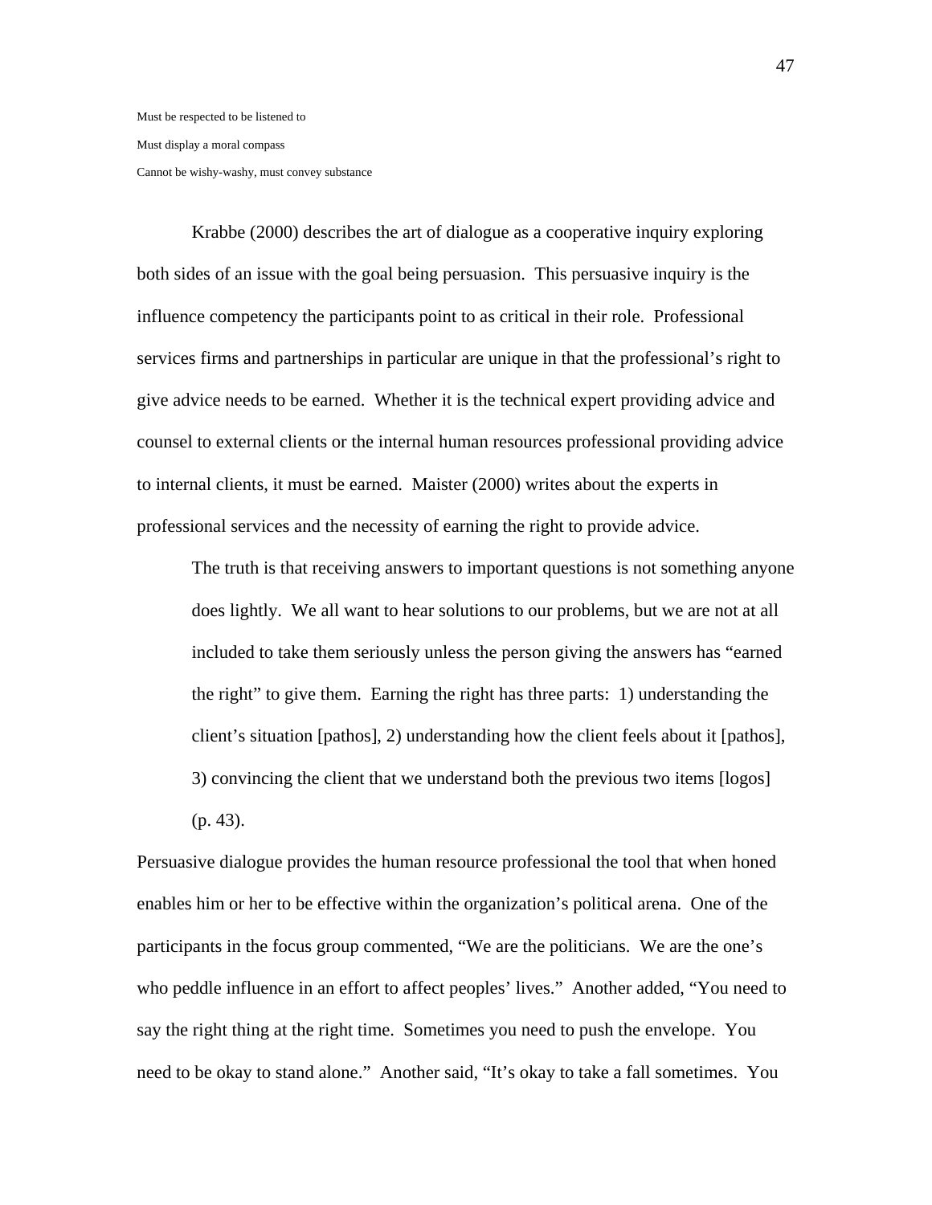Must be respected to be listened to

Must display a moral compass

Cannot be wishy-washy, must convey substance

Krabbe (2000) describes the art of dialogue as a cooperative inquiry exploring both sides of an issue with the goal being persuasion. This persuasive inquiry is the influence competency the participants point to as critical in their role. Professional services firms and partnerships in particular are unique in that the professional's right to give advice needs to be earned. Whether it is the technical expert providing advice and counsel to external clients or the internal human resources professional providing advice to internal clients, it must be earned. Maister (2000) writes about the experts in professional services and the necessity of earning the right to provide advice.

> The truth is that receiving answers to important questions is not something anyone does lightly. We all want to hear solutions to our problems, but we are not at all included to take them seriously unless the person giving the answers has "earned the right" to give them. Earning the right has three parts: 1) understanding the client's situation [pathos], 2) understanding how the client feels about it [pathos], 3) convincing the client that we understand both the previous two items [logos] (p. 43).

Persuasive dialogue provides the human resource professional the tool that when honed enables him or her to be effective within the organization's political arena. One of the participants in the focus group commented, "We are the politicians. We are the one's who peddle influence in an effort to affect peoples' lives." Another added, "You need to say the right thing at the right time. Sometimes you need to push the envelope. You need to be okay to stand alone." Another said, "It's okay to take a fall sometimes. You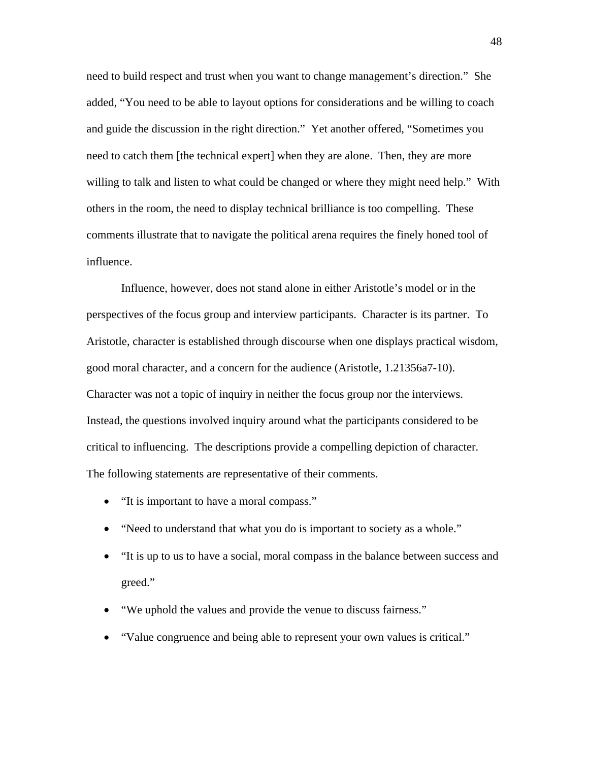need to build respect and trust when you want to change management's direction." She added, "You need to be able to layout options for considerations and be willing to coach and guide the discussion in the right direction." Yet another offered, "Sometimes you need to catch them [the technical expert] when they are alone. Then, they are more willing to talk and listen to what could be changed or where they might need help." With others in the room, the need to display technical brilliance is too compelling. These comments illustrate that to navigate the political arena requires the finely honed tool of influence.

Influence, however, does not stand alone in either Aristotle's model or in the perspectives of the focus group and interview participants. Character is its partner. To Aristotle, character is established through discourse when one displays practical wisdom, good moral character, and a concern for the audience (Aristotle, 1.21356a7-10). Character was not a topic of inquiry in neither the focus group nor the interviews. Instead, the questions involved inquiry around what the participants considered to be critical to influencing. The descriptions provide a compelling depiction of character. The following statements are representative of their comments.

- "It is important to have a moral compass."
- "Need to understand that what you do is important to society as a whole."
- "It is up to us to have a social, moral compass in the balance between success and greed."
- "We uphold the values and provide the venue to discuss fairness."
- "Value congruence and being able to represent your own values is critical."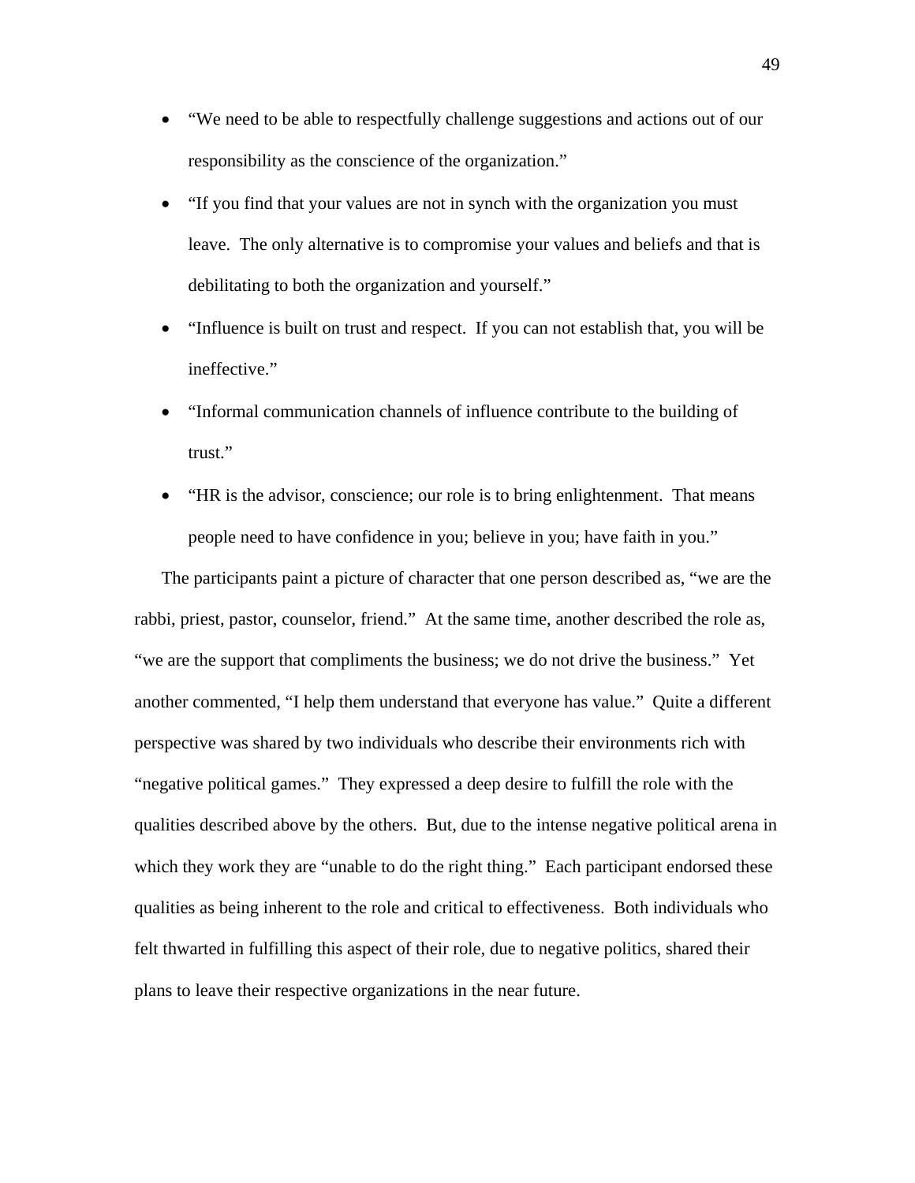- "We need to be able to respectfully challenge suggestions and actions out of our responsibility as the conscience of the organization."
- "If you find that your values are not in synch with the organization you must leave. The only alternative is to compromise your values and beliefs and that is debilitating to both the organization and yourself."
- "Influence is built on trust and respect. If you can not establish that, you will be ineffective."
- "Informal communication channels of influence contribute to the building of trust."
- "HR is the advisor, conscience; our role is to bring enlightenment. That means people need to have confidence in you; believe in you; have faith in you."

The participants paint a picture of character that one person described as, "we are the rabbi, priest, pastor, counselor, friend." At the same time, another described the role as, "we are the support that compliments the business; we do not drive the business." Yet another commented, "I help them understand that everyone has value." Quite a different perspective was shared by two individuals who describe their environments rich with "negative political games." They expressed a deep desire to fulfill the role with the qualities described above by the others. But, due to the intense negative political arena in which they work they are "unable to do the right thing." Each participant endorsed these qualities as being inherent to the role and critical to effectiveness. Both individuals who felt thwarted in fulfilling this aspect of their role, due to negative politics, shared their plans to leave their respective organizations in the near future.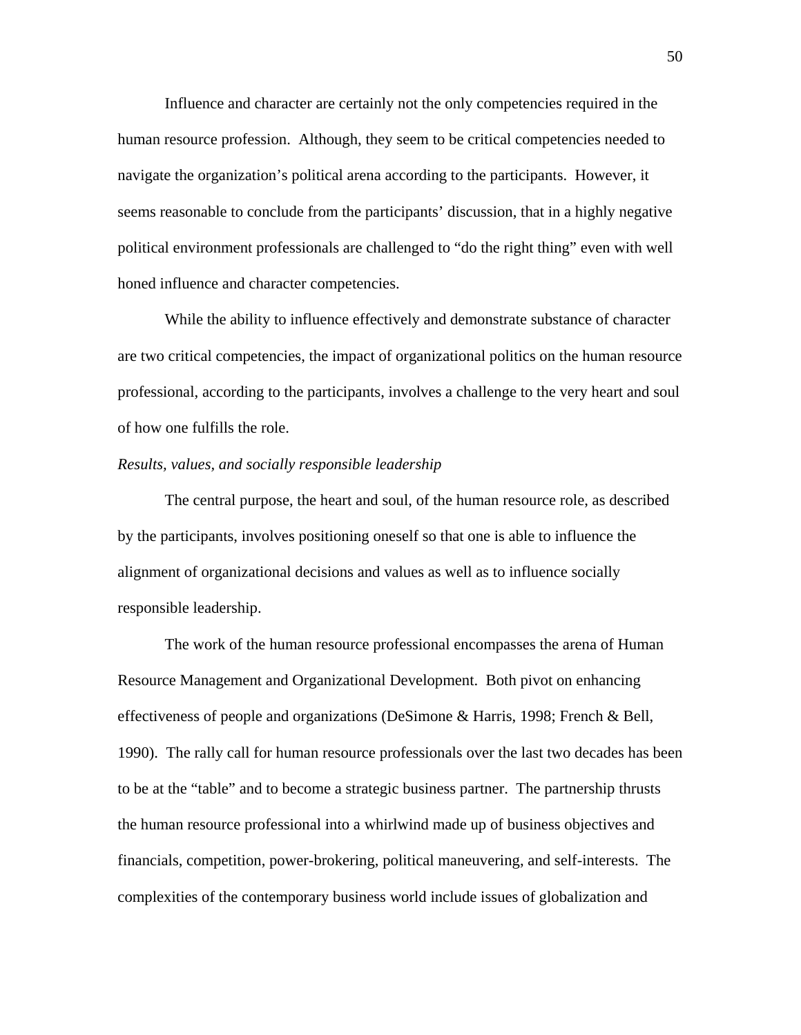Influence and character are certainly not the only competencies required in the human resource profession. Although, they seem to be critical competencies needed to navigate the organization's political arena according to the participants. However, it seems reasonable to conclude from the participants' discussion, that in a highly negative political environment professionals are challenged to "do the right thing" even with well honed influence and character competencies.

While the ability to influence effectively and demonstrate substance of character are two critical competencies, the impact of organizational politics on the human resource professional, according to the participants, involves a challenge to the very heart and soul of how one fulfills the role.

*Results, values, and socially responsible leadership*

The central purpose, the heart and soul, of the human resource role, as described by the participants, involves positioning oneself so that one is able to influence the alignment of organizational decisions and values as well as to influence socially responsible leadership.

The work of the human resource professional encompasses the arena of Human Resource Management and Organizational Development. Both pivot on enhancing effectiveness of people and organizations (DeSimone & Harris, 1998; French & Bell, 1990). The rally call for human resource professionals over the last two decades has been to be at the "table" and to become a strategic business partner. The partnership thrusts the human resource professional into a whirlwind made up of business objectives and financials, competition, power-brokering, political maneuvering, and self-interests. The complexities of the contemporary business world include issues of globalization and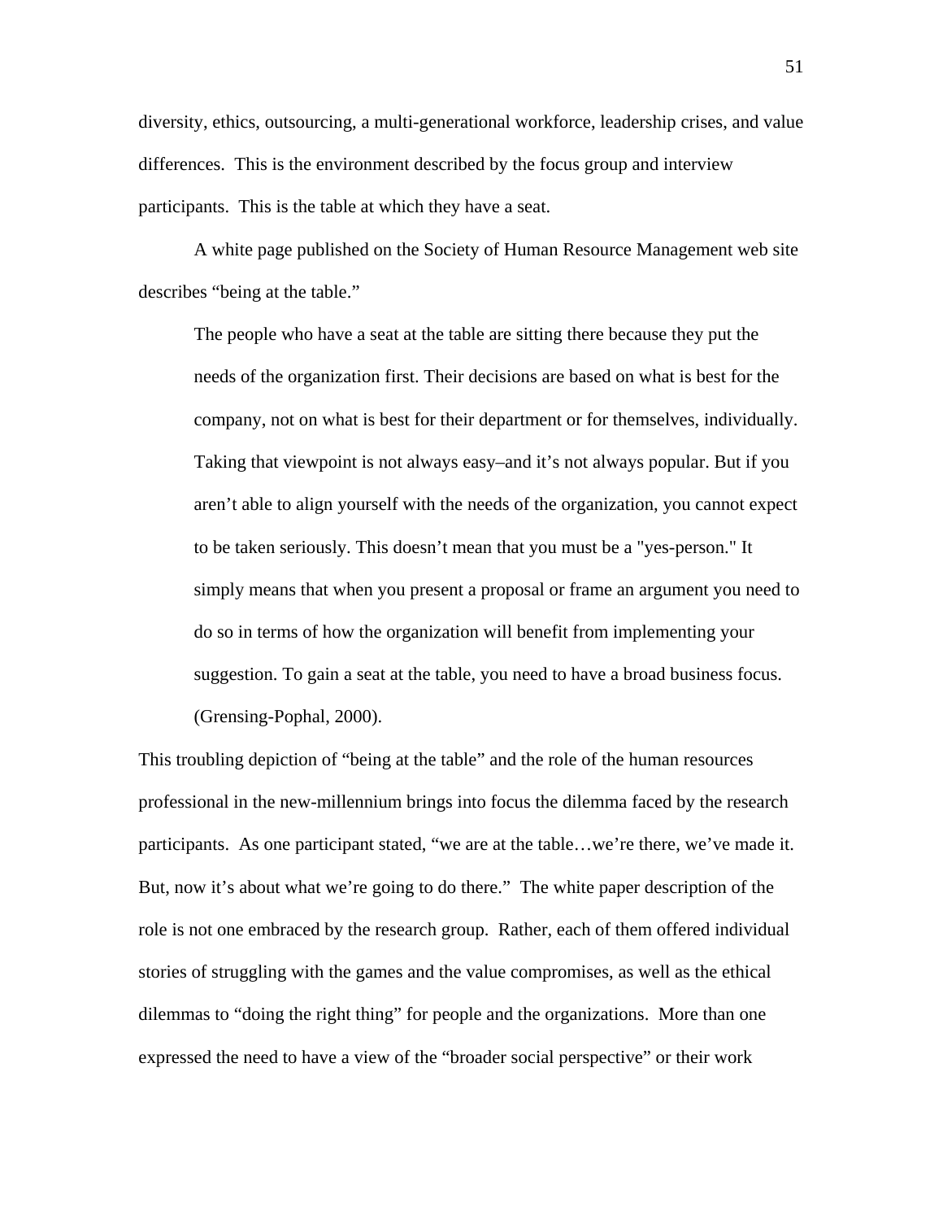diversity, ethics, outsourcing, a multi-generational workforce, leadership crises, and value differences. This is the environment described by the focus group and interview participants. This is the table at which they have a seat.

A white page published on the Society of Human Resource Management web site describes "being at the table."

> The people who have a seat at the table are sitting there because they put the needs of the organization first. Their decisions are based on what is best for the company, not on what is best for their department or for themselves, individually. Taking that viewpoint is not always easy–and it's not always popular. But if you aren't able to align yourself with the needs of the organization, you cannot expect to be taken seriously. This doesn't mean that you must be a "yes-person." It simply means that when you present a proposal or frame an argument you need to do so in terms of how the organization will benefit from implementing your suggestion. To gain a seat at the table, you need to have a broad business focus. (Grensing-Pophal, 2000).

This troubling depiction of "being at the table" and the role of the human resources professional in the new-millennium brings into focus the dilemma faced by the research participants. As one participant stated, "we are at the table…we're there, we've made it. But, now it's about what we're going to do there." The white paper description of the role is not one embraced by the research group. Rather, each of them offered individual stories of struggling with the games and the value compromises, as well as the ethical dilemmas to "doing the right thing" for people and the organizations. More than one expressed the need to have a view of the "broader social perspective" or their work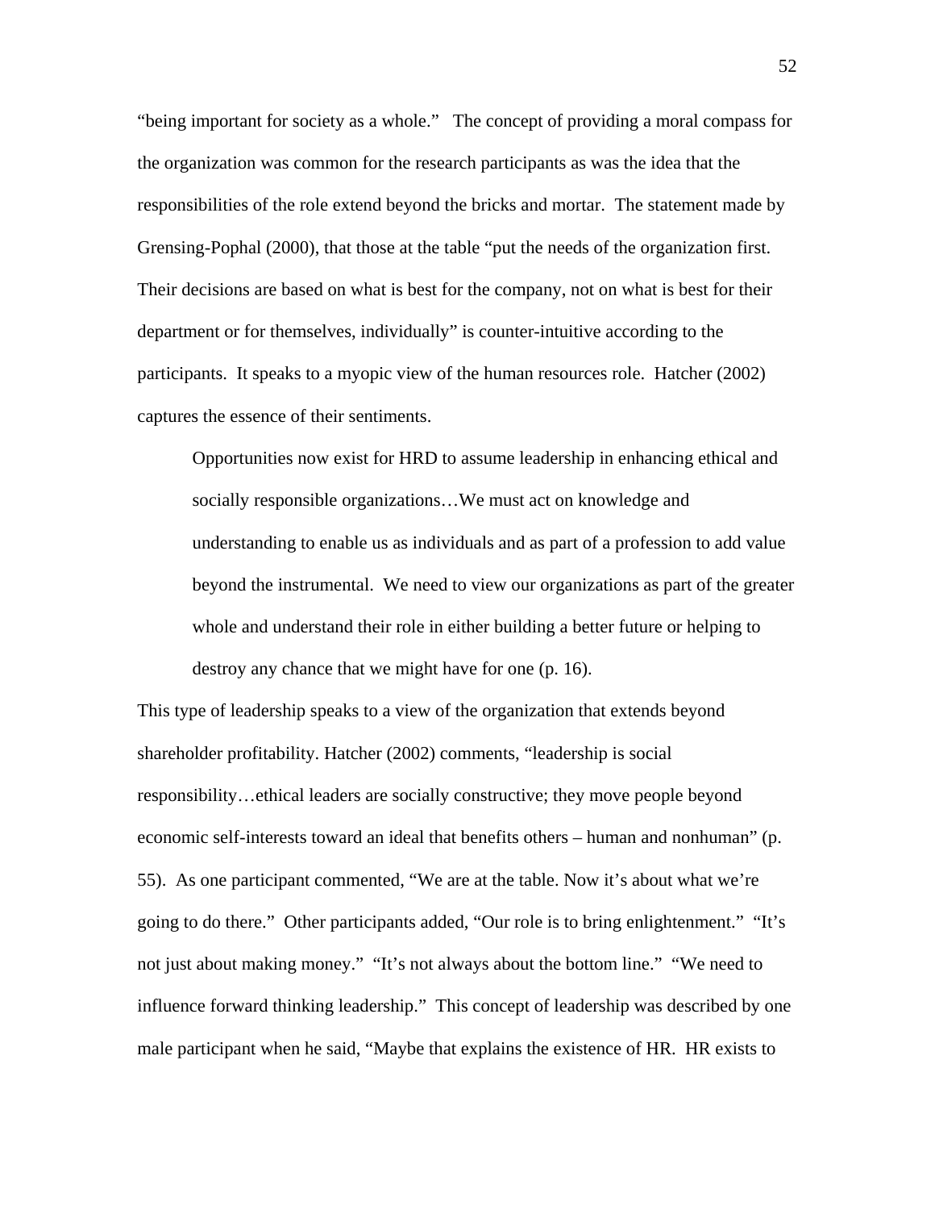"being important for society as a whole." The concept of providing a moral compass for the organization was common for the research participants as was the idea that the responsibilities of the role extend beyond the bricks and mortar. The statement made by Grensing-Pophal (2000), that those at the table "put the needs of the organization first. Their decisions are based on what is best for the company, not on what is best for their department or for themselves, individually" is counter-intuitive according to the participants. It speaks to a myopic view of the human resources role. Hatcher (2002) captures the essence of their sentiments.

> Opportunities now exist for HRD to assume leadership in enhancing ethical and socially responsible organizations…We must act on knowledge and understanding to enable us as individuals and as part of a profession to add value beyond the instrumental. We need to view our organizations as part of the greater whole and understand their role in either building a better future or helping to destroy any chance that we might have for one (p. 16).

This type of leadership speaks to a view of the organization that extends beyond shareholder profitability. Hatcher (2002) comments, "leadership is social responsibility…ethical leaders are socially constructive; they move people beyond economic self-interests toward an ideal that benefits others – human and nonhuman" (p. 55). As one participant commented, "We are at the table. Now it's about what we're going to do there." Other participants added, "Our role is to bring enlightenment." "It's not just about making money." "It's not always about the bottom line." "We need to influence forward thinking leadership." This concept of leadership was described by one male participant when he said, "Maybe that explains the existence of HR. HR exists to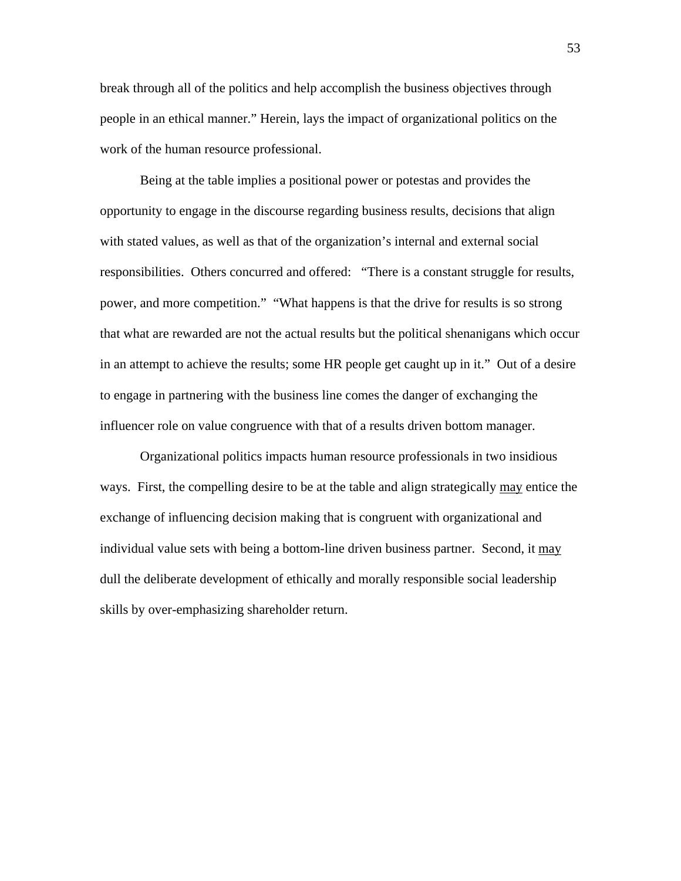break through all of the politics and help accomplish the business objectives through people in an ethical manner." Herein, lays the impact of organizational politics on the work of the human resource professional.

Being at the table implies a positional power or potestas and provides the opportunity to engage in the discourse regarding business results, decisions that align with stated values, as well as that of the organization's internal and external social responsibilities. Others concurred and offered: "There is a constant struggle for results, power, and more competition." "What happens is that the drive for results is so strong that what are rewarded are not the actual results but the political shenanigans which occur in an attempt to achieve the results; some HR people get caught up in it." Out of a desire to engage in partnering with the business line comes the danger of exchanging the influencer role on value congruence with that of a results driven bottom manager.

Organizational politics impacts human resource professionals in two insidious ways. First, the compelling desire to be at the table and align strategically <u>may</u> entice the exchange of influencing decision making that is congruent with organizational and individual value sets with being a bottom-line driven business partner. Second, it <u>may</u> dull the deliberate development of ethically and morally responsible social leadership skills by over-emphasizing shareholder return.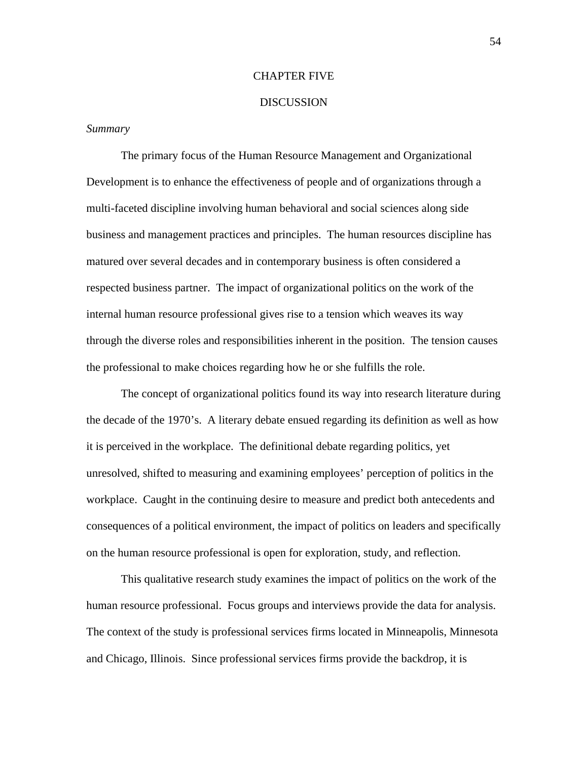# CHAPTER FIVE

# DISCUSSION

*Summary*

The primary focus of the Human Resource Management and Organizational Development is to enhance the effectiveness of people and of organizations through a multi-faceted discipline involving human behavioral and social sciences along side business and management practices and principles. The human resources discipline has matured over several decades and in contemporary business is often considered a respected business partner. The impact of organizational politics on the work of the internal human resource professional gives rise to a tension which weaves its way through the diverse roles and responsibilities inherent in the position. The tension causes the professional to make choices regarding how he or she fulfills the role.

The concept of organizational politics found its way into research literature during the decade of the 1970's. A literary debate ensued regarding its definition as well as how it is perceived in the workplace. The definitional debate regarding politics, yet unresolved, shifted to measuring and examining employees' perception of politics in the workplace. Caught in the continuing desire to measure and predict both antecedents and consequences of a political environment, the impact of politics on leaders and specifically on the human resource professional is open for exploration, study, and reflection.

This qualitative research study examines the impact of politics on the work of the human resource professional. Focus groups and interviews provide the data for analysis. The context of the study is professional services firms located in Minneapolis, Minnesota and Chicago, Illinois. Since professional services firms provide the backdrop, it is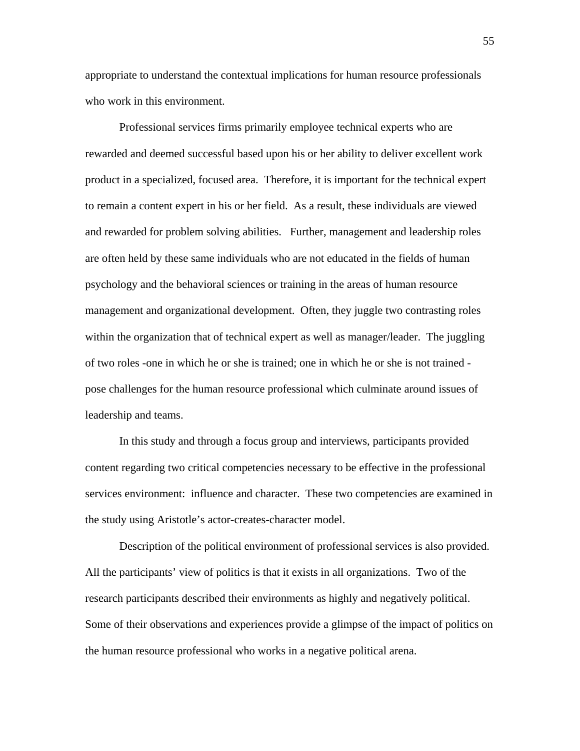appropriate to understand the contextual implications for human resource professionals who work in this environment.

Professional services firms primarily employee technical experts who are rewarded and deemed successful based upon his or her ability to deliver excellent work product in a specialized, focused area. Therefore, it is important for the technical expert to remain a content expert in his or her field. As a result, these individuals are viewed and rewarded for problem solving abilities. Further, management and leadership roles are often held by these same individuals who are not educated in the fields of human psychology and the behavioral sciences or training in the areas of human resource management and organizational development. Often, they juggle two contrasting roles within the organization that of technical expert as well as manager/leader. The juggling of two roles -one in which he or she is trained; one in which he or she is not trained - pose challenges for the human resource professional which culminate around issues of leadership and teams.

In this study and through a focus group and interviews, participants provided content regarding two critical competencies necessary to be effective in the professional services environment: influence and character. These two competencies are examined in the study using Aristotle's actor-creates-character model.

Description of the political environment of professional services is also provided. All the participants' view of politics is that it exists in all organizations. Two of the research participants described their environments as highly and negatively political. Some of their observations and experiences provide a glimpse of the impact of politics on the human resource professional who works in a negative political arena.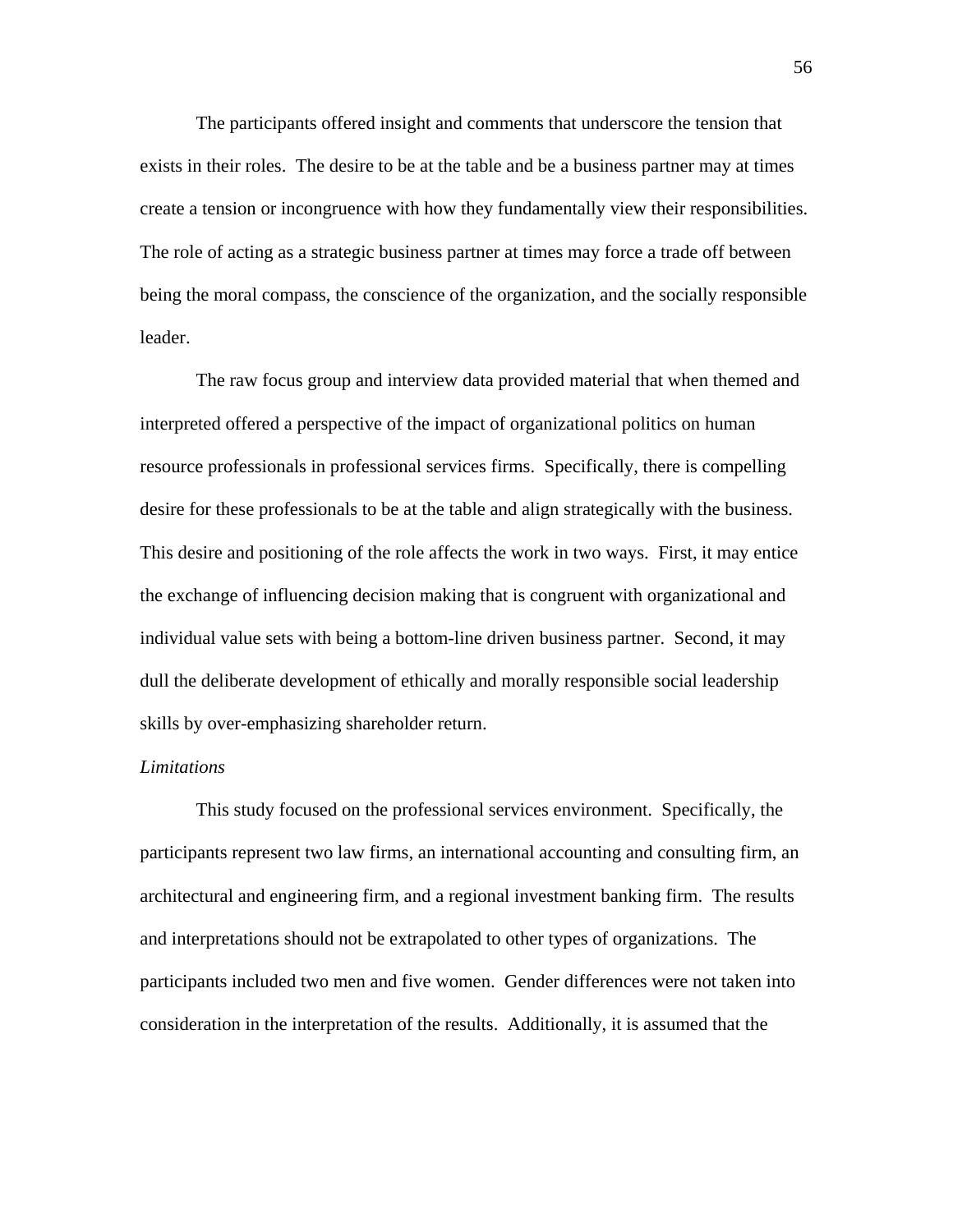The participants offered insight and comments that underscore the tension that exists in their roles. The desire to be at the table and be a business partner may at times create a tension or incongruence with how they fundamentally view their responsibilities. The role of acting as a strategic business partner at times may force a trade off between being the moral compass, the conscience of the organization, and the socially responsible leader.

The raw focus group and interview data provided material that when themed and interpreted offered a perspective of the impact of organizational politics on human resource professionals in professional services firms. Specifically, there is compelling desire for these professionals to be at the table and align strategically with the business. This desire and positioning of the role affects the work in two ways. First, it may entice the exchange of influencing decision making that is congruent with organizational and individual value sets with being a bottom-line driven business partner. Second, it may dull the deliberate development of ethically and morally responsible social leadership skills by over-emphasizing shareholder return.

*Limitations*

This study focused on the professional services environment. Specifically, the participants represent two law firms, an international accounting and consulting firm, an architectural and engineering firm, and a regional investment banking firm. The results and interpretations should not be extrapolated to other types of organizations. The participants included two men and five women. Gender differences were not taken into consideration in the interpretation of the results. Additionally, it is assumed that the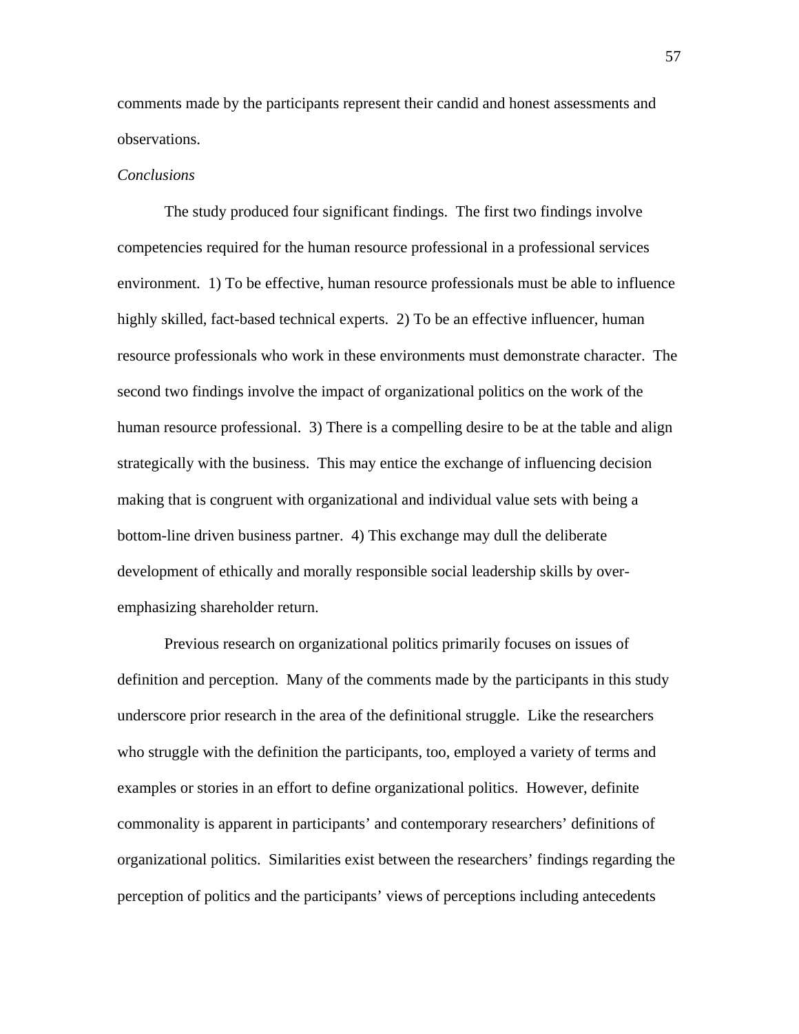comments made by the participants represent their candid and honest assessments and observations.

*Conclusions*

The study produced four significant findings. The first two findings involve competencies required for the human resource professional in a professional services environment. 1) To be effective, human resource professionals must be able to influence highly skilled, fact-based technical experts. 2) To be an effective influencer, human resource professionals who work in these environments must demonstrate character. The second two findings involve the impact of organizational politics on the work of the human resource professional. 3) There is a compelling desire to be at the table and align strategically with the business. This may entice the exchange of influencing decision making that is congruent with organizational and individual value sets with being a bottom-line driven business partner. 4) This exchange may dull the deliberate development of ethically and morally responsible social leadership skills by over-emphasizing shareholder return.

Previous research on organizational politics primarily focuses on issues of definition and perception. Many of the comments made by the participants in this study underscore prior research in the area of the definitional struggle. Like the researchers who struggle with the definition the participants, too, employed a variety of terms and examples or stories in an effort to define organizational politics. However, definite commonality is apparent in participants' and contemporary researchers' definitions of organizational politics. Similarities exist between the researchers' findings regarding the perception of politics and the participants' views of perceptions including antecedents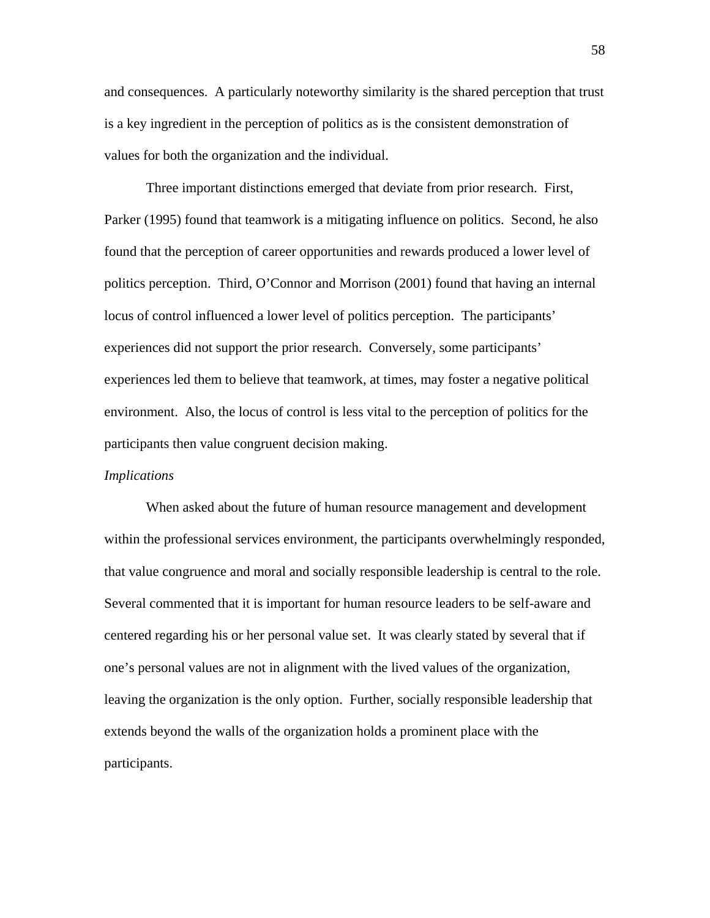and consequences. A particularly noteworthy similarity is the shared perception that trust is a key ingredient in the perception of politics as is the consistent demonstration of values for both the organization and the individual.

Three important distinctions emerged that deviate from prior research. First, Parker (1995) found that teamwork is a mitigating influence on politics. Second, he also found that the perception of career opportunities and rewards produced a lower level of politics perception. Third, O'Connor and Morrison (2001) found that having an internal locus of control influenced a lower level of politics perception. The participants' experiences did not support the prior research. Conversely, some participants' experiences led them to believe that teamwork, at times, may foster a negative political environment. Also, the locus of control is less vital to the perception of politics for the participants then value congruent decision making.

*Implications*

When asked about the future of human resource management and development within the professional services environment, the participants overwhelmingly responded, that value congruence and moral and socially responsible leadership is central to the role. Several commented that it is important for human resource leaders to be self-aware and centered regarding his or her personal value set. It was clearly stated by several that if one's personal values are not in alignment with the lived values of the organization, leaving the organization is the only option. Further, socially responsible leadership that extends beyond the walls of the organization holds a prominent place with the participants.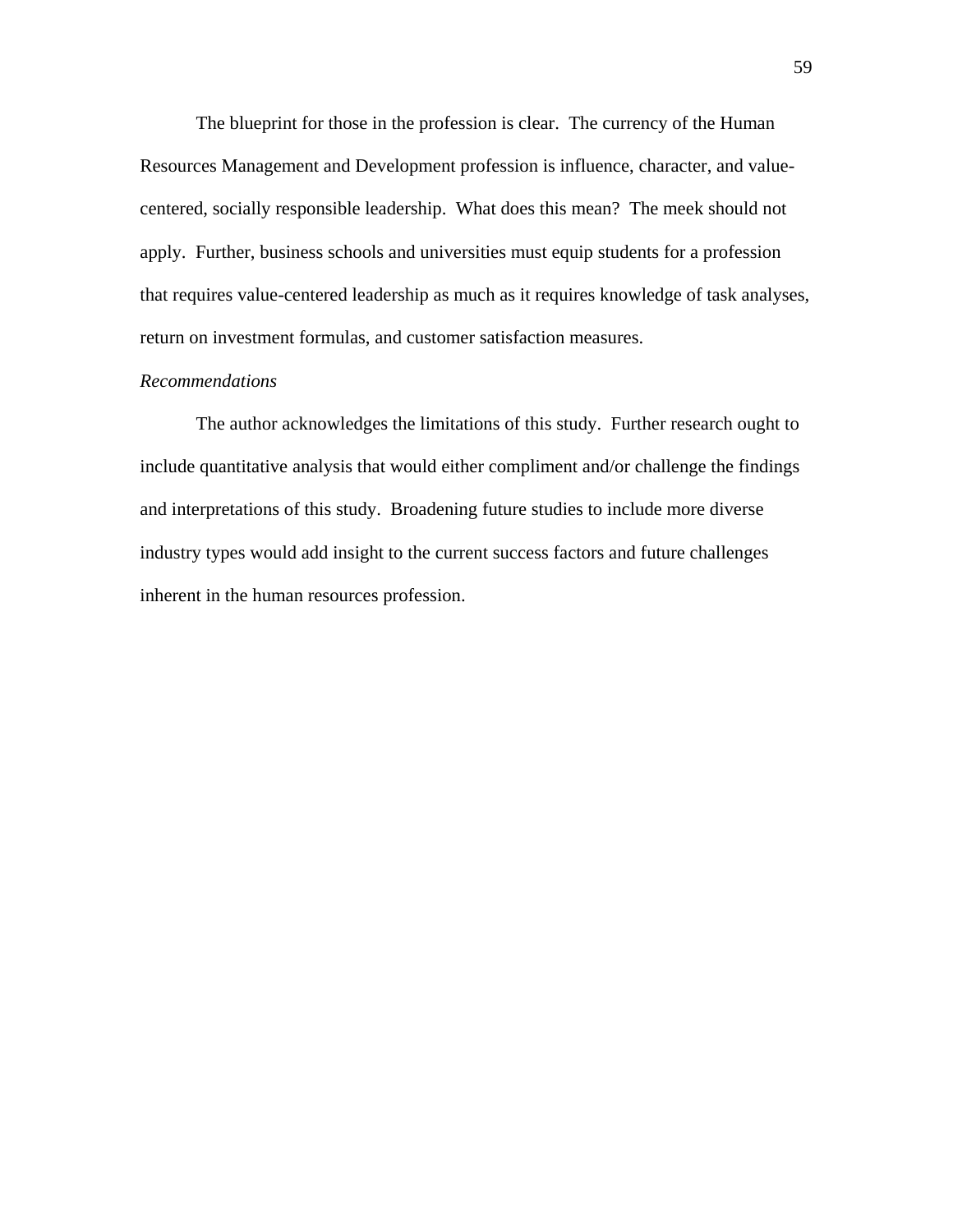The blueprint for those in the profession is clear.  The currency of the Human Resources Management and Development profession is influence, character, and value-centered, socially responsible leadership.  What does this mean?  The meek should not apply.  Further, business schools and universities must equip students for a profession that requires value-centered leadership as much as it requires knowledge of task analyses, return on investment formulas, and customer satisfaction measures.

*Recommendations*

The author acknowledges the limitations of this study.  Further research ought to include quantitative analysis that would either compliment and/or challenge the findings and interpretations of this study.  Broadening future studies to include more diverse industry types would add insight to the current success factors and future challenges inherent in the human resources profession.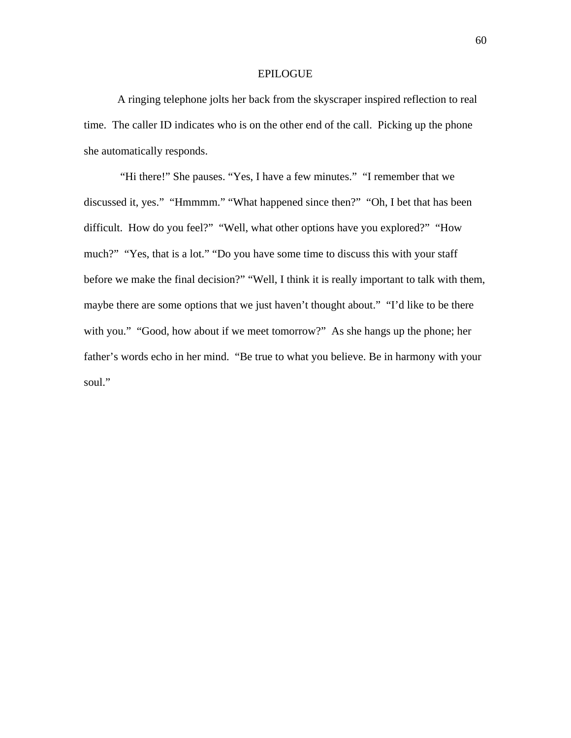# EPILOGUE

A ringing telephone jolts her back from the skyscraper inspired reflection to real time. The caller ID indicates who is on the other end of the call. Picking up the phone she automatically responds.

"Hi there!" She pauses. "Yes, I have a few minutes." "I remember that we discussed it, yes." "Hmmmm." "What happened since then?" "Oh, I bet that has been difficult. How do you feel?" "Well, what other options have you explored?" "How much?" "Yes, that is a lot." "Do you have some time to discuss this with your staff before we make the final decision?" "Well, I think it is really important to talk with them, maybe there are some options that we just haven't thought about." "I'd like to be there with you." "Good, how about if we meet tomorrow?" As she hangs up the phone; her father's words echo in her mind. "Be true to what you believe. Be in harmony with your soul."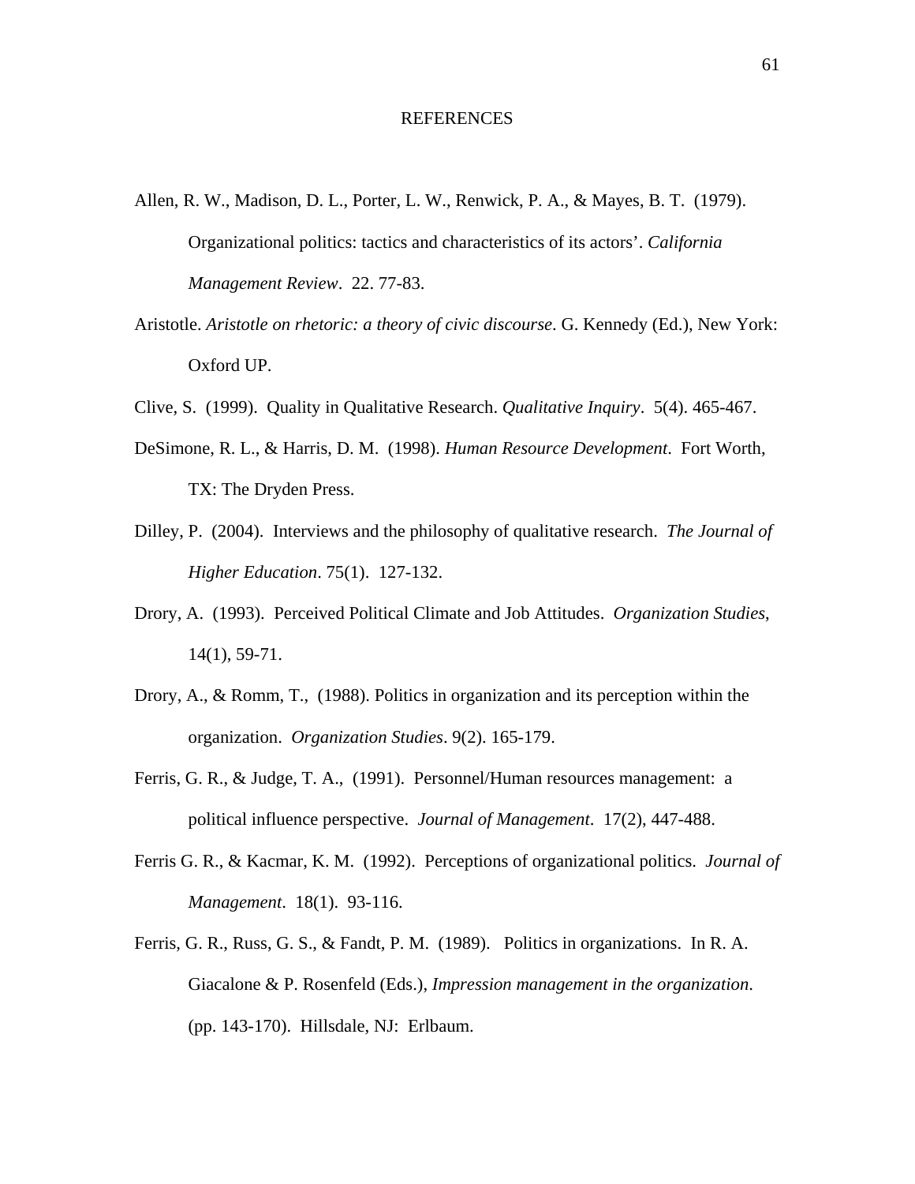# REFERENCES

Allen, R. W., Madison, D. L., Porter, L. W., Renwick, P. A., & Mayes, B. T. (1979). Organizational politics: tactics and characteristics of its actors'. *California Management Review*. 22. 77-83.

Aristotle. *Aristotle on rhetoric: a theory of civic discourse*. G. Kennedy (Ed.), New York: Oxford UP.

Clive, S. (1999). Quality in Qualitative Research. *Qualitative Inquiry*. 5(4). 465-467.

DeSimone, R. L., & Harris, D. M. (1998). *Human Resource Development*. Fort Worth, TX: The Dryden Press.

Dilley, P. (2004). Interviews and the philosophy of qualitative research. *The Journal of Higher Education*. 75(1). 127-132.

Drory, A. (1993). Perceived Political Climate and Job Attitudes. *Organization Studies*, 14(1), 59-71.

Drory, A., & Romm, T., (1988). Politics in organization and its perception within the organization. *Organization Studies*. 9(2). 165-179.

Ferris, G. R., & Judge, T. A., (1991). Personnel/Human resources management: a political influence perspective. *Journal of Management*. 17(2), 447-488.

Ferris G. R., & Kacmar, K. M. (1992). Perceptions of organizational politics. *Journal of Management*. 18(1). 93-116.

Ferris, G. R., Russ, G. S., & Fandt, P. M. (1989). Politics in organizations. In R. A. Giacalone & P. Rosenfeld (Eds.), *Impression management in the organization*. (pp. 143-170). Hillsdale, NJ: Erlbaum.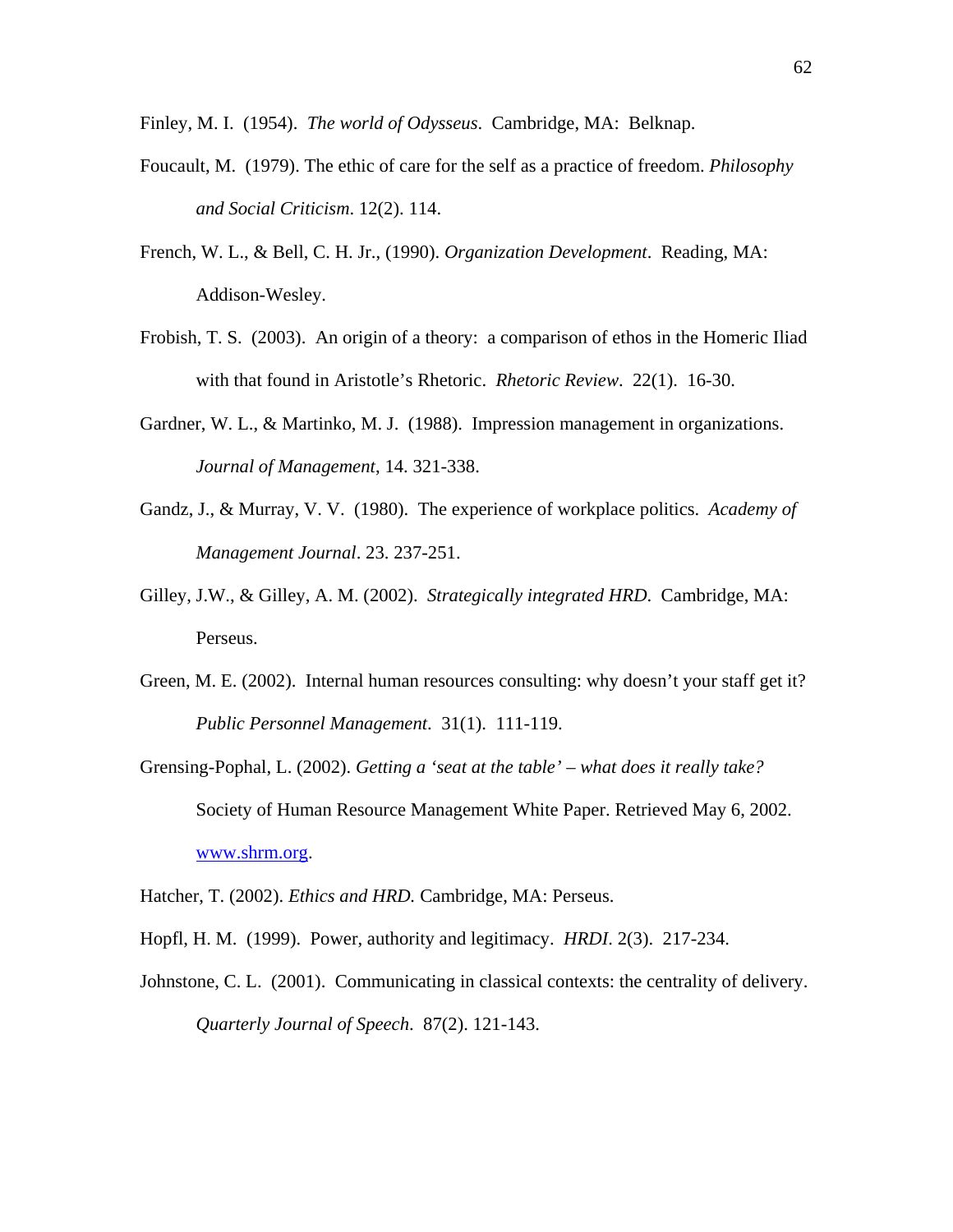Finley, M. I. (1954). *The world of Odysseus*. Cambridge, MA: Belknap.

Foucault, M. (1979). The ethic of care for the self as a practice of freedom. *Philosophy and Social Criticism*. 12(2). 114.

French, W. L., & Bell, C. H. Jr., (1990). *Organization Development*. Reading, MA: Addison-Wesley.

Frobish, T. S. (2003). An origin of a theory: a comparison of ethos in the Homeric Iliad with that found in Aristotle's Rhetoric. *Rhetoric Review*. 22(1). 16-30.

Gardner, W. L., & Martinko, M. J. (1988). Impression management in organizations. *Journal of Management*, 14. 321-338.

Gandz, J., & Murray, V. V. (1980). The experience of workplace politics. *Academy of Management Journal*. 23. 237-251.

Gilley, J.W., & Gilley, A. M. (2002). *Strategically integrated HRD.* Cambridge, MA: Perseus.

Green, M. E. (2002). Internal human resources consulting: why doesn't your staff get it? *Public Personnel Management*. 31(1). 111-119.

Grensing-Pophal, L. (2002). *Getting a 'seat at the table' – what does it really take?* Society of Human Resource Management White Paper. Retrieved May 6, 2002. www.shrm.org.

Hatcher, T. (2002). *Ethics and HRD.* Cambridge, MA: Perseus.

Hopfl, H. M. (1999). Power, authority and legitimacy. *HRDI*. 2(3). 217-234.

Johnstone, C. L. (2001). Communicating in classical contexts: the centrality of delivery. *Quarterly Journal of Speech*. 87(2). 121-143.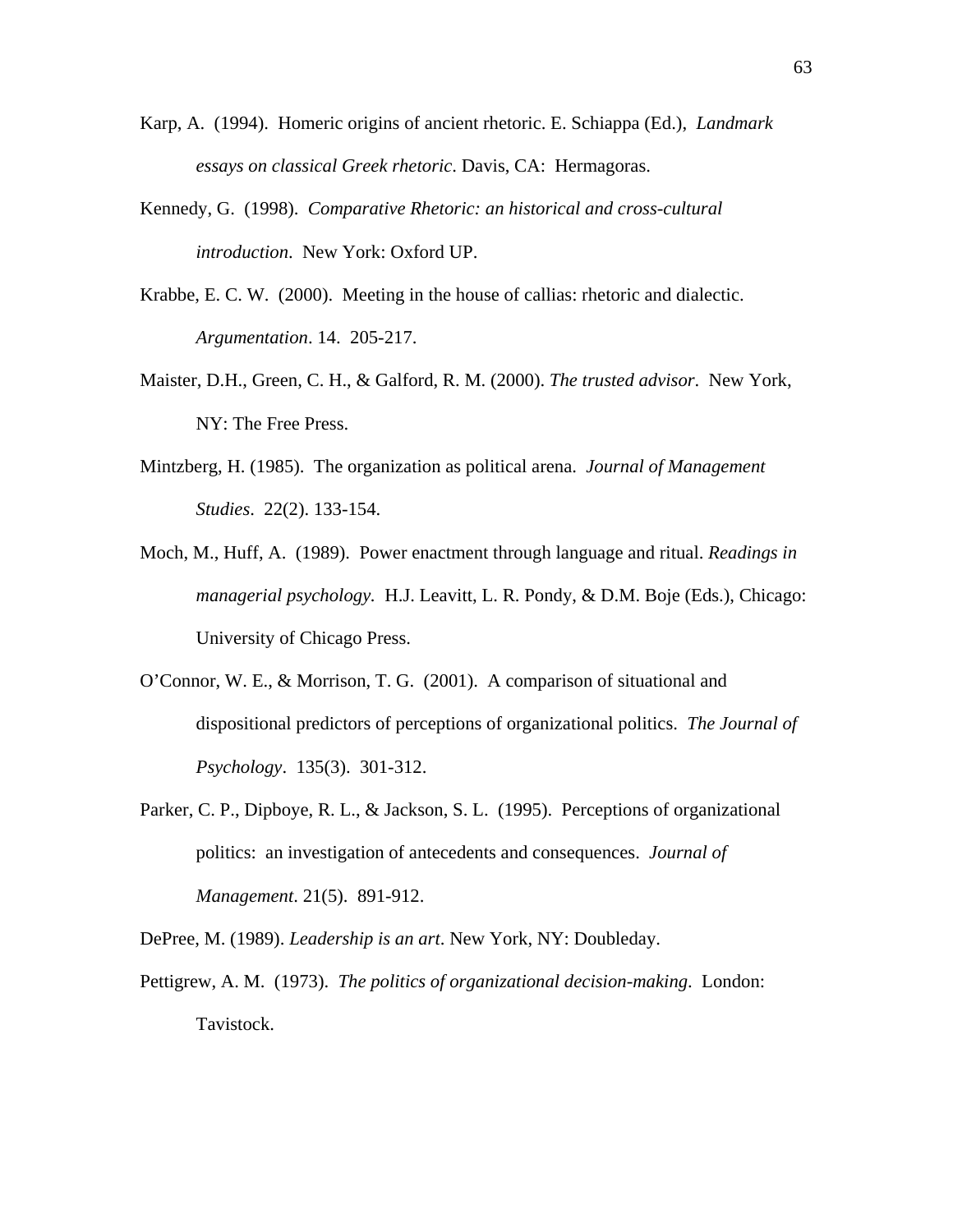Karp, A. (1994). Homeric origins of ancient rhetoric. E. Schiappa (Ed.), *Landmark essays on classical Greek rhetoric*. Davis, CA: Hermagoras.

Kennedy, G. (1998). *Comparative Rhetoric: an historical and cross-cultural introduction*. New York: Oxford UP.

Krabbe, E. C. W. (2000). Meeting in the house of callias: rhetoric and dialectic. *Argumentation*. 14. 205-217.

Maister, D.H., Green, C. H., & Galford, R. M. (2000). *The trusted advisor*. New York, NY: The Free Press.

Mintzberg, H. (1985). The organization as political arena. *Journal of Management Studies*. 22(2). 133-154.

Moch, M., Huff, A. (1989). Power enactment through language and ritual. *Readings in managerial psychology.* H.J. Leavitt, L. R. Pondy, & D.M. Boje (Eds.), Chicago: University of Chicago Press.

O'Connor, W. E., & Morrison, T. G. (2001). A comparison of situational and dispositional predictors of perceptions of organizational politics. *The Journal of Psychology*. 135(3). 301-312.

Parker, C. P., Dipboye, R. L., & Jackson, S. L. (1995). Perceptions of organizational politics: an investigation of antecedents and consequences. *Journal of Management*. 21(5). 891-912.

DePree, M. (1989). *Leadership is an art*. New York, NY: Doubleday.

Pettigrew, A. M. (1973). *The politics of organizational decision-making*. London: Tavistock.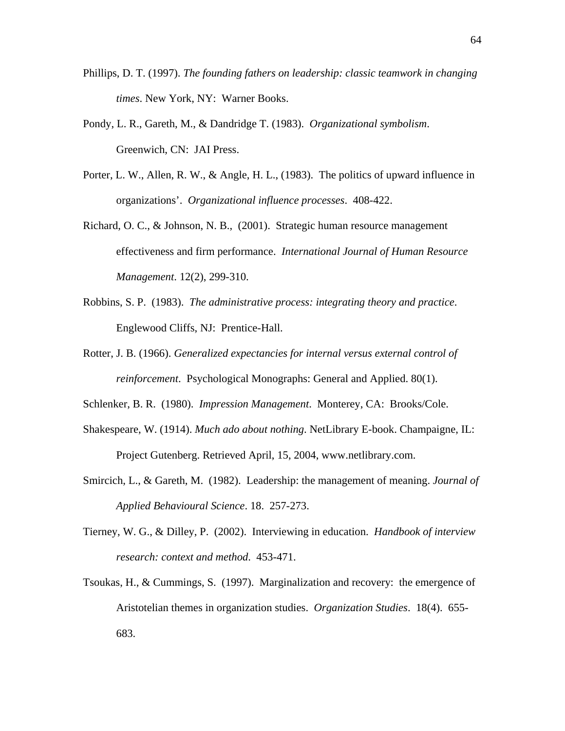Phillips, D. T. (1997). *The founding fathers on leadership: classic teamwork in changing times*. New York, NY: Warner Books.

Pondy, L. R., Gareth, M., & Dandridge T. (1983). *Organizational symbolism*. Greenwich, CN: JAI Press.

Porter, L. W., Allen, R. W., & Angle, H. L., (1983). The politics of upward influence in organizations'. *Organizational influence processes*. 408-422.

Richard, O. C., & Johnson, N. B., (2001). Strategic human resource management effectiveness and firm performance. *International Journal of Human Resource Management*. 12(2), 299-310.

Robbins, S. P. (1983). *The administrative process: integrating theory and practice*. Englewood Cliffs, NJ: Prentice-Hall.

Rotter, J. B. (1966). *Generalized expectancies for internal versus external control of reinforcement*. Psychological Monographs: General and Applied. 80(1).

Schlenker, B. R. (1980). *Impression Management*. Monterey, CA: Brooks/Cole.

Shakespeare, W. (1914). *Much ado about nothing*. NetLibrary E-book. Champaigne, IL: Project Gutenberg. Retrieved April, 15, 2004, www.netlibrary.com.

Smircich, L., & Gareth, M. (1982). Leadership: the management of meaning. *Journal of Applied Behavioural Science*. 18. 257-273.

Tierney, W. G., & Dilley, P. (2002). Interviewing in education. *Handbook of interview research: context and method*. 453-471.

Tsoukas, H., & Cummings, S. (1997). Marginalization and recovery: the emergence of Aristotelian themes in organization studies. *Organization Studies*. 18(4). 655-683.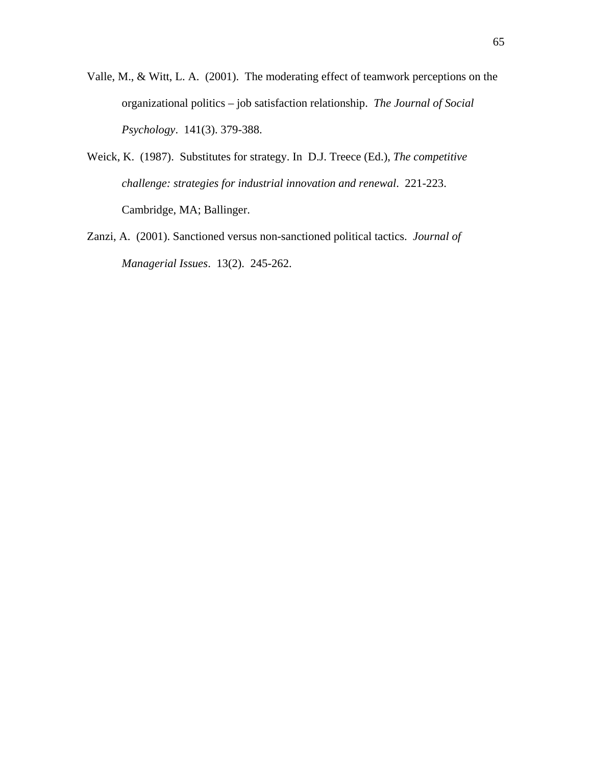Valle, M., & Witt, L. A. (2001). The moderating effect of teamwork perceptions on the organizational politics – job satisfaction relationship. *The Journal of Social Psychology*. 141(3). 379-388.

Weick, K. (1987). Substitutes for strategy. In D.J. Treece (Ed.), *The competitive challenge: strategies for industrial innovation and renewal*. 221-223. Cambridge, MA; Ballinger.

Zanzi, A. (2001). Sanctioned versus non-sanctioned political tactics. *Journal of Managerial Issues*. 13(2). 245-262.